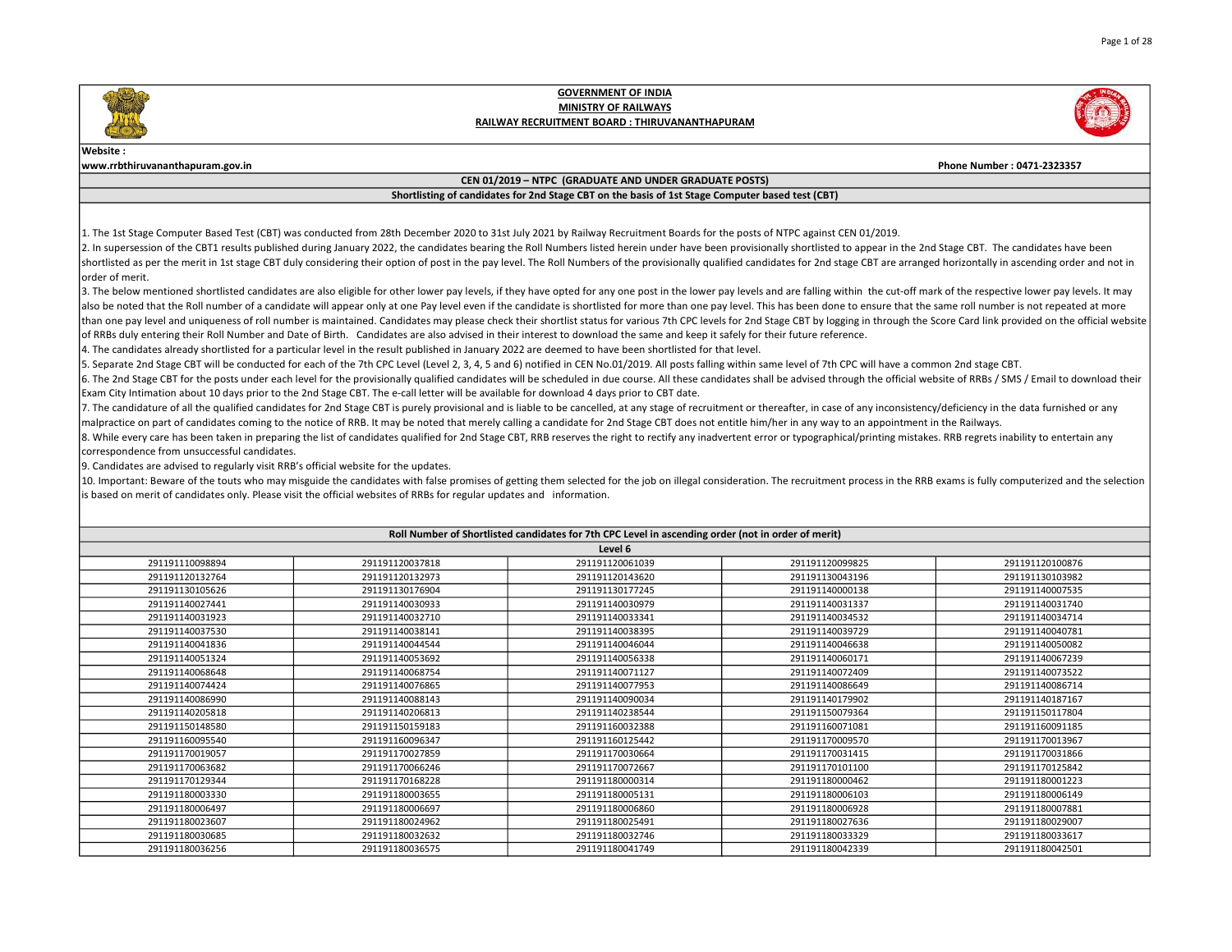# GOVERNMENT OF INDIA
## MINISTRY OF RAILWAYS
## RAILWAY RECRUITMENT BOARD : THIRUVANANTHAPURAM

**Website :**
**www.rrbthiruvananthapuram.gov.in**

**Phone Number : 0471-2323357**

**CEN 01/2019 – NTPC (GRADUATE AND UNDER GRADUATE POSTS)**

**Shortlisting of candidates for 2nd Stage CBT on the basis of 1st Stage Computer based test (CBT)**

1. The 1st Stage Computer Based Test (CBT) was conducted from 28th December 2020 to 31st July 2021 by Railway Recruitment Boards for the posts of NTPC against CEN 01/2019.
2. In supersession of the CBT1 results published during January 2022, the candidates bearing the Roll Numbers listed herein under have been provisionally shortlisted to appear in the 2nd Stage CBT. The candidates have been shortlisted as per the merit in 1st stage CBT duly considering their option of post in the pay level. The Roll Numbers of the provisionally qualified candidates for 2nd stage CBT are arranged horizontally in ascending order and not in order of merit.
3. The below mentioned shortlisted candidates are also eligible for other lower pay levels, if they have opted for any one post in the lower pay levels and are falling within the cut-off mark of the respective lower pay levels. It may also be noted that the Roll number of a candidate will appear only at one Pay level even if the candidate is shortlisted for more than one pay level. This has been done to ensure that the same roll number is not repeated at more than one pay level and uniqueness of roll number is maintained. Candidates may please check their shortlist status for various 7th CPC levels for 2nd Stage CBT by logging in through the Score Card link provided on the official website of RRBs duly entering their Roll Number and Date of Birth. Candidates are also advised in their interest to download the same and keep it safely for their future reference.
4. The candidates already shortlisted for a particular level in the result published in January 2022 are deemed to have been shortlisted for that level.
5. Separate 2nd Stage CBT will be conducted for each of the 7th CPC Level (Level 2, 3, 4, 5 and 6) notified in CEN No.01/2019. All posts falling within same level of 7th CPC will have a common 2nd stage CBT.
6. The 2nd Stage CBT for the posts under each level for the provisionally qualified candidates will be scheduled in due course. All these candidates shall be advised through the official website of RRBs / SMS / Email to download their Exam City Intimation about 10 days prior to the 2nd Stage CBT. The e-call letter will be available for download 4 days prior to CBT date.
7. The candidature of all the qualified candidates for 2nd Stage CBT is purely provisional and is liable to be cancelled, at any stage of recruitment or thereafter, in case of any inconsistency/deficiency in the data furnished or any malpractice on part of candidates coming to the notice of RRB. It may be noted that merely calling a candidate for 2nd Stage CBT does not entitle him/her in any way to an appointment in the Railways.
8. While every care has been taken in preparing the list of candidates qualified for 2nd Stage CBT, RRB reserves the right to rectify any inadvertent error or typographical/printing mistakes. RRB regrets inability to entertain any correspondence from unsuccessful candidates.
9. Candidates are advised to regularly visit RRB's official website for the updates.
10. Important: Beware of the touts who may misguide the candidates with false promises of getting them selected for the job on illegal consideration. The recruitment process in the RRB exams is fully computerized and the selection is based on merit of candidates only. Please visit the official websites of RRBs for regular updates and information.

**Roll Number of Shortlisted candidates for 7th CPC Level in ascending order (not in order of merit)**

**Level 6**

| | | | | |
|---|---|---|---|---|
| 291191110098894 | 291191120037818 | 291191120061039 | 291191120099825 | 291191120100876 |
| 291191120132764 | 291191120132973 | 291191120143620 | 291191130043196 | 291191130103982 |
| 291191130105626 | 291191130176904 | 291191130177245 | 291191140000138 | 291191140007535 |
| 291191140027441 | 291191140030933 | 291191140030979 | 291191140031337 | 291191140031740 |
| 291191140031923 | 291191140032710 | 291191140033341 | 291191140034532 | 291191140034714 |
| 291191140037530 | 291191140038141 | 291191140038395 | 291191140039729 | 291191140040781 |
| 291191140041836 | 291191140044544 | 291191140046044 | 291191140046638 | 291191140050082 |
| 291191140051324 | 291191140053692 | 291191140056338 | 291191140060171 | 291191140067239 |
| 291191140068648 | 291191140068754 | 291191140071127 | 291191140072409 | 291191140073522 |
| 291191140074424 | 291191140076865 | 291191140077953 | 291191140086649 | 291191140086714 |
| 291191140086990 | 291191140088143 | 291191140090034 | 291191140179902 | 291191140187167 |
| 291191140205818 | 291191140206813 | 291191140238544 | 291191150079364 | 291191150117804 |
| 291191150148580 | 291191150159183 | 291191160032388 | 291191160071081 | 291191160091185 |
| 291191160095540 | 291191160096347 | 291191160125442 | 291191170009570 | 291191170013967 |
| 291191170019057 | 291191170027859 | 291191170030664 | 291191170031415 | 291191170031866 |
| 291191170063682 | 291191170066246 | 291191170072667 | 291191170101100 | 291191170125842 |
| 291191170129344 | 291191170168228 | 291191180000314 | 291191180000462 | 291191180001223 |
| 291191180003330 | 291191180003655 | 291191180005131 | 291191180006103 | 291191180006149 |
| 291191180006497 | 291191180006697 | 291191180006860 | 291191180006928 | 291191180007881 |
| 291191180023607 | 291191180024962 | 291191180025491 | 291191180027636 | 291191180029007 |
| 291191180030685 | 291191180032632 | 291191180032746 | 291191180033329 | 291191180033617 |
| 291191180036256 | 291191180036575 | 291191180041749 | 291191180042339 | 291191180042501 |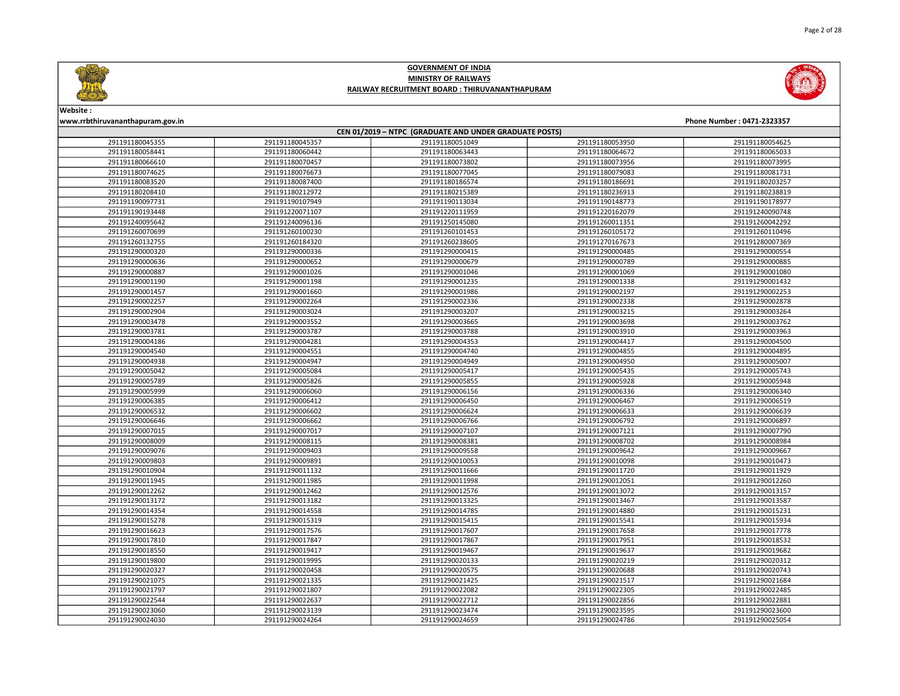# GOVERNMENT OF INDIA
## MINISTRY OF RAILWAYS
### RAILWAY RECRUITMENT BOARD : THIRUVANANTHAPURAM

**Website :**
**www.rrbthiruvananthapuram.gov.in**

**Phone Number : 0471-2323357**

**CEN 01/2019 – NTPC (GRADUATE AND UNDER GRADUATE POSTS)**

| | | | | |
|---|---|---|---|---|
| 291191180045355 | 291191180045357 | 291191180051049 | 291191180053950 | 291191180054625 |
| 291191180058441 | 291191180060442 | 291191180063443 | 291191180064672 | 291191180065033 |
| 291191180066610 | 291191180070457 | 291191180073802 | 291191180073956 | 291191180073995 |
| 291191180074625 | 291191180076673 | 291191180077045 | 291191180079083 | 291191180081731 |
| 291191180083520 | 291191180087400 | 291191180186574 | 291191180186691 | 291191180203257 |
| 291191180208410 | 291191180212972 | 291191180215389 | 291191180236913 | 291191180238819 |
| 291191190097731 | 291191190107949 | 291191190113034 | 291191190148773 | 291191190178977 |
| 291191190193448 | 291191220071107 | 291191220111959 | 291191220162079 | 291191240090748 |
| 291191240095642 | 291191240096136 | 291191250145080 | 291191260011351 | 291191260042292 |
| 291191260070699 | 291191260100230 | 291191260101453 | 291191260105172 | 291191260110496 |
| 291191260132755 | 291191260184320 | 291191260238605 | 291191270167673 | 291191280007369 |
| 291191290000320 | 291191290000336 | 291191290000415 | 291191290000485 | 291191290000554 |
| 291191290000636 | 291191290000652 | 291191290000679 | 291191290000789 | 291191290000885 |
| 291191290000887 | 291191290001026 | 291191290001046 | 291191290001069 | 291191290001080 |
| 291191290001190 | 291191290001198 | 291191290001235 | 291191290001338 | 291191290001432 |
| 291191290001457 | 291191290001660 | 291191290001986 | 291191290002197 | 291191290002253 |
| 291191290002257 | 291191290002264 | 291191290002336 | 291191290002338 | 291191290002878 |
| 291191290002904 | 291191290003024 | 291191290003207 | 291191290003215 | 291191290003264 |
| 291191290003478 | 291191290003552 | 291191290003665 | 291191290003698 | 291191290003762 |
| 291191290003781 | 291191290003787 | 291191290003788 | 291191290003910 | 291191290003963 |
| 291191290004186 | 291191290004281 | 291191290004353 | 291191290004417 | 291191290004500 |
| 291191290004540 | 291191290004551 | 291191290004740 | 291191290004855 | 291191290004895 |
| 291191290004938 | 291191290004947 | 291191290004949 | 291191290004950 | 291191290005007 |
| 291191290005042 | 291191290005084 | 291191290005417 | 291191290005435 | 291191290005743 |
| 291191290005789 | 291191290005826 | 291191290005855 | 291191290005928 | 291191290005948 |
| 291191290005999 | 291191290006060 | 291191290006156 | 291191290006336 | 291191290006340 |
| 291191290006385 | 291191290006412 | 291191290006450 | 291191290006467 | 291191290006519 |
| 291191290006532 | 291191290006602 | 291191290006624 | 291191290006633 | 291191290006639 |
| 291191290006646 | 291191290006662 | 291191290006766 | 291191290006792 | 291191290006897 |
| 291191290007015 | 291191290007017 | 291191290007107 | 291191290007121 | 291191290007790 |
| 291191290008009 | 291191290008115 | 291191290008381 | 291191290008702 | 291191290008984 |
| 291191290009076 | 291191290009403 | 291191290009558 | 291191290009642 | 291191290009667 |
| 291191290009803 | 291191290009891 | 291191290010053 | 291191290010098 | 291191290010473 |
| 291191290010904 | 291191290011132 | 291191290011666 | 291191290011720 | 291191290011929 |
| 291191290011945 | 291191290011985 | 291191290011998 | 291191290012051 | 291191290012260 |
| 291191290012262 | 291191290012462 | 291191290012576 | 291191290013072 | 291191290013157 |
| 291191290013172 | 291191290013182 | 291191290013325 | 291191290013467 | 291191290013587 |
| 291191290014354 | 291191290014558 | 291191290014785 | 291191290014880 | 291191290015231 |
| 291191290015278 | 291191290015319 | 291191290015415 | 291191290015541 | 291191290015934 |
| 291191290016623 | 291191290017576 | 291191290017607 | 291191290017658 | 291191290017778 |
| 291191290017810 | 291191290017847 | 291191290017867 | 291191290017951 | 291191290018532 |
| 291191290018550 | 291191290019417 | 291191290019467 | 291191290019637 | 291191290019682 |
| 291191290019800 | 291191290019995 | 291191290020133 | 291191290020219 | 291191290020312 |
| 291191290020327 | 291191290020458 | 291191290020575 | 291191290020688 | 291191290020743 |
| 291191290021075 | 291191290021335 | 291191290021425 | 291191290021517 | 291191290021684 |
| 291191290021797 | 291191290021807 | 291191290022082 | 291191290022305 | 291191290022485 |
| 291191290022544 | 291191290022637 | 291191290022712 | 291191290022856 | 291191290022881 |
| 291191290023060 | 291191290023139 | 291191290023474 | 291191290023595 | 291191290023600 |
| 291191290024030 | 291191290024264 | 291191290024659 | 291191290024786 | 291191290025054 |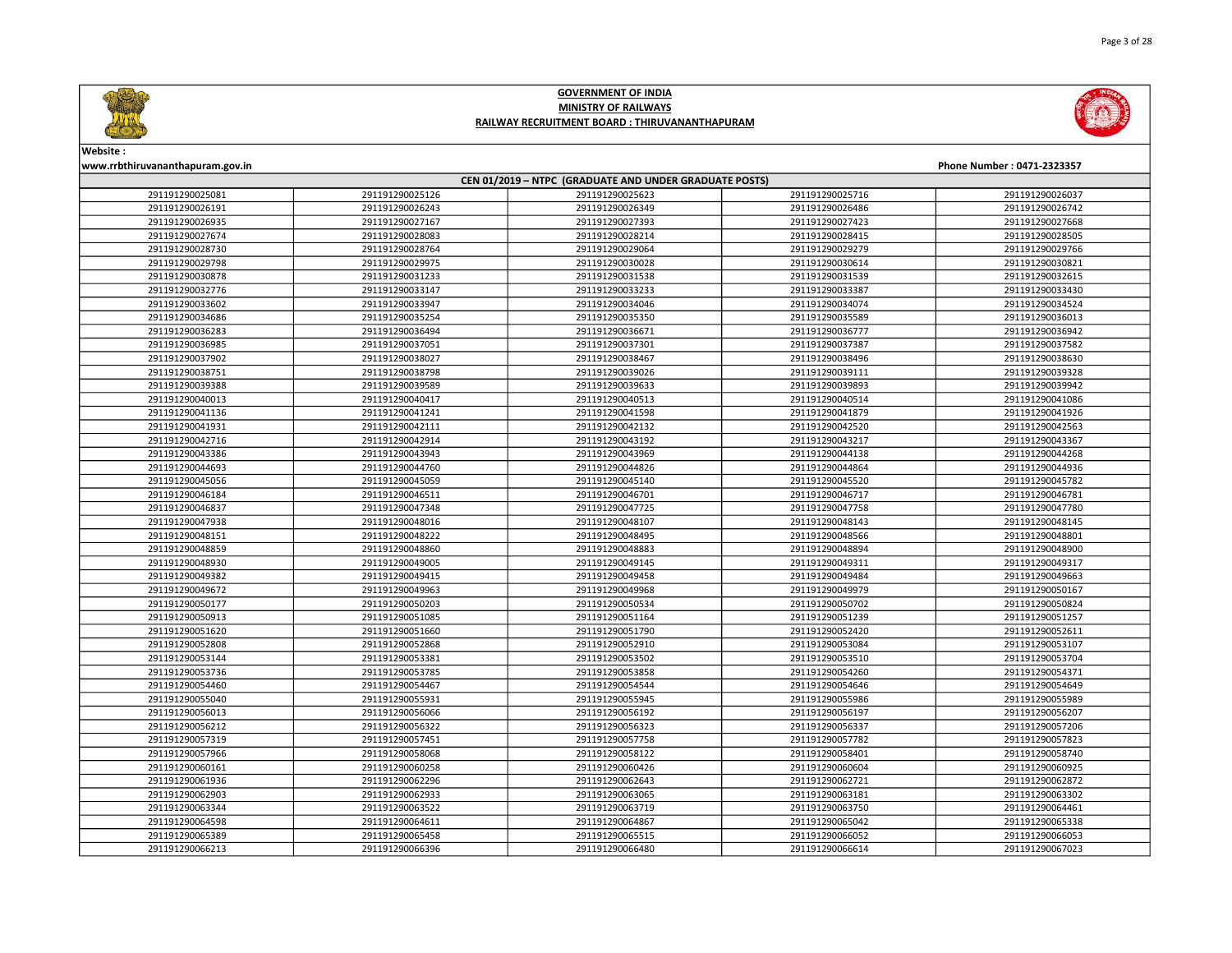# GOVERNMENT OF INDIA
## MINISTRY OF RAILWAYS
### RAILWAY RECRUITMENT BOARD : THIRUVANANTHAPURAM

**Website :**
**www.rrbthiruvananthapuram.gov.in**

**Phone Number : 0471-2323357**

| CEN 01/2019 – NTPC (GRADUATE AND UNDER GRADUATE POSTS) | | | | |
|---|---|---|---|---|
| 291191290025081 | 291191290025126 | 291191290025623 | 291191290025716 | 291191290026037 |
| 291191290026191 | 291191290026243 | 291191290026349 | 291191290026486 | 291191290026742 |
| 291191290026935 | 291191290027167 | 291191290027393 | 291191290027423 | 291191290027668 |
| 291191290027674 | 291191290028083 | 291191290028214 | 291191290028415 | 291191290028505 |
| 291191290028730 | 291191290028764 | 291191290029064 | 291191290029279 | 291191290029766 |
| 291191290029798 | 291191290029975 | 291191290030028 | 291191290030614 | 291191290030821 |
| 291191290030878 | 291191290031233 | 291191290031538 | 291191290031539 | 291191290032615 |
| 291191290032776 | 291191290033147 | 291191290033233 | 291191290033387 | 291191290033430 |
| 291191290033602 | 291191290033947 | 291191290034046 | 291191290034074 | 291191290034524 |
| 291191290034686 | 291191290035254 | 291191290035350 | 291191290035589 | 291191290036013 |
| 291191290036283 | 291191290036494 | 291191290036671 | 291191290036777 | 291191290036942 |
| 291191290036985 | 291191290037051 | 291191290037301 | 291191290037387 | 291191290037582 |
| 291191290037902 | 291191290038027 | 291191290038467 | 291191290038496 | 291191290038630 |
| 291191290038751 | 291191290038798 | 291191290039026 | 291191290039111 | 291191290039328 |
| 291191290039388 | 291191290039589 | 291191290039633 | 291191290039893 | 291191290039942 |
| 291191290040013 | 291191290040417 | 291191290040513 | 291191290040514 | 291191290041086 |
| 291191290041136 | 291191290041241 | 291191290041598 | 291191290041879 | 291191290041926 |
| 291191290041931 | 291191290042111 | 291191290042132 | 291191290042520 | 291191290042563 |
| 291191290042716 | 291191290042914 | 291191290043192 | 291191290043217 | 291191290043367 |
| 291191290043386 | 291191290043943 | 291191290043969 | 291191290044138 | 291191290044268 |
| 291191290044693 | 291191290044760 | 291191290044826 | 291191290044864 | 291191290044936 |
| 291191290045056 | 291191290045059 | 291191290045140 | 291191290045520 | 291191290045782 |
| 291191290046184 | 291191290046511 | 291191290046701 | 291191290046717 | 291191290046781 |
| 291191290046837 | 291191290047348 | 291191290047725 | 291191290047758 | 291191290047780 |
| 291191290047938 | 291191290048016 | 291191290048107 | 291191290048143 | 291191290048145 |
| 291191290048151 | 291191290048222 | 291191290048495 | 291191290048566 | 291191290048801 |
| 291191290048859 | 291191290048860 | 291191290048883 | 291191290048894 | 291191290048900 |
| 291191290048930 | 291191290049005 | 291191290049145 | 291191290049311 | 291191290049317 |
| 291191290049382 | 291191290049415 | 291191290049458 | 291191290049484 | 291191290049663 |
| 291191290049672 | 291191290049963 | 291191290049968 | 291191290049979 | 291191290050167 |
| 291191290050177 | 291191290050203 | 291191290050534 | 291191290050702 | 291191290050824 |
| 291191290050913 | 291191290051085 | 291191290051164 | 291191290051239 | 291191290051257 |
| 291191290051620 | 291191290051660 | 291191290051790 | 291191290052420 | 291191290052611 |
| 291191290052808 | 291191290052868 | 291191290052910 | 291191290053084 | 291191290053107 |
| 291191290053144 | 291191290053381 | 291191290053502 | 291191290053510 | 291191290053704 |
| 291191290053736 | 291191290053785 | 291191290053858 | 291191290054260 | 291191290054371 |
| 291191290054460 | 291191290054467 | 291191290054544 | 291191290054646 | 291191290054649 |
| 291191290055040 | 291191290055931 | 291191290055945 | 291191290055986 | 291191290055989 |
| 291191290056013 | 291191290056066 | 291191290056192 | 291191290056197 | 291191290056207 |
| 291191290056212 | 291191290056322 | 291191290056323 | 291191290056337 | 291191290057206 |
| 291191290057319 | 291191290057451 | 291191290057758 | 291191290057782 | 291191290057823 |
| 291191290057966 | 291191290058068 | 291191290058122 | 291191290058401 | 291191290058740 |
| 291191290060161 | 291191290060258 | 291191290060426 | 291191290060604 | 291191290060925 |
| 291191290061936 | 291191290062296 | 291191290062643 | 291191290062721 | 291191290062872 |
| 291191290062903 | 291191290062933 | 291191290063065 | 291191290063181 | 291191290063302 |
| 291191290063344 | 291191290063522 | 291191290063719 | 291191290063750 | 291191290064461 |
| 291191290064598 | 291191290064611 | 291191290064867 | 291191290065042 | 291191290065338 |
| 291191290065389 | 291191290065458 | 291191290065515 | 291191290066052 | 291191290066053 |
| 291191290066213 | 291191290066396 | 291191290066480 | 291191290066614 | 291191290067023 |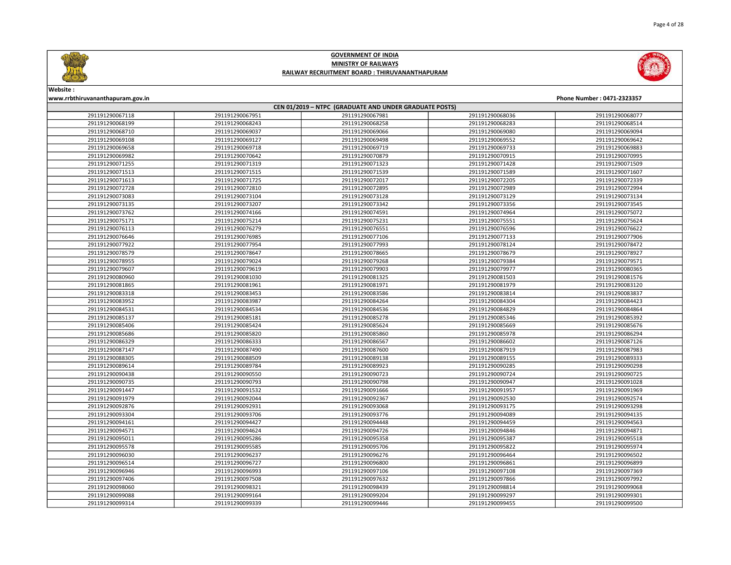# GOVERNMENT OF INDIA
## MINISTRY OF RAILWAYS
## RAILWAY RECRUITMENT BOARD : THIRUVANANTHAPURAM

Website :
www.rrbthiruvananthapuram.gov.in

Phone Number : 0471-2323357

### CEN 01/2019 – NTPC (GRADUATE AND UNDER GRADUATE POSTS)

| | | | | |
|---|---|---|---|---|
| 291191290067118 | 291191290067951 | 291191290067981 | 291191290068036 | 291191290068077 |
| 291191290068199 | 291191290068243 | 291191290068258 | 291191290068283 | 291191290068514 |
| 291191290068710 | 291191290069037 | 291191290069066 | 291191290069080 | 291191290069094 |
| 291191290069108 | 291191290069127 | 291191290069498 | 291191290069552 | 291191290069642 |
| 291191290069658 | 291191290069718 | 291191290069719 | 291191290069733 | 291191290069883 |
| 291191290069982 | 291191290070642 | 291191290070879 | 291191290070915 | 291191290070995 |
| 291191290071255 | 291191290071319 | 291191290071323 | 291191290071428 | 291191290071509 |
| 291191290071513 | 291191290071515 | 291191290071539 | 291191290071589 | 291191290071607 |
| 291191290071613 | 291191290071725 | 291191290072017 | 291191290072205 | 291191290072339 |
| 291191290072728 | 291191290072810 | 291191290072895 | 291191290072989 | 291191290072994 |
| 291191290073083 | 291191290073104 | 291191290073128 | 291191290073129 | 291191290073134 |
| 291191290073135 | 291191290073207 | 291191290073342 | 291191290073356 | 291191290073545 |
| 291191290073762 | 291191290074166 | 291191290074591 | 291191290074964 | 291191290075072 |
| 291191290075171 | 291191290075214 | 291191290075231 | 291191290075551 | 291191290075624 |
| 291191290076113 | 291191290076279 | 291191290076551 | 291191290076596 | 291191290076622 |
| 291191290076646 | 291191290076985 | 291191290077106 | 291191290077133 | 291191290077906 |
| 291191290077922 | 291191290077954 | 291191290077993 | 291191290078124 | 291191290078472 |
| 291191290078579 | 291191290078647 | 291191290078665 | 291191290078679 | 291191290078927 |
| 291191290078955 | 291191290079024 | 291191290079268 | 291191290079384 | 291191290079571 |
| 291191290079607 | 291191290079619 | 291191290079903 | 291191290079977 | 291191290080365 |
| 291191290080960 | 291191290081030 | 291191290081325 | 291191290081503 | 291191290081576 |
| 291191290081865 | 291191290081961 | 291191290081971 | 291191290081979 | 291191290083120 |
| 291191290083318 | 291191290083453 | 291191290083586 | 291191290083814 | 291191290083837 |
| 291191290083952 | 291191290083987 | 291191290084264 | 291191290084304 | 291191290084423 |
| 291191290084531 | 291191290084534 | 291191290084536 | 291191290084829 | 291191290084864 |
| 291191290085137 | 291191290085181 | 291191290085278 | 291191290085346 | 291191290085392 |
| 291191290085406 | 291191290085424 | 291191290085624 | 291191290085669 | 291191290085676 |
| 291191290085686 | 291191290085820 | 291191290085860 | 291191290085978 | 291191290086294 |
| 291191290086329 | 291191290086333 | 291191290086567 | 291191290086602 | 291191290087126 |
| 291191290087147 | 291191290087490 | 291191290087600 | 291191290087919 | 291191290087983 |
| 291191290088305 | 291191290088509 | 291191290089138 | 291191290089155 | 291191290089333 |
| 291191290089614 | 291191290089784 | 291191290089923 | 291191290090285 | 291191290090298 |
| 291191290090438 | 291191290090550 | 291191290090723 | 291191290090724 | 291191290090725 |
| 291191290090735 | 291191290090793 | 291191290090798 | 291191290090947 | 291191290091028 |
| 291191290091447 | 291191290091532 | 291191290091666 | 291191290091957 | 291191290091969 |
| 291191290091979 | 291191290092044 | 291191290092367 | 291191290092530 | 291191290092574 |
| 291191290092876 | 291191290092931 | 291191290093068 | 291191290093175 | 291191290093298 |
| 291191290093304 | 291191290093706 | 291191290093776 | 291191290094089 | 291191290094135 |
| 291191290094161 | 291191290094427 | 291191290094448 | 291191290094459 | 291191290094563 |
| 291191290094571 | 291191290094624 | 291191290094726 | 291191290094846 | 291191290094871 |
| 291191290095011 | 291191290095286 | 291191290095358 | 291191290095387 | 291191290095518 |
| 291191290095578 | 291191290095585 | 291191290095706 | 291191290095822 | 291191290095974 |
| 291191290096030 | 291191290096237 | 291191290096276 | 291191290096464 | 291191290096502 |
| 291191290096514 | 291191290096727 | 291191290096800 | 291191290096861 | 291191290096899 |
| 291191290096946 | 291191290096993 | 291191290097106 | 291191290097108 | 291191290097369 |
| 291191290097406 | 291191290097508 | 291191290097632 | 291191290097866 | 291191290097992 |
| 291191290098060 | 291191290098321 | 291191290098439 | 291191290098814 | 291191290099068 |
| 291191290099088 | 291191290099164 | 291191290099204 | 291191290099297 | 291191290099301 |
| 291191290099314 | 291191290099339 | 291191290099446 | 291191290099455 | 291191290099500 |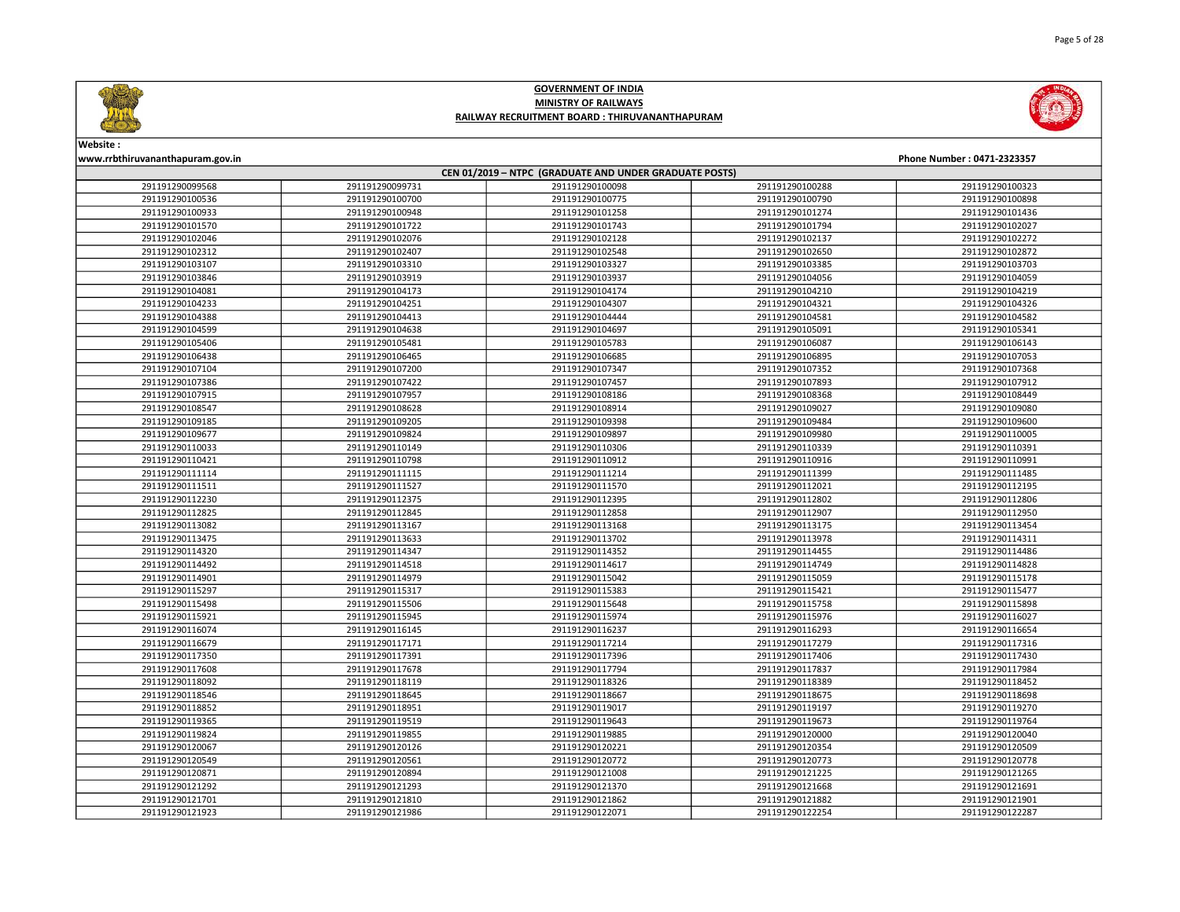# GOVERNMENT OF INDIA
## MINISTRY OF RAILWAYS
### RAILWAY RECRUITMENT BOARD : THIRUVANANTHAPURAM

**Website :**
**www.rrbthiruvananthapuram.gov.in**

**Phone Number : 0471-2323357**

**CEN 01/2019 – NTPC (GRADUATE AND UNDER GRADUATE POSTS)**

| | | | | |
|---|---|---|---|---|
| 291191290099568 | 291191290099731 | 291191290100098 | 291191290100288 | 291191290100323 |
| 291191290100536 | 291191290100700 | 291191290100775 | 291191290100790 | 291191290100898 |
| 291191290100933 | 291191290100948 | 291191290101258 | 291191290101274 | 291191290101436 |
| 291191290101570 | 291191290101722 | 291191290101743 | 291191290101794 | 291191290102027 |
| 291191290102046 | 291191290102076 | 291191290102128 | 291191290102137 | 291191290102272 |
| 291191290102312 | 291191290102407 | 291191290102548 | 291191290102650 | 291191290102872 |
| 291191290103107 | 291191290103310 | 291191290103327 | 291191290103385 | 291191290103703 |
| 291191290103846 | 291191290103919 | 291191290103937 | 291191290104056 | 291191290104059 |
| 291191290104081 | 291191290104173 | 291191290104174 | 291191290104210 | 291191290104219 |
| 291191290104233 | 291191290104251 | 291191290104307 | 291191290104321 | 291191290104326 |
| 291191290104388 | 291191290104413 | 291191290104444 | 291191290104581 | 291191290104582 |
| 291191290104599 | 291191290104638 | 291191290104697 | 291191290105091 | 291191290105341 |
| 291191290105406 | 291191290105481 | 291191290105783 | 291191290106087 | 291191290106143 |
| 291191290106438 | 291191290106465 | 291191290106685 | 291191290106895 | 291191290107053 |
| 291191290107104 | 291191290107200 | 291191290107347 | 291191290107352 | 291191290107368 |
| 291191290107386 | 291191290107422 | 291191290107457 | 291191290107893 | 291191290107912 |
| 291191290107915 | 291191290107957 | 291191290108186 | 291191290108368 | 291191290108449 |
| 291191290108547 | 291191290108628 | 291191290108914 | 291191290109027 | 291191290109080 |
| 291191290109185 | 291191290109205 | 291191290109398 | 291191290109484 | 291191290109600 |
| 291191290109677 | 291191290109824 | 291191290109897 | 291191290109980 | 291191290110005 |
| 291191290110033 | 291191290110149 | 291191290110306 | 291191290110339 | 291191290110391 |
| 291191290110421 | 291191290110798 | 291191290110912 | 291191290110916 | 291191290110991 |
| 291191290111114 | 291191290111115 | 291191290111214 | 291191290111399 | 291191290111485 |
| 291191290111511 | 291191290111527 | 291191290111570 | 291191290112021 | 291191290112195 |
| 291191290112230 | 291191290112375 | 291191290112395 | 291191290112802 | 291191290112806 |
| 291191290112825 | 291191290112845 | 291191290112858 | 291191290112907 | 291191290112950 |
| 291191290113082 | 291191290113167 | 291191290113168 | 291191290113175 | 291191290113454 |
| 291191290113475 | 291191290113633 | 291191290113702 | 291191290113978 | 291191290114311 |
| 291191290114320 | 291191290114347 | 291191290114352 | 291191290114455 | 291191290114486 |
| 291191290114492 | 291191290114518 | 291191290114617 | 291191290114749 | 291191290114828 |
| 291191290114901 | 291191290114979 | 291191290115042 | 291191290115059 | 291191290115178 |
| 291191290115297 | 291191290115317 | 291191290115383 | 291191290115421 | 291191290115477 |
| 291191290115498 | 291191290115506 | 291191290115648 | 291191290115758 | 291191290115898 |
| 291191290115921 | 291191290115945 | 291191290115974 | 291191290115976 | 291191290116027 |
| 291191290116074 | 291191290116145 | 291191290116237 | 291191290116293 | 291191290116654 |
| 291191290116679 | 291191290117171 | 291191290117214 | 291191290117279 | 291191290117316 |
| 291191290117350 | 291191290117391 | 291191290117396 | 291191290117406 | 291191290117430 |
| 291191290117608 | 291191290117678 | 291191290117794 | 291191290117837 | 291191290117984 |
| 291191290118092 | 291191290118119 | 291191290118326 | 291191290118389 | 291191290118452 |
| 291191290118546 | 291191290118645 | 291191290118667 | 291191290118675 | 291191290118698 |
| 291191290118852 | 291191290118951 | 291191290119017 | 291191290119197 | 291191290119270 |
| 291191290119365 | 291191290119519 | 291191290119643 | 291191290119673 | 291191290119764 |
| 291191290119824 | 291191290119855 | 291191290119885 | 291191290120000 | 291191290120040 |
| 291191290120067 | 291191290120126 | 291191290120221 | 291191290120354 | 291191290120509 |
| 291191290120549 | 291191290120561 | 291191290120772 | 291191290120773 | 291191290120778 |
| 291191290120871 | 291191290120894 | 291191290121008 | 291191290121225 | 291191290121265 |
| 291191290121292 | 291191290121293 | 291191290121370 | 291191290121668 | 291191290121691 |
| 291191290121701 | 291191290121810 | 291191290121862 | 291191290121882 | 291191290121901 |
| 291191290121923 | 291191290121986 | 291191290122071 | 291191290122254 | 291191290122287 |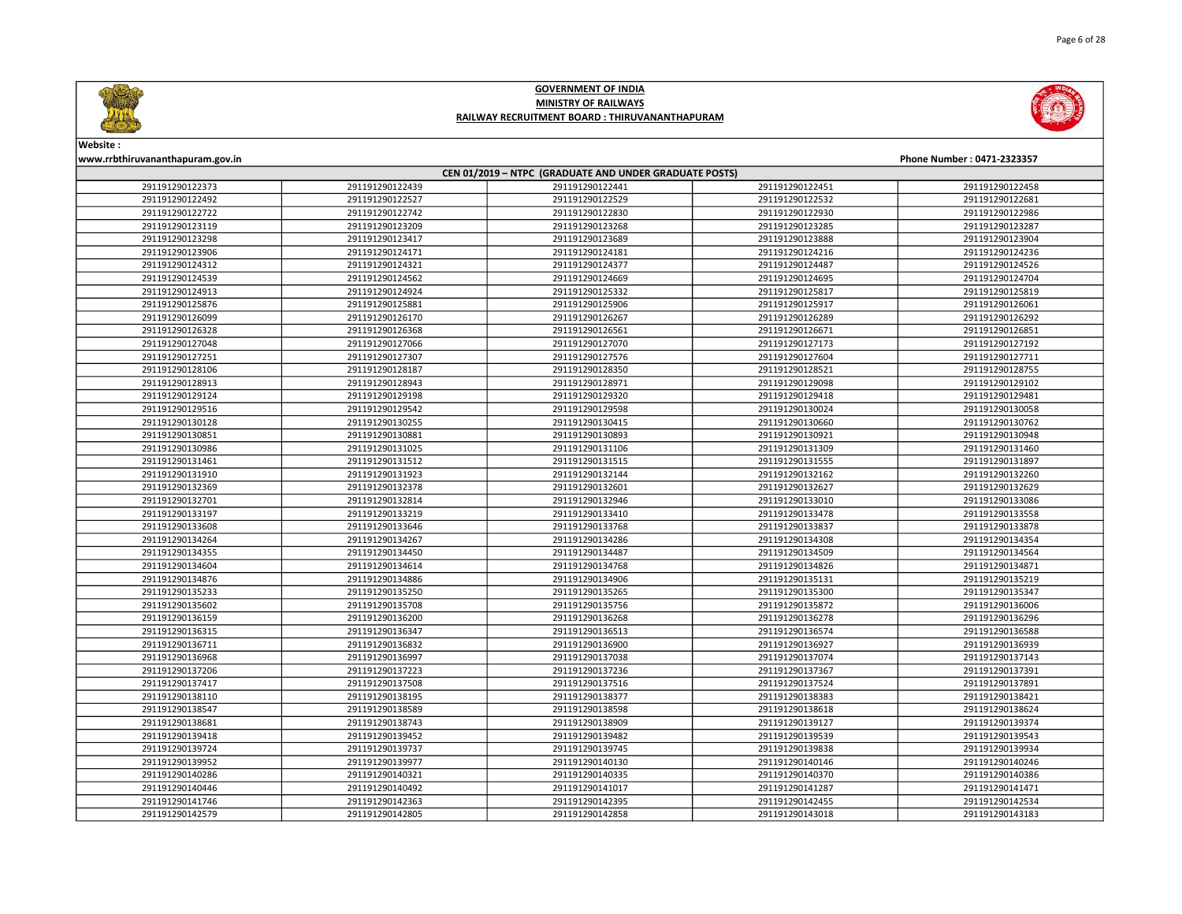# GOVERNMENT OF INDIA
## MINISTRY OF RAILWAYS
### RAILWAY RECRUITMENT BOARD : THIRUVANANTHAPURAM

**Website :**
**www.rrbthiruvananthapuram.gov.in**

**Phone Number : 0471-2323357**

| CEN 01/2019 – NTPC (GRADUATE AND UNDER GRADUATE POSTS) | | | | |
|---|---|---|---|---|
| 291191290122373 | 291191290122439 | 291191290122441 | 291191290122451 | 291191290122458 |
| 291191290122492 | 291191290122527 | 291191290122529 | 291191290122532 | 291191290122681 |
| 291191290122722 | 291191290122742 | 291191290122830 | 291191290122930 | 291191290122986 |
| 291191290123119 | 291191290123209 | 291191290123268 | 291191290123285 | 291191290123287 |
| 291191290123298 | 291191290123417 | 291191290123689 | 291191290123888 | 291191290123904 |
| 291191290123906 | 291191290124171 | 291191290124181 | 291191290124216 | 291191290124236 |
| 291191290124312 | 291191290124321 | 291191290124377 | 291191290124487 | 291191290124526 |
| 291191290124539 | 291191290124562 | 291191290124669 | 291191290124695 | 291191290124704 |
| 291191290124913 | 291191290124924 | 291191290125332 | 291191290125817 | 291191290125819 |
| 291191290125876 | 291191290125881 | 291191290125906 | 291191290125917 | 291191290126061 |
| 291191290126099 | 291191290126170 | 291191290126267 | 291191290126289 | 291191290126292 |
| 291191290126328 | 291191290126368 | 291191290126561 | 291191290126671 | 291191290126851 |
| 291191290127048 | 291191290127066 | 291191290127070 | 291191290127173 | 291191290127192 |
| 291191290127251 | 291191290127307 | 291191290127576 | 291191290127604 | 291191290127711 |
| 291191290128106 | 291191290128187 | 291191290128350 | 291191290128521 | 291191290128755 |
| 291191290128913 | 291191290128943 | 291191290128971 | 291191290129098 | 291191290129102 |
| 291191290129124 | 291191290129198 | 291191290129320 | 291191290129418 | 291191290129481 |
| 291191290129516 | 291191290129542 | 291191290129598 | 291191290130024 | 291191290130058 |
| 291191290130128 | 291191290130255 | 291191290130415 | 291191290130660 | 291191290130762 |
| 291191290130851 | 291191290130881 | 291191290130893 | 291191290130921 | 291191290130948 |
| 291191290130986 | 291191290131025 | 291191290131106 | 291191290131309 | 291191290131460 |
| 291191290131461 | 291191290131512 | 291191290131515 | 291191290131555 | 291191290131897 |
| 291191290131910 | 291191290131923 | 291191290132144 | 291191290132162 | 291191290132260 |
| 291191290132369 | 291191290132378 | 291191290132601 | 291191290132627 | 291191290132629 |
| 291191290132701 | 291191290132814 | 291191290132946 | 291191290133010 | 291191290133086 |
| 291191290133197 | 291191290133219 | 291191290133410 | 291191290133478 | 291191290133558 |
| 291191290133608 | 291191290133646 | 291191290133768 | 291191290133837 | 291191290133878 |
| 291191290134264 | 291191290134267 | 291191290134286 | 291191290134308 | 291191290134354 |
| 291191290134355 | 291191290134450 | 291191290134487 | 291191290134509 | 291191290134564 |
| 291191290134604 | 291191290134614 | 291191290134768 | 291191290134826 | 291191290134871 |
| 291191290134876 | 291191290134886 | 291191290134906 | 291191290135131 | 291191290135219 |
| 291191290135233 | 291191290135250 | 291191290135265 | 291191290135300 | 291191290135347 |
| 291191290135602 | 291191290135708 | 291191290135756 | 291191290135872 | 291191290136006 |
| 291191290136159 | 291191290136200 | 291191290136268 | 291191290136278 | 291191290136296 |
| 291191290136315 | 291191290136347 | 291191290136513 | 291191290136574 | 291191290136588 |
| 291191290136711 | 291191290136832 | 291191290136900 | 291191290136927 | 291191290136939 |
| 291191290136968 | 291191290136997 | 291191290137038 | 291191290137074 | 291191290137143 |
| 291191290137206 | 291191290137223 | 291191290137236 | 291191290137367 | 291191290137391 |
| 291191290137417 | 291191290137508 | 291191290137516 | 291191290137524 | 291191290137891 |
| 291191290138110 | 291191290138195 | 291191290138377 | 291191290138383 | 291191290138421 |
| 291191290138547 | 291191290138589 | 291191290138598 | 291191290138618 | 291191290138624 |
| 291191290138681 | 291191290138743 | 291191290138909 | 291191290139127 | 291191290139374 |
| 291191290139418 | 291191290139452 | 291191290139482 | 291191290139539 | 291191290139543 |
| 291191290139724 | 291191290139737 | 291191290139745 | 291191290139838 | 291191290139934 |
| 291191290139952 | 291191290139977 | 291191290140130 | 291191290140146 | 291191290140246 |
| 291191290140286 | 291191290140321 | 291191290140335 | 291191290140370 | 291191290140386 |
| 291191290140446 | 291191290140492 | 291191290141017 | 291191290141287 | 291191290141471 |
| 291191290141746 | 291191290142363 | 291191290142395 | 291191290142455 | 291191290142534 |
| 291191290142579 | 291191290142805 | 291191290142858 | 291191290143018 | 291191290143183 |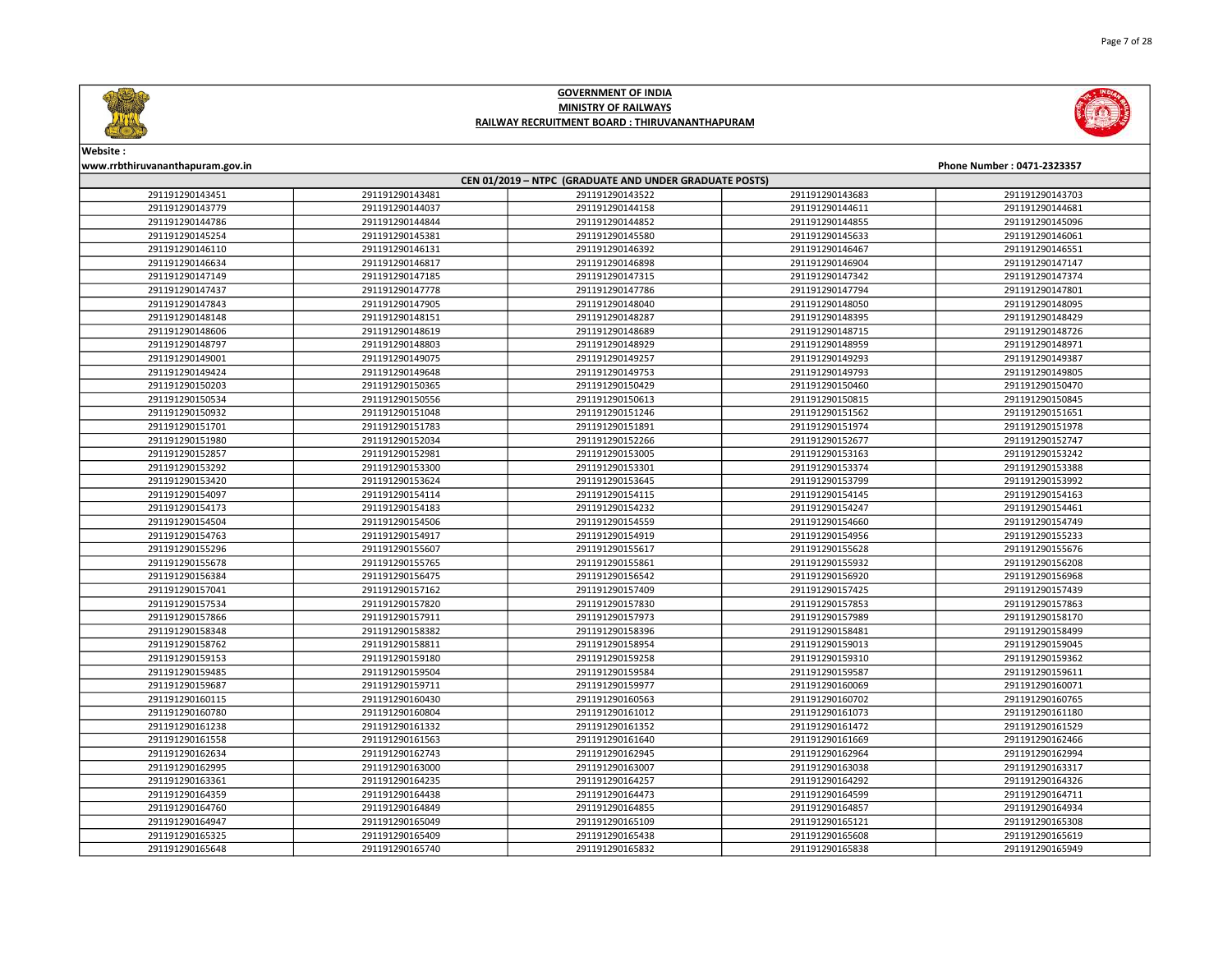# GOVERNMENT OF INDIA

## MINISTRY OF RAILWAYS

## RAILWAY RECRUITMENT BOARD : THIRUVANANTHAPURAM

**Website :**
**www.rrbthiruvananthapuram.gov.in**

**Phone Number : 0471-2323357**

| CEN 01/2019 – NTPC (GRADUATE AND UNDER GRADUATE POSTS) | | | | |
|---|---|---|---|---|
| 291191290143451 | 291191290143481 | 291191290143522 | 291191290143683 | 291191290143703 |
| 291191290143779 | 291191290144037 | 291191290144158 | 291191290144611 | 291191290144681 |
| 291191290144786 | 291191290144844 | 291191290144852 | 291191290144855 | 291191290145096 |
| 291191290145254 | 291191290145381 | 291191290145580 | 291191290145633 | 291191290146061 |
| 291191290146110 | 291191290146131 | 291191290146392 | 291191290146467 | 291191290146551 |
| 291191290146634 | 291191290146817 | 291191290146898 | 291191290146904 | 291191290147147 |
| 291191290147149 | 291191290147185 | 291191290147315 | 291191290147342 | 291191290147374 |
| 291191290147437 | 291191290147778 | 291191290147786 | 291191290147794 | 291191290147801 |
| 291191290147843 | 291191290147905 | 291191290148040 | 291191290148050 | 291191290148095 |
| 291191290148148 | 291191290148151 | 291191290148287 | 291191290148395 | 291191290148429 |
| 291191290148606 | 291191290148619 | 291191290148689 | 291191290148715 | 291191290148726 |
| 291191290148797 | 291191290148803 | 291191290148929 | 291191290148959 | 291191290148971 |
| 291191290149001 | 291191290149075 | 291191290149257 | 291191290149293 | 291191290149387 |
| 291191290149424 | 291191290149648 | 291191290149753 | 291191290149793 | 291191290149805 |
| 291191290150203 | 291191290150365 | 291191290150429 | 291191290150460 | 291191290150470 |
| 291191290150534 | 291191290150556 | 291191290150613 | 291191290150815 | 291191290150845 |
| 291191290150932 | 291191290151048 | 291191290151246 | 291191290151562 | 291191290151651 |
| 291191290151701 | 291191290151783 | 291191290151891 | 291191290151974 | 291191290151978 |
| 291191290151980 | 291191290152034 | 291191290152266 | 291191290152677 | 291191290152747 |
| 291191290152857 | 291191290152981 | 291191290153005 | 291191290153163 | 291191290153242 |
| 291191290153292 | 291191290153300 | 291191290153301 | 291191290153374 | 291191290153388 |
| 291191290153420 | 291191290153624 | 291191290153645 | 291191290153799 | 291191290153992 |
| 291191290154097 | 291191290154114 | 291191290154115 | 291191290154145 | 291191290154163 |
| 291191290154173 | 291191290154183 | 291191290154232 | 291191290154247 | 291191290154461 |
| 291191290154504 | 291191290154506 | 291191290154559 | 291191290154660 | 291191290154749 |
| 291191290154763 | 291191290154917 | 291191290154919 | 291191290154956 | 291191290155233 |
| 291191290155296 | 291191290155607 | 291191290155617 | 291191290155628 | 291191290155676 |
| 291191290155678 | 291191290155765 | 291191290155861 | 291191290155932 | 291191290156208 |
| 291191290156384 | 291191290156475 | 291191290156542 | 291191290156920 | 291191290156968 |
| 291191290157041 | 291191290157162 | 291191290157409 | 291191290157425 | 291191290157439 |
| 291191290157534 | 291191290157820 | 291191290157830 | 291191290157853 | 291191290157863 |
| 291191290157866 | 291191290157911 | 291191290157973 | 291191290157989 | 291191290158170 |
| 291191290158348 | 291191290158382 | 291191290158396 | 291191290158481 | 291191290158499 |
| 291191290158762 | 291191290158811 | 291191290158954 | 291191290159013 | 291191290159045 |
| 291191290159153 | 291191290159180 | 291191290159258 | 291191290159310 | 291191290159362 |
| 291191290159485 | 291191290159504 | 291191290159584 | 291191290159587 | 291191290159611 |
| 291191290159687 | 291191290159711 | 291191290159977 | 291191290160069 | 291191290160071 |
| 291191290160115 | 291191290160430 | 291191290160563 | 291191290160702 | 291191290160765 |
| 291191290160780 | 291191290160804 | 291191290161012 | 291191290161073 | 291191290161180 |
| 291191290161238 | 291191290161332 | 291191290161352 | 291191290161472 | 291191290161529 |
| 291191290161558 | 291191290161563 | 291191290161640 | 291191290161669 | 291191290162466 |
| 291191290162634 | 291191290162743 | 291191290162945 | 291191290162964 | 291191290162994 |
| 291191290162995 | 291191290163000 | 291191290163007 | 291191290163038 | 291191290163317 |
| 291191290163361 | 291191290164235 | 291191290164257 | 291191290164292 | 291191290164326 |
| 291191290164359 | 291191290164438 | 291191290164473 | 291191290164599 | 291191290164711 |
| 291191290164760 | 291191290164849 | 291191290164855 | 291191290164857 | 291191290164934 |
| 291191290164947 | 291191290165049 | 291191290165109 | 291191290165121 | 291191290165308 |
| 291191290165325 | 291191290165409 | 291191290165438 | 291191290165608 | 291191290165619 |
| 291191290165648 | 291191290165740 | 291191290165832 | 291191290165838 | 291191290165949 |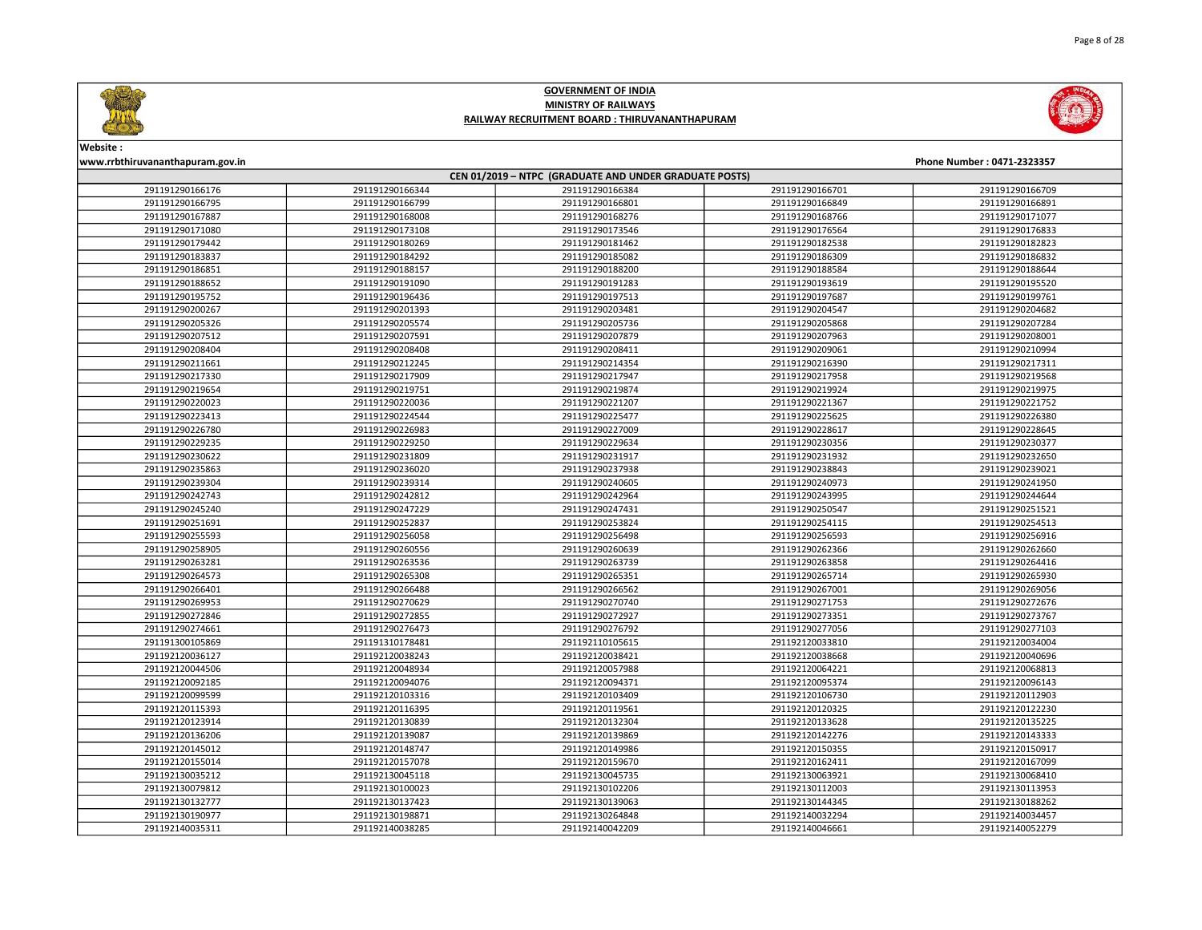**GOVERNMENT OF INDIA**
**MINISTRY OF RAILWAYS**
**RAILWAY RECRUITMENT BOARD : THIRUVANANTHAPURAM**

Website :
www.rrbthiruvananthapuram.gov.in

Phone Number : 0471-2323357

**CEN 01/2019 – NTPC (GRADUATE AND UNDER GRADUATE POSTS)**

| | | | | |
|---|---|---|---|---|
| 291191290166176 | 291191290166344 | 291191290166384 | 291191290166701 | 291191290166709 |
| 291191290166795 | 291191290166799 | 291191290166801 | 291191290166849 | 291191290166891 |
| 291191290167887 | 291191290168008 | 291191290168276 | 291191290168766 | 291191290171077 |
| 291191290171080 | 291191290173108 | 291191290173546 | 291191290176564 | 291191290176833 |
| 291191290179442 | 291191290180269 | 291191290181462 | 291191290182538 | 291191290182823 |
| 291191290183837 | 291191290184292 | 291191290185082 | 291191290186309 | 291191290186832 |
| 291191290186851 | 291191290188157 | 291191290188200 | 291191290188584 | 291191290188644 |
| 291191290188652 | 291191290191090 | 291191290191283 | 291191290193619 | 291191290195520 |
| 291191290195752 | 291191290196436 | 291191290197513 | 291191290197687 | 291191290199761 |
| 291191290200267 | 291191290201393 | 291191290203481 | 291191290204547 | 291191290204682 |
| 291191290205326 | 291191290205574 | 291191290205736 | 291191290205868 | 291191290207284 |
| 291191290207512 | 291191290207591 | 291191290207879 | 291191290207963 | 291191290208001 |
| 291191290208404 | 291191290208408 | 291191290208411 | 291191290209061 | 291191290210994 |
| 291191290211661 | 291191290212245 | 291191290214354 | 291191290216390 | 291191290217311 |
| 291191290217330 | 291191290217909 | 291191290217947 | 291191290217958 | 291191290219568 |
| 291191290219654 | 291191290219751 | 291191290219874 | 291191290219924 | 291191290219975 |
| 291191290220023 | 291191290220036 | 291191290221207 | 291191290221367 | 291191290221752 |
| 291191290223413 | 291191290224544 | 291191290225477 | 291191290225625 | 291191290226380 |
| 291191290226780 | 291191290226983 | 291191290227009 | 291191290228617 | 291191290228645 |
| 291191290229235 | 291191290229250 | 291191290229634 | 291191290230356 | 291191290230377 |
| 291191290230622 | 291191290231809 | 291191290231917 | 291191290231932 | 291191290232650 |
| 291191290235863 | 291191290236020 | 291191290237938 | 291191290238843 | 291191290239021 |
| 291191290239304 | 291191290239314 | 291191290240605 | 291191290240973 | 291191290241950 |
| 291191290242743 | 291191290242812 | 291191290242964 | 291191290243995 | 291191290244644 |
| 291191290245240 | 291191290247229 | 291191290247431 | 291191290250547 | 291191290251521 |
| 291191290251691 | 291191290252837 | 291191290253824 | 291191290254115 | 291191290254513 |
| 291191290255593 | 291191290256058 | 291191290256498 | 291191290256593 | 291191290256916 |
| 291191290258905 | 291191290260556 | 291191290260639 | 291191290262366 | 291191290262660 |
| 291191290263281 | 291191290263536 | 291191290263739 | 291191290263858 | 291191290264416 |
| 291191290264573 | 291191290265308 | 291191290265351 | 291191290265714 | 291191290265930 |
| 291191290266401 | 291191290266488 | 291191290266562 | 291191290267001 | 291191290269056 |
| 291191290269953 | 291191290270629 | 291191290270740 | 291191290271753 | 291191290272676 |
| 291191290272846 | 291191290272855 | 291191290272927 | 291191290273351 | 291191290273767 |
| 291191290274661 | 291191290276473 | 291191290276792 | 291191290277056 | 291191290277103 |
| 291191300105869 | 291191310178481 | 291192110105615 | 291192120033810 | 291192120034004 |
| 291192120036127 | 291192120038243 | 291192120038421 | 291192120038668 | 291192120040696 |
| 291192120044506 | 291192120048934 | 291192120057988 | 291192120064221 | 291192120068813 |
| 291192120092185 | 291192120094076 | 291192120095371 | 291192120095374 | 291192120096143 |
| 291192120099599 | 291192120103316 | 291192120103409 | 291192120106730 | 291192120112903 |
| 291192120115393 | 291192120116395 | 291192120119561 | 291192120120325 | 291192120122230 |
| 291192120123914 | 291192120130839 | 291192120132304 | 291192120133628 | 291192120135225 |
| 291192120136206 | 291192120139087 | 291192120139869 | 291192120142276 | 291192120143333 |
| 291192120145012 | 291192120148747 | 291192120149986 | 291192120150355 | 291192120150917 |
| 291192120155014 | 291192120157078 | 291192120159670 | 291192120162411 | 291192120167099 |
| 291192130035212 | 291192130045118 | 291192130045735 | 291192130063921 | 291192130068410 |
| 291192130079812 | 291192130100023 | 291192130102206 | 291192130112003 | 291192130113953 |
| 291192130132777 | 291192130137423 | 291192130139063 | 291192130144345 | 291192130188262 |
| 291192130190977 | 291192130198871 | 291192130264848 | 291192140032294 | 291192140034457 |
| 291192140035311 | 291192140038285 | 291192140042209 | 291192140046661 | 291192140052279 |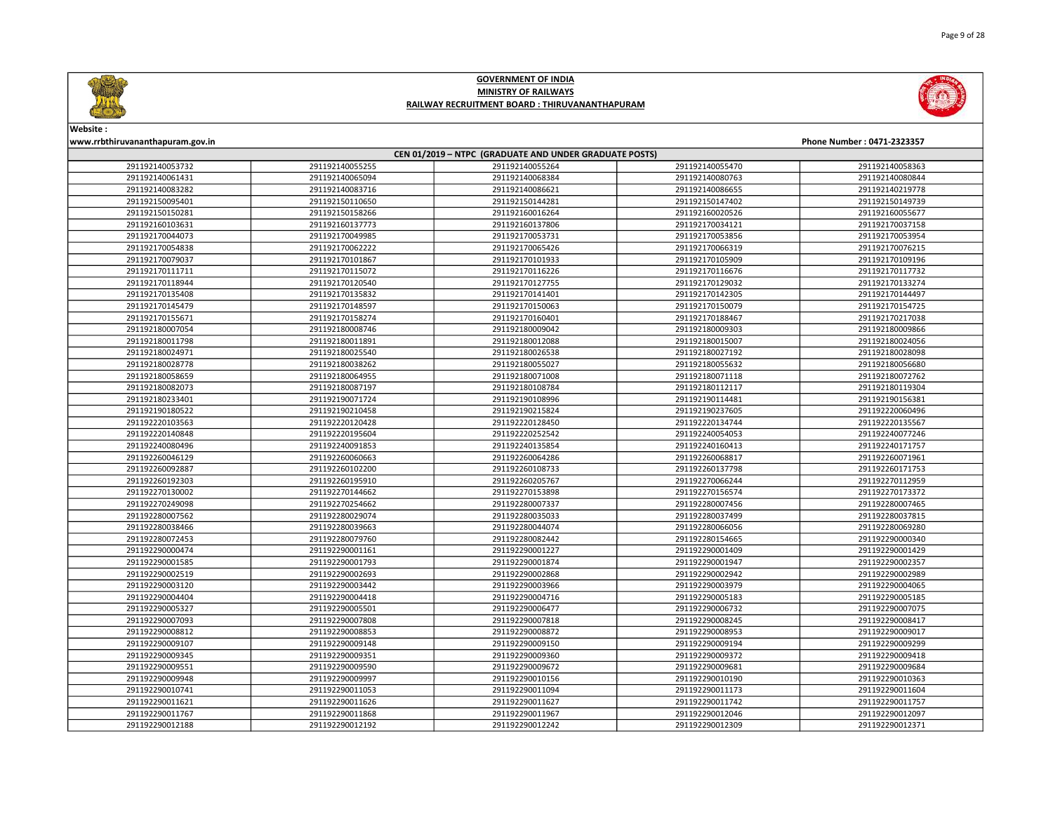# GOVERNMENT OF INDIA

## MINISTRY OF RAILWAYS

## RAILWAY RECRUITMENT BOARD : THIRUVANANTHAPURAM

**Website :**
**www.rrbthiruvananthapuram.gov.in**

**Phone Number : 0471-2323357**

### CEN 01/2019 – NTPC (GRADUATE AND UNDER GRADUATE POSTS)

| | | | | |
|---|---|---|---|---|
| 291192140053732 | 291192140055255 | 291192140055264 | 291192140055470 | 291192140058363 |
| 291192140061431 | 291192140065094 | 291192140068384 | 291192140080763 | 291192140080844 |
| 291192140083282 | 291192140083716 | 291192140086621 | 291192140086655 | 291192140219778 |
| 291192150095401 | 291192150110650 | 291192150144281 | 291192150147402 | 291192150149739 |
| 291192150150281 | 291192150158266 | 291192160016264 | 291192160020526 | 291192160055677 |
| 291192160103631 | 291192160137773 | 291192160137806 | 291192170034121 | 291192170037158 |
| 291192170044073 | 291192170049985 | 291192170053731 | 291192170053856 | 291192170053954 |
| 291192170054838 | 291192170062222 | 291192170065426 | 291192170066319 | 291192170076215 |
| 291192170079037 | 291192170101867 | 291192170101933 | 291192170105909 | 291192170109196 |
| 291192170111711 | 291192170115072 | 291192170116226 | 291192170116676 | 291192170117732 |
| 291192170118944 | 291192170120540 | 291192170127755 | 291192170129032 | 291192170133274 |
| 291192170135408 | 291192170135832 | 291192170141401 | 291192170142305 | 291192170144497 |
| 291192170145479 | 291192170148597 | 291192170150063 | 291192170150079 | 291192170154725 |
| 291192170155671 | 291192170158274 | 291192170160401 | 291192170188467 | 291192170217038 |
| 291192180007054 | 291192180008746 | 291192180009042 | 291192180009303 | 291192180009866 |
| 291192180011798 | 291192180011891 | 291192180012088 | 291192180015007 | 291192180024056 |
| 291192180024971 | 291192180025540 | 291192180026538 | 291192180027192 | 291192180028098 |
| 291192180028778 | 291192180038262 | 291192180055027 | 291192180055632 | 291192180056680 |
| 291192180058659 | 291192180064955 | 291192180071008 | 291192180071118 | 291192180072762 |
| 291192180082073 | 291192180087197 | 291192180108784 | 291192180112117 | 291192180119304 |
| 291192180233401 | 291192190071724 | 291192190108996 | 291192190114481 | 291192190156381 |
| 291192190180522 | 291192190210458 | 291192190215824 | 291192190237605 | 291192220060496 |
| 291192220103563 | 291192220120428 | 291192220128450 | 291192220134744 | 291192220135567 |
| 291192220140848 | 291192220195604 | 291192220252542 | 291192240054053 | 291192240077246 |
| 291192240080496 | 291192240091853 | 291192240135854 | 291192240160413 | 291192240171757 |
| 291192260046129 | 291192260060663 | 291192260064286 | 291192260068817 | 291192260071961 |
| 291192260092887 | 291192260102200 | 291192260108733 | 291192260137798 | 291192260171753 |
| 291192260192303 | 291192260195910 | 291192260205767 | 291192270066244 | 291192270112959 |
| 291192270130002 | 291192270144662 | 291192270153898 | 291192270156574 | 291192270173372 |
| 291192270249098 | 291192270254662 | 291192280007337 | 291192280007456 | 291192280007465 |
| 291192280007562 | 291192280029074 | 291192280035033 | 291192280037499 | 291192280037815 |
| 291192280038466 | 291192280039663 | 291192280044074 | 291192280066056 | 291192280069280 |
| 291192280072453 | 291192280079760 | 291192280082442 | 291192280154665 | 291192290000340 |
| 291192290000474 | 291192290001161 | 291192290001227 | 291192290001409 | 291192290001429 |
| 291192290001585 | 291192290001793 | 291192290001874 | 291192290001947 | 291192290002357 |
| 291192290002519 | 291192290002693 | 291192290002868 | 291192290002942 | 291192290002989 |
| 291192290003120 | 291192290003442 | 291192290003966 | 291192290003979 | 291192290004065 |
| 291192290004404 | 291192290004418 | 291192290004716 | 291192290005183 | 291192290005185 |
| 291192290005327 | 291192290005501 | 291192290006477 | 291192290006732 | 291192290007075 |
| 291192290007093 | 291192290007808 | 291192290007818 | 291192290008245 | 291192290008417 |
| 291192290008812 | 291192290008853 | 291192290008872 | 291192290008953 | 291192290009017 |
| 291192290009107 | 291192290009148 | 291192290009150 | 291192290009194 | 291192290009299 |
| 291192290009345 | 291192290009351 | 291192290009360 | 291192290009372 | 291192290009418 |
| 291192290009551 | 291192290009590 | 291192290009672 | 291192290009681 | 291192290009684 |
| 291192290009948 | 291192290009997 | 291192290010156 | 291192290010190 | 291192290010363 |
| 291192290010741 | 291192290011053 | 291192290011094 | 291192290011173 | 291192290011604 |
| 291192290011621 | 291192290011626 | 291192290011627 | 291192290011742 | 291192290011757 |
| 291192290011767 | 291192290011868 | 291192290011967 | 291192290012046 | 291192290012097 |
| 291192290012188 | 291192290012192 | 291192290012242 | 291192290012309 | 291192290012371 |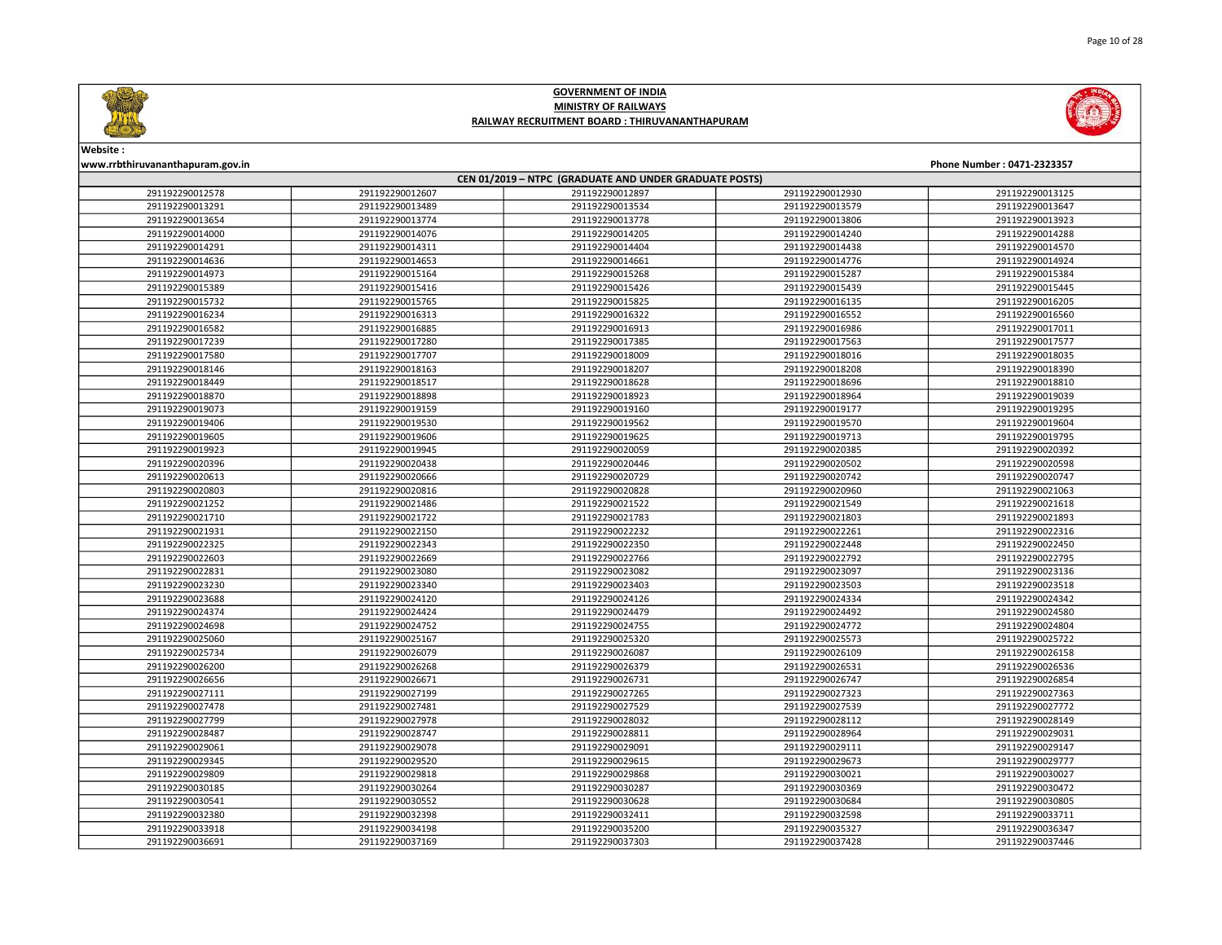# GOVERNMENT OF INDIA
## MINISTRY OF RAILWAYS
## RAILWAY RECRUITMENT BOARD : THIRUVANANTHAPURAM

Website :
www.rrbthiruvananthapuram.gov.in

Phone Number : 0471-2323357

### CEN 01/2019 – NTPC (GRADUATE AND UNDER GRADUATE POSTS)

| | | | | |
|---|---|---|---|---|
| 291192290012578 | 291192290012607 | 291192290012897 | 291192290012930 | 291192290013125 |
| 291192290013291 | 291192290013489 | 291192290013534 | 291192290013579 | 291192290013647 |
| 291192290013654 | 291192290013774 | 291192290013778 | 291192290013806 | 291192290013923 |
| 291192290014000 | 291192290014076 | 291192290014205 | 291192290014240 | 291192290014288 |
| 291192290014291 | 291192290014311 | 291192290014404 | 291192290014438 | 291192290014570 |
| 291192290014636 | 291192290014653 | 291192290014661 | 291192290014776 | 291192290014924 |
| 291192290014973 | 291192290015164 | 291192290015268 | 291192290015287 | 291192290015384 |
| 291192290015389 | 291192290015416 | 291192290015426 | 291192290015439 | 291192290015445 |
| 291192290015732 | 291192290015765 | 291192290015825 | 291192290016135 | 291192290016205 |
| 291192290016234 | 291192290016313 | 291192290016322 | 291192290016552 | 291192290016560 |
| 291192290016582 | 291192290016885 | 291192290016913 | 291192290016986 | 291192290017011 |
| 291192290017239 | 291192290017280 | 291192290017385 | 291192290017563 | 291192290017577 |
| 291192290017580 | 291192290017707 | 291192290018009 | 291192290018016 | 291192290018035 |
| 291192290018146 | 291192290018163 | 291192290018207 | 291192290018208 | 291192290018390 |
| 291192290018449 | 291192290018517 | 291192290018628 | 291192290018696 | 291192290018810 |
| 291192290018870 | 291192290018898 | 291192290018923 | 291192290018964 | 291192290019039 |
| 291192290019073 | 291192290019159 | 291192290019160 | 291192290019177 | 291192290019295 |
| 291192290019406 | 291192290019530 | 291192290019562 | 291192290019570 | 291192290019604 |
| 291192290019605 | 291192290019606 | 291192290019625 | 291192290019713 | 291192290019795 |
| 291192290019923 | 291192290019945 | 291192290020059 | 291192290020385 | 291192290020392 |
| 291192290020396 | 291192290020438 | 291192290020446 | 291192290020502 | 291192290020598 |
| 291192290020613 | 291192290020666 | 291192290020729 | 291192290020742 | 291192290020747 |
| 291192290020803 | 291192290020816 | 291192290020828 | 291192290020960 | 291192290021063 |
| 291192290021252 | 291192290021486 | 291192290021522 | 291192290021549 | 291192290021618 |
| 291192290021710 | 291192290021722 | 291192290021783 | 291192290021803 | 291192290021893 |
| 291192290021931 | 291192290022150 | 291192290022232 | 291192290022261 | 291192290022316 |
| 291192290022325 | 291192290022343 | 291192290022350 | 291192290022448 | 291192290022450 |
| 291192290022603 | 291192290022669 | 291192290022766 | 291192290022792 | 291192290022795 |
| 291192290022831 | 291192290023080 | 291192290023082 | 291192290023097 | 291192290023136 |
| 291192290023230 | 291192290023340 | 291192290023403 | 291192290023503 | 291192290023518 |
| 291192290023688 | 291192290024120 | 291192290024126 | 291192290024334 | 291192290024342 |
| 291192290024374 | 291192290024424 | 291192290024479 | 291192290024492 | 291192290024580 |
| 291192290024698 | 291192290024752 | 291192290024755 | 291192290024772 | 291192290024804 |
| 291192290025060 | 291192290025167 | 291192290025320 | 291192290025573 | 291192290025722 |
| 291192290025734 | 291192290026079 | 291192290026087 | 291192290026109 | 291192290026158 |
| 291192290026200 | 291192290026268 | 291192290026379 | 291192290026531 | 291192290026536 |
| 291192290026656 | 291192290026671 | 291192290026731 | 291192290026747 | 291192290026854 |
| 291192290027111 | 291192290027199 | 291192290027265 | 291192290027323 | 291192290027363 |
| 291192290027478 | 291192290027481 | 291192290027529 | 291192290027539 | 291192290027772 |
| 291192290027799 | 291192290027978 | 291192290028032 | 291192290028112 | 291192290028149 |
| 291192290028487 | 291192290028747 | 291192290028811 | 291192290028964 | 291192290029031 |
| 291192290029061 | 291192290029078 | 291192290029091 | 291192290029111 | 291192290029147 |
| 291192290029345 | 291192290029520 | 291192290029615 | 291192290029673 | 291192290029777 |
| 291192290029809 | 291192290029818 | 291192290029868 | 291192290030021 | 291192290030027 |
| 291192290030185 | 291192290030264 | 291192290030287 | 291192290030369 | 291192290030472 |
| 291192290030541 | 291192290030552 | 291192290030628 | 291192290030684 | 291192290030805 |
| 291192290032380 | 291192290032398 | 291192290032411 | 291192290032598 | 291192290033711 |
| 291192290033918 | 291192290034198 | 291192290035200 | 291192290035327 | 291192290036347 |
| 291192290036691 | 291192290037169 | 291192290037303 | 291192290037428 | 291192290037446 |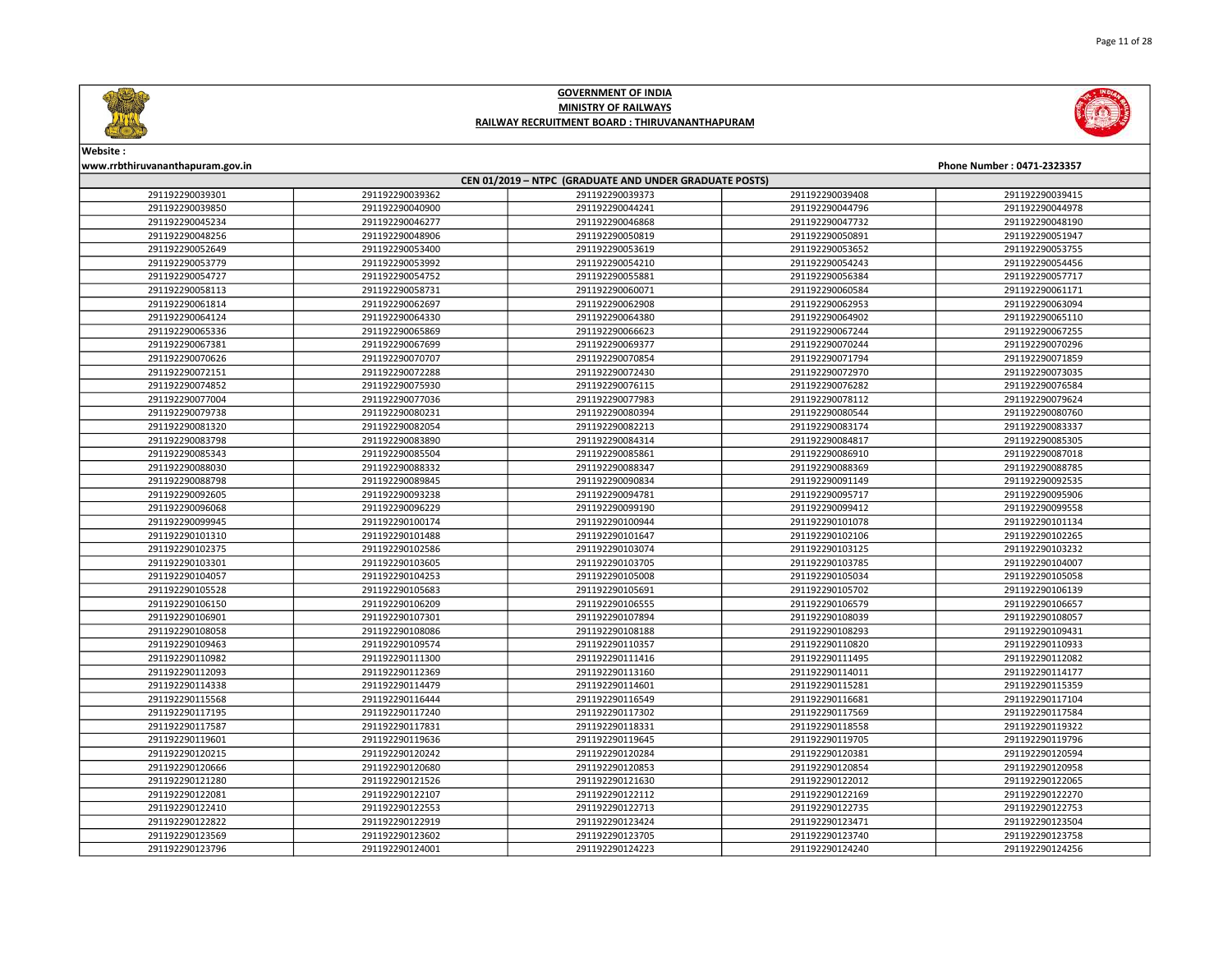**GOVERNMENT OF INDIA**
**MINISTRY OF RAILWAYS**
**RAILWAY RECRUITMENT BOARD : THIRUVANANTHAPURAM**

**Website :**
**www.rrbthiruvananthapuram.gov.in**

**Phone Number : 0471-2323357**

**CEN 01/2019 – NTPC (GRADUATE AND UNDER GRADUATE POSTS)**

| | | | | |
|---|---|---|---|---|
| 291192290039301 | 291192290039362 | 291192290039373 | 291192290039408 | 291192290039415 |
| 291192290039850 | 291192290040900 | 291192290044241 | 291192290044796 | 291192290044978 |
| 291192290045234 | 291192290046277 | 291192290046868 | 291192290047732 | 291192290048190 |
| 291192290048256 | 291192290048906 | 291192290050819 | 291192290050891 | 291192290051947 |
| 291192290052649 | 291192290053400 | 291192290053619 | 291192290053652 | 291192290053755 |
| 291192290053779 | 291192290053992 | 291192290054210 | 291192290054243 | 291192290054456 |
| 291192290054727 | 291192290054752 | 291192290055881 | 291192290056384 | 291192290057717 |
| 291192290058113 | 291192290058731 | 291192290060071 | 291192290060584 | 291192290061171 |
| 291192290061814 | 291192290062697 | 291192290062908 | 291192290062953 | 291192290063094 |
| 291192290064124 | 291192290064330 | 291192290064380 | 291192290064902 | 291192290065110 |
| 291192290065336 | 291192290065869 | 291192290066623 | 291192290067244 | 291192290067255 |
| 291192290067381 | 291192290067699 | 291192290069377 | 291192290070244 | 291192290070296 |
| 291192290070626 | 291192290070707 | 291192290070854 | 291192290071794 | 291192290071859 |
| 291192290072151 | 291192290072288 | 291192290072430 | 291192290072970 | 291192290073035 |
| 291192290074852 | 291192290075930 | 291192290076115 | 291192290076282 | 291192290076584 |
| 291192290077004 | 291192290077036 | 291192290077983 | 291192290078112 | 291192290079624 |
| 291192290079738 | 291192290080231 | 291192290080394 | 291192290080544 | 291192290080760 |
| 291192290081320 | 291192290082054 | 291192290082213 | 291192290083174 | 291192290083337 |
| 291192290083798 | 291192290083890 | 291192290084314 | 291192290084817 | 291192290085305 |
| 291192290085343 | 291192290085504 | 291192290085861 | 291192290086910 | 291192290087018 |
| 291192290088030 | 291192290088332 | 291192290088347 | 291192290088369 | 291192290088785 |
| 291192290088798 | 291192290089845 | 291192290090834 | 291192290091149 | 291192290092535 |
| 291192290092605 | 291192290093238 | 291192290094781 | 291192290095717 | 291192290095906 |
| 291192290096068 | 291192290096229 | 291192290099190 | 291192290099412 | 291192290099558 |
| 291192290099945 | 291192290100174 | 291192290100944 | 291192290101078 | 291192290101134 |
| 291192290101310 | 291192290101488 | 291192290101647 | 291192290102106 | 291192290102265 |
| 291192290102375 | 291192290102586 | 291192290103074 | 291192290103125 | 291192290103232 |
| 291192290103301 | 291192290103605 | 291192290103705 | 291192290103785 | 291192290104007 |
| 291192290104057 | 291192290104253 | 291192290105008 | 291192290105034 | 291192290105058 |
| 291192290105528 | 291192290105683 | 291192290105691 | 291192290105702 | 291192290106139 |
| 291192290106150 | 291192290106209 | 291192290106555 | 291192290106579 | 291192290106657 |
| 291192290106901 | 291192290107301 | 291192290107894 | 291192290108039 | 291192290108057 |
| 291192290108058 | 291192290108086 | 291192290108188 | 291192290108293 | 291192290109431 |
| 291192290109463 | 291192290109574 | 291192290110357 | 291192290110820 | 291192290110933 |
| 291192290110982 | 291192290111300 | 291192290111416 | 291192290111495 | 291192290112082 |
| 291192290112093 | 291192290112369 | 291192290113160 | 291192290114011 | 291192290114177 |
| 291192290114338 | 291192290114479 | 291192290114601 | 291192290115281 | 291192290115359 |
| 291192290115568 | 291192290116444 | 291192290116549 | 291192290116681 | 291192290117104 |
| 291192290117195 | 291192290117240 | 291192290117302 | 291192290117569 | 291192290117584 |
| 291192290117587 | 291192290117831 | 291192290118331 | 291192290118558 | 291192290119322 |
| 291192290119601 | 291192290119636 | 291192290119645 | 291192290119705 | 291192290119796 |
| 291192290120215 | 291192290120242 | 291192290120284 | 291192290120381 | 291192290120594 |
| 291192290120666 | 291192290120680 | 291192290120853 | 291192290120854 | 291192290120958 |
| 291192290121280 | 291192290121526 | 291192290121630 | 291192290122012 | 291192290122065 |
| 291192290122081 | 291192290122107 | 291192290122112 | 291192290122169 | 291192290122270 |
| 291192290122410 | 291192290122553 | 291192290122713 | 291192290122735 | 291192290122753 |
| 291192290122822 | 291192290122919 | 291192290123424 | 291192290123471 | 291192290123504 |
| 291192290123569 | 291192290123602 | 291192290123705 | 291192290123740 | 291192290123758 |
| 291192290123796 | 291192290124001 | 291192290124223 | 291192290124240 | 291192290124256 |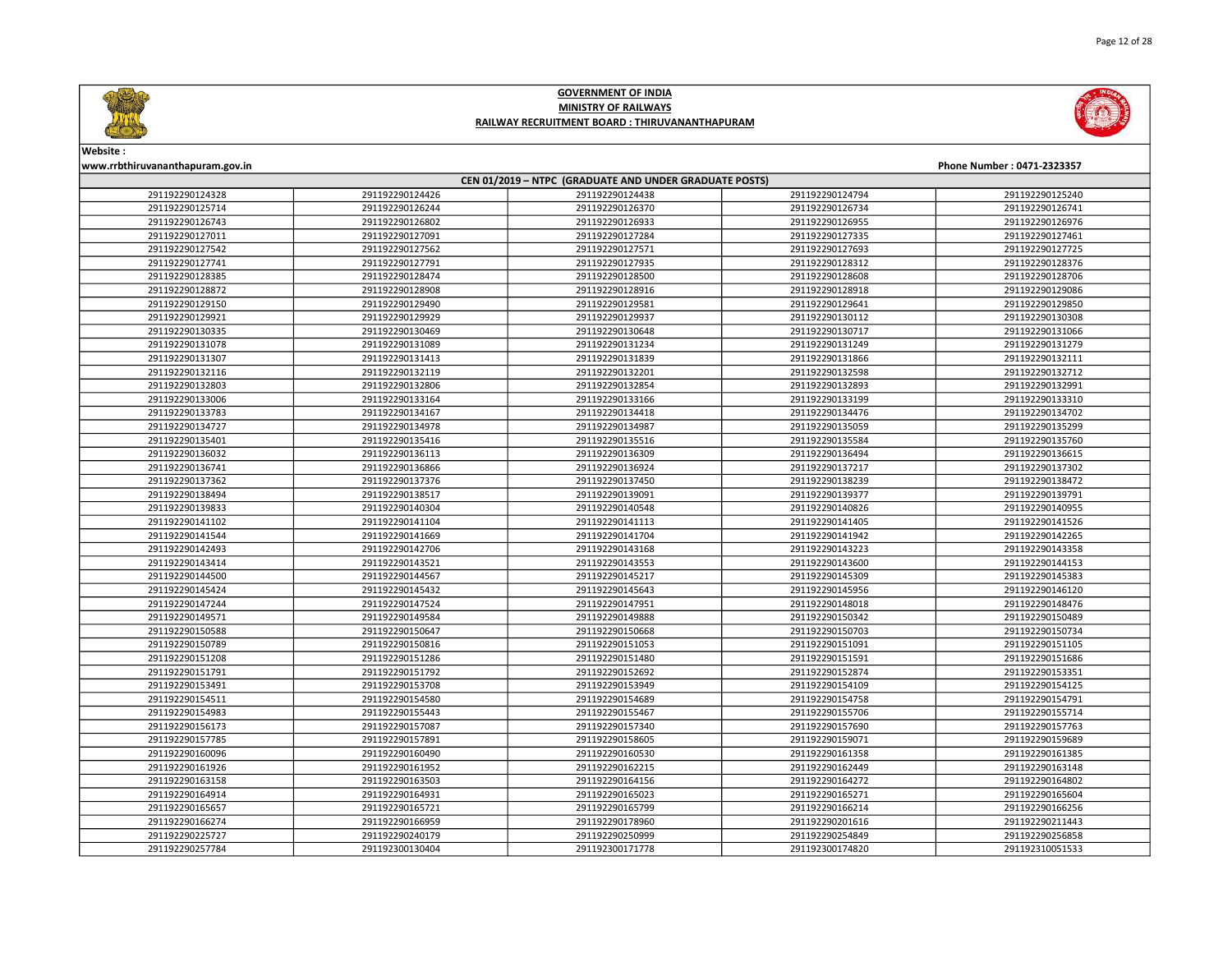**GOVERNMENT OF INDIA**
**MINISTRY OF RAILWAYS**
**RAILWAY RECRUITMENT BOARD : THIRUVANANTHAPURAM**

**Website :**
**www.rrbthiruvananthapuram.gov.in**

**Phone Number : 0471-2323357**

| CEN 01/2019 – NTPC (GRADUATE AND UNDER GRADUATE POSTS) | | | | |
|---|---|---|---|---|
| 291192290124328 | 291192290124426 | 291192290124438 | 291192290124794 | 291192290125240 |
| 291192290125714 | 291192290126244 | 291192290126370 | 291192290126734 | 291192290126741 |
| 291192290126743 | 291192290126802 | 291192290126933 | 291192290126955 | 291192290126976 |
| 291192290127011 | 291192290127091 | 291192290127284 | 291192290127335 | 291192290127461 |
| 291192290127542 | 291192290127562 | 291192290127571 | 291192290127693 | 291192290127725 |
| 291192290127741 | 291192290127791 | 291192290127935 | 291192290128312 | 291192290128376 |
| 291192290128385 | 291192290128474 | 291192290128500 | 291192290128608 | 291192290128706 |
| 291192290128872 | 291192290128908 | 291192290128916 | 291192290128918 | 291192290129086 |
| 291192290129150 | 291192290129490 | 291192290129581 | 291192290129641 | 291192290129850 |
| 291192290129921 | 291192290129929 | 291192290129937 | 291192290130112 | 291192290130308 |
| 291192290130335 | 291192290130469 | 291192290130648 | 291192290130717 | 291192290131066 |
| 291192290131078 | 291192290131089 | 291192290131234 | 291192290131249 | 291192290131279 |
| 291192290131307 | 291192290131413 | 291192290131839 | 291192290131866 | 291192290132111 |
| 291192290132116 | 291192290132119 | 291192290132201 | 291192290132598 | 291192290132712 |
| 291192290132803 | 291192290132806 | 291192290132854 | 291192290132893 | 291192290132991 |
| 291192290133006 | 291192290133164 | 291192290133166 | 291192290133199 | 291192290133310 |
| 291192290133783 | 291192290134167 | 291192290134418 | 291192290134476 | 291192290134702 |
| 291192290134727 | 291192290134978 | 291192290134987 | 291192290135059 | 291192290135299 |
| 291192290135401 | 291192290135416 | 291192290135516 | 291192290135584 | 291192290135760 |
| 291192290136032 | 291192290136113 | 291192290136309 | 291192290136494 | 291192290136615 |
| 291192290136741 | 291192290136866 | 291192290136924 | 291192290137217 | 291192290137302 |
| 291192290137362 | 291192290137376 | 291192290137450 | 291192290138239 | 291192290138472 |
| 291192290138494 | 291192290138517 | 291192290139091 | 291192290139377 | 291192290139791 |
| 291192290139833 | 291192290140304 | 291192290140548 | 291192290140826 | 291192290140955 |
| 291192290141102 | 291192290141104 | 291192290141113 | 291192290141405 | 291192290141526 |
| 291192290141544 | 291192290141669 | 291192290141704 | 291192290141942 | 291192290142265 |
| 291192290142493 | 291192290142706 | 291192290143168 | 291192290143223 | 291192290143358 |
| 291192290143414 | 291192290143521 | 291192290143553 | 291192290143600 | 291192290144153 |
| 291192290144500 | 291192290144567 | 291192290145217 | 291192290145309 | 291192290145383 |
| 291192290145424 | 291192290145432 | 291192290145643 | 291192290145956 | 291192290146120 |
| 291192290147244 | 291192290147524 | 291192290147951 | 291192290148018 | 291192290148476 |
| 291192290149571 | 291192290149584 | 291192290149888 | 291192290150342 | 291192290150489 |
| 291192290150588 | 291192290150647 | 291192290150668 | 291192290150703 | 291192290150734 |
| 291192290150789 | 291192290150816 | 291192290151053 | 291192290151091 | 291192290151105 |
| 291192290151208 | 291192290151286 | 291192290151480 | 291192290151591 | 291192290151686 |
| 291192290151791 | 291192290151792 | 291192290152692 | 291192290152874 | 291192290153351 |
| 291192290153491 | 291192290153708 | 291192290153949 | 291192290154109 | 291192290154125 |
| 291192290154511 | 291192290154580 | 291192290154689 | 291192290154758 | 291192290154791 |
| 291192290154983 | 291192290155443 | 291192290155467 | 291192290155706 | 291192290155714 |
| 291192290156173 | 291192290157087 | 291192290157340 | 291192290157690 | 291192290157763 |
| 291192290157785 | 291192290157891 | 291192290158605 | 291192290159071 | 291192290159689 |
| 291192290160096 | 291192290160490 | 291192290160530 | 291192290161358 | 291192290161385 |
| 291192290161926 | 291192290161952 | 291192290162215 | 291192290162449 | 291192290163148 |
| 291192290163158 | 291192290163503 | 291192290164156 | 291192290164272 | 291192290164802 |
| 291192290164914 | 291192290164931 | 291192290165023 | 291192290165271 | 291192290165604 |
| 291192290165657 | 291192290165721 | 291192290165799 | 291192290166214 | 291192290166256 |
| 291192290166274 | 291192290166959 | 291192290178960 | 291192290201616 | 291192290211443 |
| 291192290225727 | 291192290240179 | 291192290250999 | 291192290254849 | 291192290256858 |
| 291192290257784 | 291192300130404 | 291192300171778 | 291192300174820 | 291192310051533 |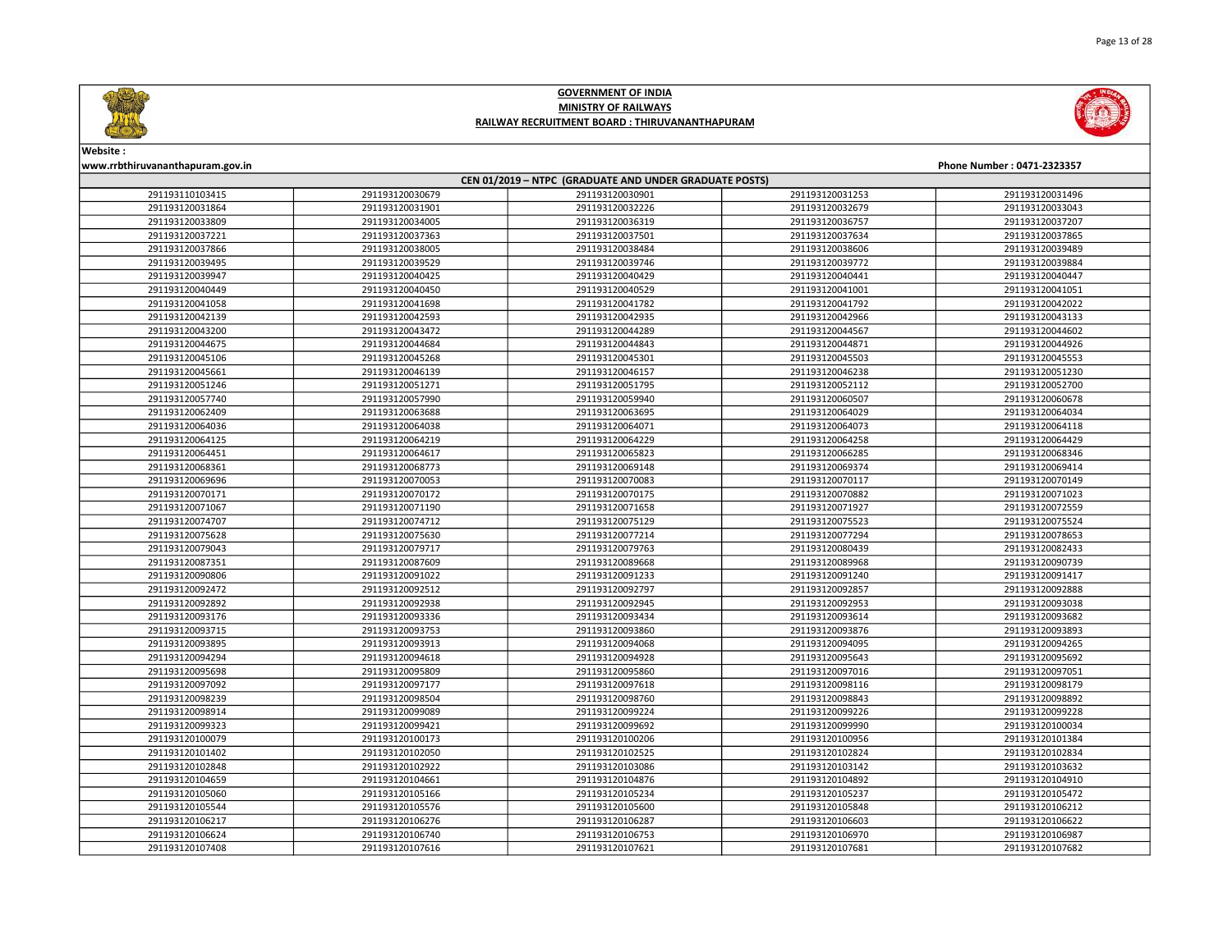# GOVERNMENT OF INDIA
## MINISTRY OF RAILWAYS
### RAILWAY RECRUITMENT BOARD : THIRUVANANTHAPURAM

**Website :**
**www.rrbthiruvananthapuram.gov.in**

**Phone Number : 0471-2323357**

**CEN 01/2019 – NTPC (GRADUATE AND UNDER GRADUATE POSTS)**

| | | | | |
|---|---|---|---|---|
| 291193110103415 | 291193120030679 | 291193120030901 | 291193120031253 | 291193120031496 |
| 291193120031864 | 291193120031901 | 291193120032226 | 291193120032679 | 291193120033043 |
| 291193120033809 | 291193120034005 | 291193120036319 | 291193120036757 | 291193120037207 |
| 291193120037221 | 291193120037363 | 291193120037501 | 291193120037634 | 291193120037865 |
| 291193120037866 | 291193120038005 | 291193120038484 | 291193120038606 | 291193120039489 |
| 291193120039495 | 291193120039529 | 291193120039746 | 291193120039772 | 291193120039884 |
| 291193120039947 | 291193120040425 | 291193120040429 | 291193120040441 | 291193120040447 |
| 291193120040449 | 291193120040450 | 291193120040529 | 291193120041001 | 291193120041051 |
| 291193120041058 | 291193120041698 | 291193120041782 | 291193120041792 | 291193120042022 |
| 291193120042139 | 291193120042593 | 291193120042935 | 291193120042966 | 291193120043133 |
| 291193120043200 | 291193120043472 | 291193120044289 | 291193120044567 | 291193120044602 |
| 291193120044675 | 291193120044684 | 291193120044843 | 291193120044871 | 291193120044926 |
| 291193120045106 | 291193120045268 | 291193120045301 | 291193120045503 | 291193120045553 |
| 291193120045661 | 291193120046139 | 291193120046157 | 291193120046238 | 291193120051230 |
| 291193120051246 | 291193120051271 | 291193120051795 | 291193120052112 | 291193120052700 |
| 291193120057740 | 291193120057990 | 291193120059940 | 291193120060507 | 291193120060678 |
| 291193120062409 | 291193120063688 | 291193120063695 | 291193120064029 | 291193120064034 |
| 291193120064036 | 291193120064038 | 291193120064071 | 291193120064073 | 291193120064118 |
| 291193120064125 | 291193120064219 | 291193120064229 | 291193120064258 | 291193120064429 |
| 291193120064451 | 291193120064617 | 291193120065823 | 291193120066285 | 291193120068346 |
| 291193120068361 | 291193120068773 | 291193120069148 | 291193120069374 | 291193120069414 |
| 291193120069696 | 291193120070053 | 291193120070083 | 291193120070117 | 291193120070149 |
| 291193120070171 | 291193120070172 | 291193120070175 | 291193120070882 | 291193120071023 |
| 291193120071067 | 291193120071190 | 291193120071658 | 291193120071927 | 291193120072559 |
| 291193120074707 | 291193120074712 | 291193120075129 | 291193120075523 | 291193120075524 |
| 291193120075628 | 291193120075630 | 291193120077214 | 291193120077294 | 291193120078653 |
| 291193120079043 | 291193120079717 | 291193120079763 | 291193120080439 | 291193120082433 |
| 291193120087351 | 291193120087609 | 291193120089668 | 291193120089968 | 291193120090739 |
| 291193120090806 | 291193120091022 | 291193120091233 | 291193120091240 | 291193120091417 |
| 291193120092472 | 291193120092512 | 291193120092797 | 291193120092857 | 291193120092888 |
| 291193120092892 | 291193120092938 | 291193120092945 | 291193120092953 | 291193120093038 |
| 291193120093176 | 291193120093336 | 291193120093434 | 291193120093614 | 291193120093682 |
| 291193120093715 | 291193120093753 | 291193120093860 | 291193120093876 | 291193120093893 |
| 291193120093895 | 291193120093913 | 291193120094068 | 291193120094095 | 291193120094265 |
| 291193120094294 | 291193120094618 | 291193120094928 | 291193120095643 | 291193120095692 |
| 291193120095698 | 291193120095809 | 291193120095860 | 291193120097016 | 291193120097051 |
| 291193120097092 | 291193120097177 | 291193120097618 | 291193120098116 | 291193120098179 |
| 291193120098239 | 291193120098504 | 291193120098760 | 291193120098843 | 291193120098892 |
| 291193120098914 | 291193120099089 | 291193120099224 | 291193120099226 | 291193120099228 |
| 291193120099323 | 291193120099421 | 291193120099692 | 291193120099990 | 291193120100034 |
| 291193120100079 | 291193120100173 | 291193120100206 | 291193120100956 | 291193120101384 |
| 291193120101402 | 291193120102050 | 291193120102525 | 291193120102824 | 291193120102834 |
| 291193120102848 | 291193120102922 | 291193120103086 | 291193120103142 | 291193120103632 |
| 291193120104659 | 291193120104661 | 291193120104876 | 291193120104892 | 291193120104910 |
| 291193120105060 | 291193120105166 | 291193120105234 | 291193120105237 | 291193120105472 |
| 291193120105544 | 291193120105576 | 291193120105600 | 291193120105848 | 291193120106212 |
| 291193120106217 | 291193120106276 | 291193120106287 | 291193120106603 | 291193120106622 |
| 291193120106624 | 291193120106740 | 291193120106753 | 291193120106970 | 291193120106987 |
| 291193120107408 | 291193120107616 | 291193120107621 | 291193120107681 | 291193120107682 |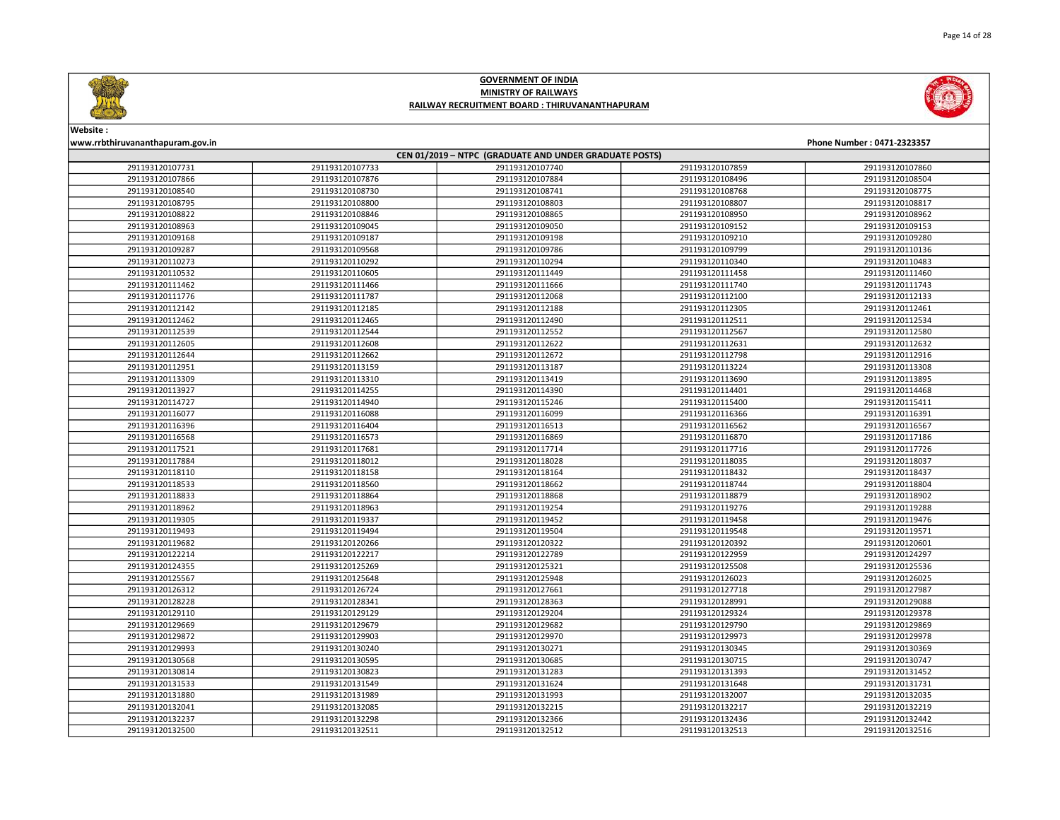# GOVERNMENT OF INDIA

## MINISTRY OF RAILWAYS

## RAILWAY RECRUITMENT BOARD : THIRUVANANTHAPURAM

Website :
www.rrbthiruvananthapuram.gov.in

Phone Number : 0471-2323357

| CEN 01/2019 – NTPC (GRADUATE AND UNDER GRADUATE POSTS) | | | | |
|---|---|---|---|---|
| 291193120107731 | 291193120107733 | 291193120107740 | 291193120107859 | 291193120107860 |
| 291193120107866 | 291193120107876 | 291193120107884 | 291193120108496 | 291193120108504 |
| 291193120108540 | 291193120108730 | 291193120108741 | 291193120108768 | 291193120108775 |
| 291193120108795 | 291193120108800 | 291193120108803 | 291193120108807 | 291193120108817 |
| 291193120108822 | 291193120108846 | 291193120108865 | 291193120108950 | 291193120108962 |
| 291193120108963 | 291193120109045 | 291193120109050 | 291193120109152 | 291193120109153 |
| 291193120109168 | 291193120109187 | 291193120109198 | 291193120109210 | 291193120109280 |
| 291193120109287 | 291193120109568 | 291193120109786 | 291193120109799 | 291193120110136 |
| 291193120110273 | 291193120110292 | 291193120110294 | 291193120110340 | 291193120110483 |
| 291193120110532 | 291193120110605 | 291193120111449 | 291193120111458 | 291193120111460 |
| 291193120111462 | 291193120111466 | 291193120111666 | 291193120111740 | 291193120111743 |
| 291193120111776 | 291193120111787 | 291193120112068 | 291193120112100 | 291193120112133 |
| 291193120112142 | 291193120112185 | 291193120112188 | 291193120112305 | 291193120112461 |
| 291193120112462 | 291193120112465 | 291193120112490 | 291193120112511 | 291193120112534 |
| 291193120112539 | 291193120112544 | 291193120112552 | 291193120112567 | 291193120112580 |
| 291193120112605 | 291193120112608 | 291193120112622 | 291193120112631 | 291193120112632 |
| 291193120112644 | 291193120112662 | 291193120112672 | 291193120112798 | 291193120112916 |
| 291193120112951 | 291193120113159 | 291193120113187 | 291193120113224 | 291193120113308 |
| 291193120113309 | 291193120113310 | 291193120113419 | 291193120113690 | 291193120113895 |
| 291193120113927 | 291193120114255 | 291193120114390 | 291193120114401 | 291193120114468 |
| 291193120114727 | 291193120114940 | 291193120115246 | 291193120115400 | 291193120115411 |
| 291193120116077 | 291193120116088 | 291193120116099 | 291193120116366 | 291193120116391 |
| 291193120116396 | 291193120116404 | 291193120116513 | 291193120116562 | 291193120116567 |
| 291193120116568 | 291193120116573 | 291193120116869 | 291193120116870 | 291193120117186 |
| 291193120117521 | 291193120117681 | 291193120117714 | 291193120117716 | 291193120117726 |
| 291193120117884 | 291193120118012 | 291193120118028 | 291193120118035 | 291193120118037 |
| 291193120118110 | 291193120118158 | 291193120118164 | 291193120118432 | 291193120118437 |
| 291193120118533 | 291193120118560 | 291193120118662 | 291193120118744 | 291193120118804 |
| 291193120118833 | 291193120118864 | 291193120118868 | 291193120118879 | 291193120118902 |
| 291193120118962 | 291193120118963 | 291193120119254 | 291193120119276 | 291193120119288 |
| 291193120119305 | 291193120119337 | 291193120119452 | 291193120119458 | 291193120119476 |
| 291193120119493 | 291193120119494 | 291193120119504 | 291193120119548 | 291193120119571 |
| 291193120119682 | 291193120120266 | 291193120120322 | 291193120120392 | 291193120120601 |
| 291193120122214 | 291193120122217 | 291193120122789 | 291193120122959 | 291193120124297 |
| 291193120124355 | 291193120125269 | 291193120125321 | 291193120125508 | 291193120125536 |
| 291193120125567 | 291193120125648 | 291193120125948 | 291193120126023 | 291193120126025 |
| 291193120126312 | 291193120126724 | 291193120127661 | 291193120127718 | 291193120127987 |
| 291193120128228 | 291193120128341 | 291193120128363 | 291193120128991 | 291193120129088 |
| 291193120129110 | 291193120129129 | 291193120129204 | 291193120129324 | 291193120129378 |
| 291193120129669 | 291193120129679 | 291193120129682 | 291193120129790 | 291193120129869 |
| 291193120129872 | 291193120129903 | 291193120129970 | 291193120129973 | 291193120129978 |
| 291193120129993 | 291193120130240 | 291193120130271 | 291193120130345 | 291193120130369 |
| 291193120130568 | 291193120130595 | 291193120130685 | 291193120130715 | 291193120130747 |
| 291193120130814 | 291193120130823 | 291193120131283 | 291193120131393 | 291193120131452 |
| 291193120131533 | 291193120131549 | 291193120131624 | 291193120131648 | 291193120131731 |
| 291193120131880 | 291193120131989 | 291193120131993 | 291193120132007 | 291193120132035 |
| 291193120132041 | 291193120132085 | 291193120132215 | 291193120132217 | 291193120132219 |
| 291193120132237 | 291193120132298 | 291193120132366 | 291193120132436 | 291193120132442 |
| 291193120132500 | 291193120132511 | 291193120132512 | 291193120132513 | 291193120132516 |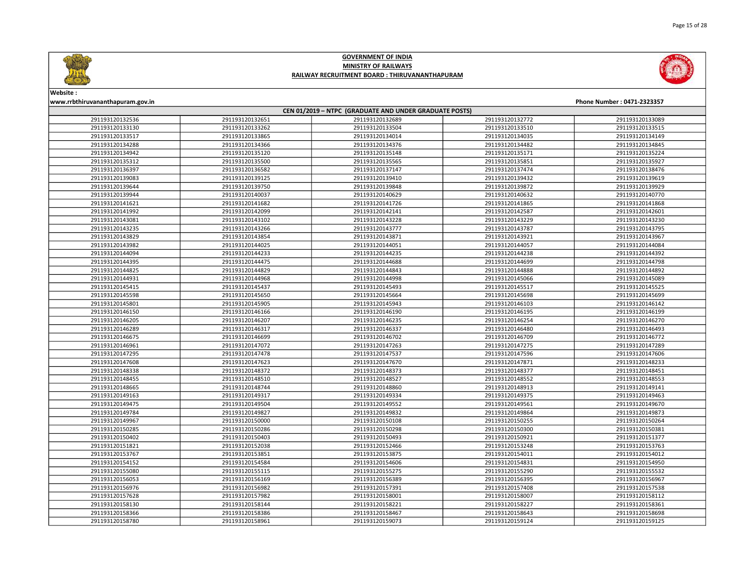# GOVERNMENT OF INDIA
## MINISTRY OF RAILWAYS
### RAILWAY RECRUITMENT BOARD : THIRUVANANTHAPURAM

**Website :**
**www.rrbthiruvananthapuram.gov.in** **Phone Number : 0471-2323357**

| CEN 01/2019 – NTPC (GRADUATE AND UNDER GRADUATE POSTS) | | | | |
|---|---|---|---|---|
| 291193120132536 | 291193120132651 | 291193120132689 | 291193120132772 | 291193120133089 |
| 291193120133130 | 291193120133262 | 291193120133504 | 291193120133510 | 291193120133515 |
| 291193120133517 | 291193120133865 | 291193120134014 | 291193120134035 | 291193120134149 |
| 291193120134288 | 291193120134366 | 291193120134376 | 291193120134482 | 291193120134845 |
| 291193120134942 | 291193120135120 | 291193120135148 | 291193120135171 | 291193120135224 |
| 291193120135312 | 291193120135500 | 291193120135565 | 291193120135851 | 291193120135927 |
| 291193120136397 | 291193120136582 | 291193120137147 | 291193120137474 | 291193120138476 |
| 291193120139083 | 291193120139125 | 291193120139410 | 291193120139432 | 291193120139619 |
| 291193120139644 | 291193120139750 | 291193120139848 | 291193120139872 | 291193120139929 |
| 291193120139944 | 291193120140037 | 291193120140629 | 291193120140632 | 291193120140770 |
| 291193120141621 | 291193120141682 | 291193120141726 | 291193120141865 | 291193120141868 |
| 291193120141992 | 291193120142099 | 291193120142141 | 291193120142587 | 291193120142601 |
| 291193120143081 | 291193120143102 | 291193120143228 | 291193120143229 | 291193120143230 |
| 291193120143235 | 291193120143266 | 291193120143777 | 291193120143787 | 291193120143795 |
| 291193120143829 | 291193120143854 | 291193120143871 | 291193120143921 | 291193120143967 |
| 291193120143982 | 291193120144025 | 291193120144051 | 291193120144057 | 291193120144084 |
| 291193120144094 | 291193120144233 | 291193120144235 | 291193120144238 | 291193120144392 |
| 291193120144395 | 291193120144475 | 291193120144688 | 291193120144699 | 291193120144798 |
| 291193120144825 | 291193120144829 | 291193120144843 | 291193120144888 | 291193120144892 |
| 291193120144931 | 291193120144968 | 291193120144998 | 291193120145066 | 291193120145089 |
| 291193120145415 | 291193120145437 | 291193120145493 | 291193120145517 | 291193120145525 |
| 291193120145598 | 291193120145650 | 291193120145664 | 291193120145698 | 291193120145699 |
| 291193120145801 | 291193120145905 | 291193120145943 | 291193120146103 | 291193120146142 |
| 291193120146150 | 291193120146166 | 291193120146190 | 291193120146195 | 291193120146199 |
| 291193120146205 | 291193120146207 | 291193120146235 | 291193120146254 | 291193120146270 |
| 291193120146289 | 291193120146317 | 291193120146337 | 291193120146480 | 291193120146493 |
| 291193120146675 | 291193120146699 | 291193120146702 | 291193120146709 | 291193120146772 |
| 291193120146961 | 291193120147072 | 291193120147263 | 291193120147275 | 291193120147289 |
| 291193120147295 | 291193120147478 | 291193120147537 | 291193120147596 | 291193120147606 |
| 291193120147608 | 291193120147623 | 291193120147670 | 291193120147871 | 291193120148233 |
| 291193120148338 | 291193120148372 | 291193120148373 | 291193120148377 | 291193120148451 |
| 291193120148455 | 291193120148510 | 291193120148527 | 291193120148552 | 291193120148553 |
| 291193120148665 | 291193120148744 | 291193120148860 | 291193120148913 | 291193120149141 |
| 291193120149163 | 291193120149317 | 291193120149334 | 291193120149375 | 291193120149463 |
| 291193120149475 | 291193120149504 | 291193120149552 | 291193120149561 | 291193120149670 |
| 291193120149784 | 291193120149827 | 291193120149832 | 291193120149864 | 291193120149873 |
| 291193120149967 | 291193120150000 | 291193120150108 | 291193120150255 | 291193120150264 |
| 291193120150285 | 291193120150286 | 291193120150298 | 291193120150300 | 291193120150381 |
| 291193120150402 | 291193120150403 | 291193120150493 | 291193120150921 | 291193120151377 |
| 291193120151821 | 291193120152038 | 291193120152466 | 291193120153248 | 291193120153763 |
| 291193120153767 | 291193120153851 | 291193120153875 | 291193120154011 | 291193120154012 |
| 291193120154152 | 291193120154584 | 291193120154606 | 291193120154831 | 291193120154950 |
| 291193120155080 | 291193120155115 | 291193120155275 | 291193120155290 | 291193120155532 |
| 291193120156053 | 291193120156169 | 291193120156389 | 291193120156395 | 291193120156967 |
| 291193120156976 | 291193120156982 | 291193120157391 | 291193120157408 | 291193120157538 |
| 291193120157628 | 291193120157982 | 291193120158001 | 291193120158007 | 291193120158112 |
| 291193120158130 | 291193120158144 | 291193120158221 | 291193120158227 | 291193120158361 |
| 291193120158366 | 291193120158386 | 291193120158467 | 291193120158643 | 291193120158698 |
| 291193120158780 | 291193120158961 | 291193120159073 | 291193120159124 | 291193120159125 |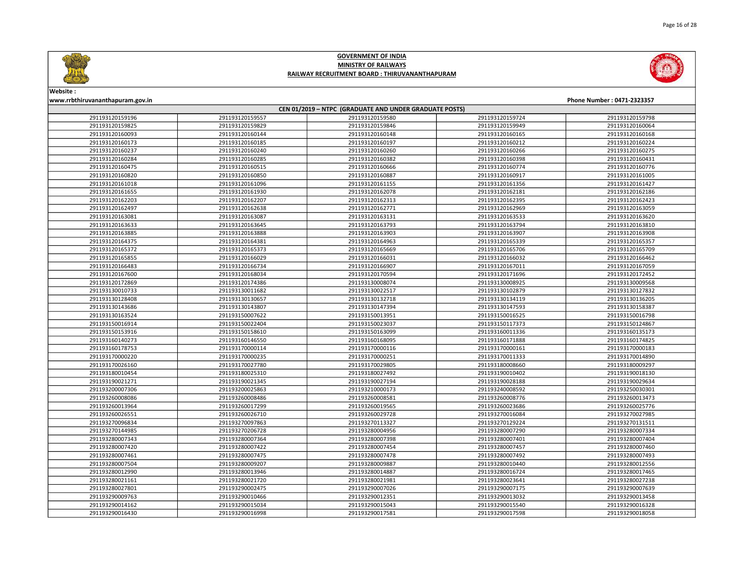# GOVERNMENT OF INDIA
## MINISTRY OF RAILWAYS
### RAILWAY RECRUITMENT BOARD : THIRUVANANTHAPURAM

**Website :**
**www.rrbthiruvananthapuram.gov.in**

**Phone Number : 0471-2323357**

| CEN 01/2019 – NTPC (GRADUATE AND UNDER GRADUATE POSTS) | | | | |
|---|---|---|---|---|
| 291193120159196 | 291193120159557 | 291193120159580 | 291193120159724 | 291193120159798 |
| 291193120159825 | 291193120159829 | 291193120159846 | 291193120159949 | 291193120160064 |
| 291193120160093 | 291193120160144 | 291193120160148 | 291193120160165 | 291193120160168 |
| 291193120160173 | 291193120160185 | 291193120160197 | 291193120160212 | 291193120160224 |
| 291193120160237 | 291193120160240 | 291193120160260 | 291193120160266 | 291193120160275 |
| 291193120160284 | 291193120160285 | 291193120160382 | 291193120160398 | 291193120160431 |
| 291193120160475 | 291193120160515 | 291193120160666 | 291193120160774 | 291193120160776 |
| 291193120160820 | 291193120160850 | 291193120160887 | 291193120160917 | 291193120161005 |
| 291193120161018 | 291193120161096 | 291193120161155 | 291193120161356 | 291193120161427 |
| 291193120161655 | 291193120161930 | 291193120162078 | 291193120162181 | 291193120162186 |
| 291193120162203 | 291193120162207 | 291193120162313 | 291193120162395 | 291193120162423 |
| 291193120162497 | 291193120162638 | 291193120162771 | 291193120162969 | 291193120163059 |
| 291193120163081 | 291193120163087 | 291193120163131 | 291193120163533 | 291193120163620 |
| 291193120163633 | 291193120163645 | 291193120163793 | 291193120163794 | 291193120163810 |
| 291193120163885 | 291193120163888 | 291193120163903 | 291193120163907 | 291193120163908 |
| 291193120164375 | 291193120164381 | 291193120164963 | 291193120165339 | 291193120165357 |
| 291193120165372 | 291193120165373 | 291193120165669 | 291193120165706 | 291193120165709 |
| 291193120165855 | 291193120166029 | 291193120166031 | 291193120166032 | 291193120166462 |
| 291193120166483 | 291193120166734 | 291193120166907 | 291193120167011 | 291193120167059 |
| 291193120167600 | 291193120168034 | 291193120170594 | 291193120171696 | 291193120172452 |
| 291193120172869 | 291193120174386 | 291193130008074 | 291193130008925 | 291193130009568 |
| 291193130010733 | 291193130011682 | 291193130022517 | 291193130102879 | 291193130127832 |
| 291193130128408 | 291193130130657 | 291193130132718 | 291193130134119 | 291193130136205 |
| 291193130143686 | 291193130143807 | 291193130147394 | 291193130147593 | 291193130158387 |
| 291193130163524 | 291193150007622 | 291193150013951 | 291193150016525 | 291193150016798 |
| 291193150016914 | 291193150022404 | 291193150023037 | 291193150117373 | 291193150124867 |
| 291193150153916 | 291193150158610 | 291193150163099 | 291193160011336 | 291193160135173 |
| 291193160140273 | 291193160146550 | 291193160168095 | 291193160171888 | 291193160174825 |
| 291193160178753 | 291193170000114 | 291193170000116 | 291193170000161 | 291193170000183 |
| 291193170000220 | 291193170000235 | 291193170000251 | 291193170011333 | 291193170014890 |
| 291193170026160 | 291193170027780 | 291193170029805 | 291193180008660 | 291193180009297 |
| 291193180010454 | 291193180025310 | 291193180027492 | 291193190010402 | 291193190018130 |
| 291193190021271 | 291193190021345 | 291193190027194 | 291193190028188 | 291193190029634 |
| 291193200007306 | 291193200025863 | 291193210000173 | 291193240008592 | 291193250030301 |
| 291193260008086 | 291193260008486 | 291193260008581 | 291193260008776 | 291193260013473 |
| 291193260013964 | 291193260017299 | 291193260019565 | 291193260023686 | 291193260025776 |
| 291193260026551 | 291193260026710 | 291193260029728 | 291193270016084 | 291193270027985 |
| 291193270096834 | 291193270097863 | 291193270113327 | 291193270129224 | 291193270131511 |
| 291193270144985 | 291193270206728 | 291193280004956 | 291193280007290 | 291193280007334 |
| 291193280007343 | 291193280007364 | 291193280007398 | 291193280007401 | 291193280007404 |
| 291193280007420 | 291193280007422 | 291193280007454 | 291193280007457 | 291193280007460 |
| 291193280007461 | 291193280007475 | 291193280007478 | 291193280007492 | 291193280007493 |
| 291193280007504 | 291193280009207 | 291193280009887 | 291193280010440 | 291193280012556 |
| 291193280012990 | 291193280013946 | 291193280014887 | 291193280016724 | 291193280017465 |
| 291193280021161 | 291193280021720 | 291193280021981 | 291193280023641 | 291193280027238 |
| 291193280027801 | 291193290002475 | 291193290007026 | 291193290007175 | 291193290007639 |
| 291193290009763 | 291193290010466 | 291193290012351 | 291193290013032 | 291193290013458 |
| 291193290014162 | 291193290015034 | 291193290015043 | 291193290015540 | 291193290016328 |
| 291193290016430 | 291193290016998 | 291193290017581 | 291193290017598 | 291193290018058 |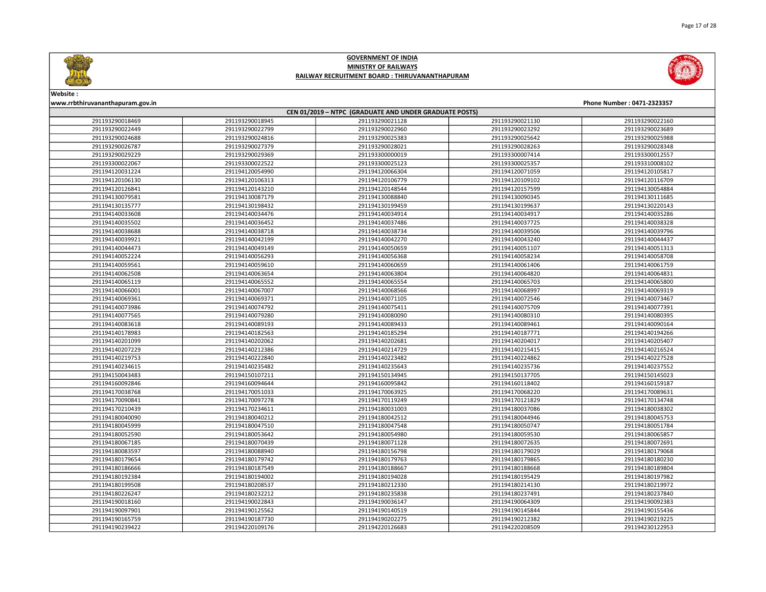# GOVERNMENT OF INDIA

## MINISTRY OF RAILWAYS

### RAILWAY RECRUITMENT BOARD : THIRUVANANTHAPURAM

**Website :**
**www.rrbthiruvananthapuram.gov.in**

**Phone Number : 0471-2323357**

**CEN 01/2019 – NTPC (GRADUATE AND UNDER GRADUATE POSTS)**

| | | | | |
|---|---|---|---|---|
| 291193290018469 | 291193290018945 | 291193290021128 | 291193290021130 | 291193290022160 |
| 291193290022449 | 291193290022799 | 291193290022960 | 291193290023292 | 291193290023689 |
| 291193290024688 | 291193290024816 | 291193290025383 | 291193290025642 | 291193290025988 |
| 291193290026787 | 291193290027379 | 291193290028021 | 291193290028263 | 291193290028348 |
| 291193290029229 | 291193290029369 | 291193300000019 | 291193300007414 | 291193300012557 |
| 291193300022067 | 291193300022522 | 291193300025123 | 291193300025357 | 291193310008102 |
| 291194120031224 | 291194120054990 | 291194120066304 | 291194120071059 | 291194120105817 |
| 291194120106130 | 291194120106313 | 291194120106779 | 291194120109102 | 291194120116709 |
| 291194120126841 | 291194120143210 | 291194120148544 | 291194120157599 | 291194130054884 |
| 291194130079581 | 291194130087179 | 291194130088840 | 291194130090345 | 291194130111685 |
| 291194130135777 | 291194130198432 | 291194130199459 | 291194130199637 | 291194130220143 |
| 291194140033608 | 291194140034476 | 291194140034914 | 291194140034917 | 291194140035286 |
| 291194140035502 | 291194140036452 | 291194140037486 | 291194140037725 | 291194140038328 |
| 291194140038688 | 291194140038718 | 291194140038734 | 291194140039506 | 291194140039796 |
| 291194140039921 | 291194140042199 | 291194140042270 | 291194140043240 | 291194140044437 |
| 291194140044473 | 291194140049149 | 291194140050659 | 291194140051107 | 291194140051313 |
| 291194140052224 | 291194140056293 | 291194140056368 | 291194140058234 | 291194140058708 |
| 291194140059561 | 291194140059610 | 291194140060659 | 291194140061406 | 291194140061759 |
| 291194140062508 | 291194140063654 | 291194140063804 | 291194140064820 | 291194140064831 |
| 291194140065119 | 291194140065552 | 291194140065554 | 291194140065703 | 291194140065800 |
| 291194140066001 | 291194140067007 | 291194140068566 | 291194140068997 | 291194140069319 |
| 291194140069361 | 291194140069371 | 291194140071105 | 291194140072546 | 291194140073467 |
| 291194140073986 | 291194140074792 | 291194140075411 | 291194140075709 | 291194140077391 |
| 291194140077565 | 291194140079280 | 291194140080090 | 291194140080310 | 291194140080395 |
| 291194140083618 | 291194140089193 | 291194140089433 | 291194140089461 | 291194140090164 |
| 291194140178983 | 291194140182563 | 291194140185294 | 291194140187771 | 291194140194266 |
| 291194140201099 | 291194140202062 | 291194140202681 | 291194140204017 | 291194140205407 |
| 291194140207229 | 291194140212386 | 291194140214729 | 291194140215415 | 291194140216524 |
| 291194140219753 | 291194140222840 | 291194140223482 | 291194140224862 | 291194140227528 |
| 291194140234615 | 291194140235482 | 291194140235643 | 291194140235736 | 291194140237552 |
| 291194150043483 | 291194150107211 | 291194150134945 | 291194150137705 | 291194150145023 |
| 291194160092846 | 291194160094644 | 291194160095842 | 291194160118402 | 291194160159187 |
| 291194170038768 | 291194170051033 | 291194170063925 | 291194170068220 | 291194170089631 |
| 291194170090841 | 291194170097278 | 291194170119249 | 291194170121829 | 291194170134748 |
| 291194170210439 | 291194170234611 | 291194180031003 | 291194180037086 | 291194180038302 |
| 291194180040090 | 291194180040212 | 291194180042512 | 291194180044946 | 291194180045753 |
| 291194180045999 | 291194180047510 | 291194180047548 | 291194180050747 | 291194180051784 |
| 291194180052590 | 291194180053642 | 291194180054980 | 291194180059530 | 291194180065857 |
| 291194180067185 | 291194180070439 | 291194180071128 | 291194180072635 | 291194180072691 |
| 291194180083597 | 291194180088940 | 291194180156798 | 291194180179029 | 291194180179068 |
| 291194180179654 | 291194180179742 | 291194180179763 | 291194180179865 | 291194180180230 |
| 291194180186666 | 291194180187549 | 291194180188667 | 291194180188668 | 291194180189804 |
| 291194180192384 | 291194180194002 | 291194180194028 | 291194180195429 | 291194180197982 |
| 291194180199508 | 291194180208537 | 291194180212330 | 291194180214130 | 291194180219972 |
| 291194180226247 | 291194180232212 | 291194180235838 | 291194180237491 | 291194180237840 |
| 291194190018160 | 291194190022843 | 291194190036147 | 291194190064309 | 291194190092383 |
| 291194190097901 | 291194190125562 | 291194190140519 | 291194190145844 | 291194190155436 |
| 291194190165759 | 291194190187730 | 291194190202275 | 291194190212382 | 291194190219225 |
| 291194190239422 | 291194220109176 | 291194220126683 | 291194220208509 | 291194230122953 |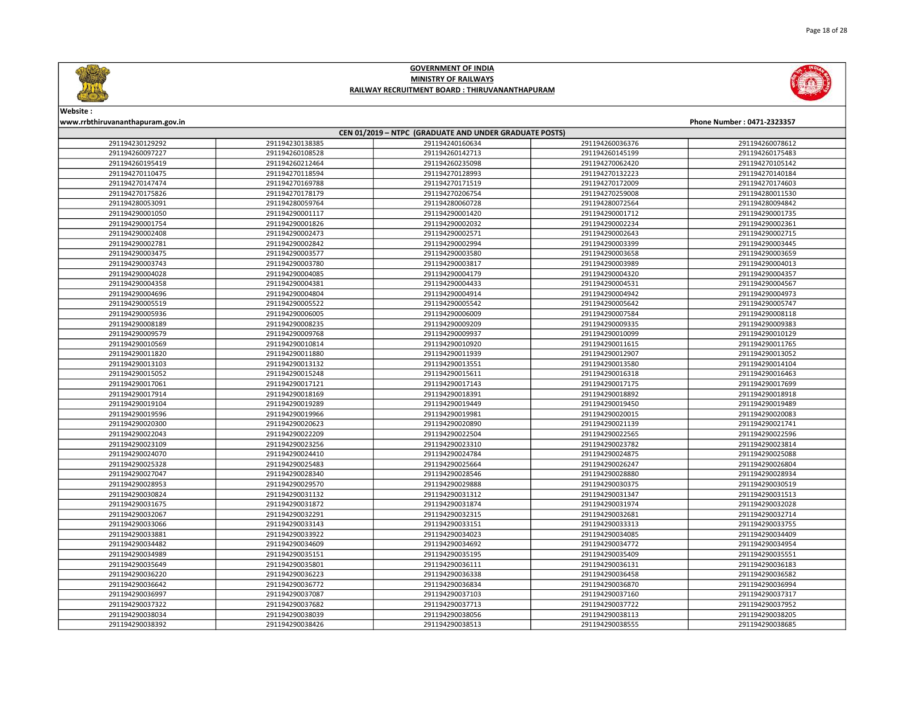## GOVERNMENT OF INDIA
## MINISTRY OF RAILWAYS
## RAILWAY RECRUITMENT BOARD : THIRUVANANTHAPURAM

**Website :**
**www.rrbthiruvananthapuram.gov.in**

**Phone Number : 0471-2323357**

| CEN 01/2019 – NTPC (GRADUATE AND UNDER GRADUATE POSTS) | | | | |
|---|---|---|---|---|
| 291194230129292 | 291194230138385 | 291194240160634 | 291194260036376 | 291194260078612 |
| 291194260097227 | 291194260108528 | 291194260142713 | 291194260145199 | 291194260175483 |
| 291194260195419 | 291194260212464 | 291194260235098 | 291194270062420 | 291194270105142 |
| 291194270110475 | 291194270118594 | 291194270128993 | 291194270132223 | 291194270140184 |
| 291194270147474 | 291194270169788 | 291194270171519 | 291194270172009 | 291194270174603 |
| 291194270175826 | 291194270178179 | 291194270206754 | 291194270259008 | 291194280011530 |
| 291194280053091 | 291194280059764 | 291194280060728 | 291194280072564 | 291194280094842 |
| 291194290001050 | 291194290001117 | 291194290001420 | 291194290001712 | 291194290001735 |
| 291194290001754 | 291194290001826 | 291194290002032 | 291194290002234 | 291194290002361 |
| 291194290002408 | 291194290002473 | 291194290002571 | 291194290002643 | 291194290002715 |
| 291194290002781 | 291194290002842 | 291194290002994 | 291194290003399 | 291194290003445 |
| 291194290003475 | 291194290003577 | 291194290003580 | 291194290003658 | 291194290003659 |
| 291194290003743 | 291194290003780 | 291194290003817 | 291194290003989 | 291194290004013 |
| 291194290004028 | 291194290004085 | 291194290004179 | 291194290004320 | 291194290004357 |
| 291194290004358 | 291194290004381 | 291194290004433 | 291194290004531 | 291194290004567 |
| 291194290004696 | 291194290004804 | 291194290004914 | 291194290004942 | 291194290004973 |
| 291194290005519 | 291194290005522 | 291194290005542 | 291194290005642 | 291194290005747 |
| 291194290005936 | 291194290006005 | 291194290006009 | 291194290007584 | 291194290008118 |
| 291194290008189 | 291194290008235 | 291194290009209 | 291194290009335 | 291194290009383 |
| 291194290009579 | 291194290009768 | 291194290009937 | 291194290010099 | 291194290010129 |
| 291194290010569 | 291194290010814 | 291194290010920 | 291194290011615 | 291194290011765 |
| 291194290011820 | 291194290011880 | 291194290011939 | 291194290012907 | 291194290013052 |
| 291194290013103 | 291194290013132 | 291194290013551 | 291194290013580 | 291194290014104 |
| 291194290015052 | 291194290015248 | 291194290015611 | 291194290016318 | 291194290016463 |
| 291194290017061 | 291194290017121 | 291194290017143 | 291194290017175 | 291194290017699 |
| 291194290017914 | 291194290018169 | 291194290018391 | 291194290018892 | 291194290018918 |
| 291194290019104 | 291194290019289 | 291194290019449 | 291194290019450 | 291194290019489 |
| 291194290019596 | 291194290019966 | 291194290019981 | 291194290020015 | 291194290020083 |
| 291194290020300 | 291194290020623 | 291194290020890 | 291194290021139 | 291194290021741 |
| 291194290022043 | 291194290022209 | 291194290022504 | 291194290022565 | 291194290022596 |
| 291194290023109 | 291194290023256 | 291194290023310 | 291194290023782 | 291194290023814 |
| 291194290024070 | 291194290024410 | 291194290024784 | 291194290024875 | 291194290025088 |
| 291194290025328 | 291194290025483 | 291194290025664 | 291194290026247 | 291194290026804 |
| 291194290027047 | 291194290028340 | 291194290028546 | 291194290028880 | 291194290028934 |
| 291194290028953 | 291194290029570 | 291194290029888 | 291194290030375 | 291194290030519 |
| 291194290030824 | 291194290031132 | 291194290031312 | 291194290031347 | 291194290031513 |
| 291194290031675 | 291194290031872 | 291194290031874 | 291194290031974 | 291194290032028 |
| 291194290032067 | 291194290032291 | 291194290032315 | 291194290032681 | 291194290032714 |
| 291194290033066 | 291194290033143 | 291194290033151 | 291194290033313 | 291194290033755 |
| 291194290033881 | 291194290033922 | 291194290034023 | 291194290034085 | 291194290034409 |
| 291194290034482 | 291194290034609 | 291194290034692 | 291194290034772 | 291194290034954 |
| 291194290034989 | 291194290035151 | 291194290035195 | 291194290035409 | 291194290035551 |
| 291194290035649 | 291194290035801 | 291194290036111 | 291194290036131 | 291194290036183 |
| 291194290036220 | 291194290036223 | 291194290036338 | 291194290036458 | 291194290036582 |
| 291194290036642 | 291194290036772 | 291194290036834 | 291194290036870 | 291194290036994 |
| 291194290036997 | 291194290037087 | 291194290037103 | 291194290037160 | 291194290037317 |
| 291194290037322 | 291194290037682 | 291194290037713 | 291194290037722 | 291194290037952 |
| 291194290038034 | 291194290038039 | 291194290038056 | 291194290038113 | 291194290038205 |
| 291194290038392 | 291194290038426 | 291194290038513 | 291194290038555 | 291194290038685 |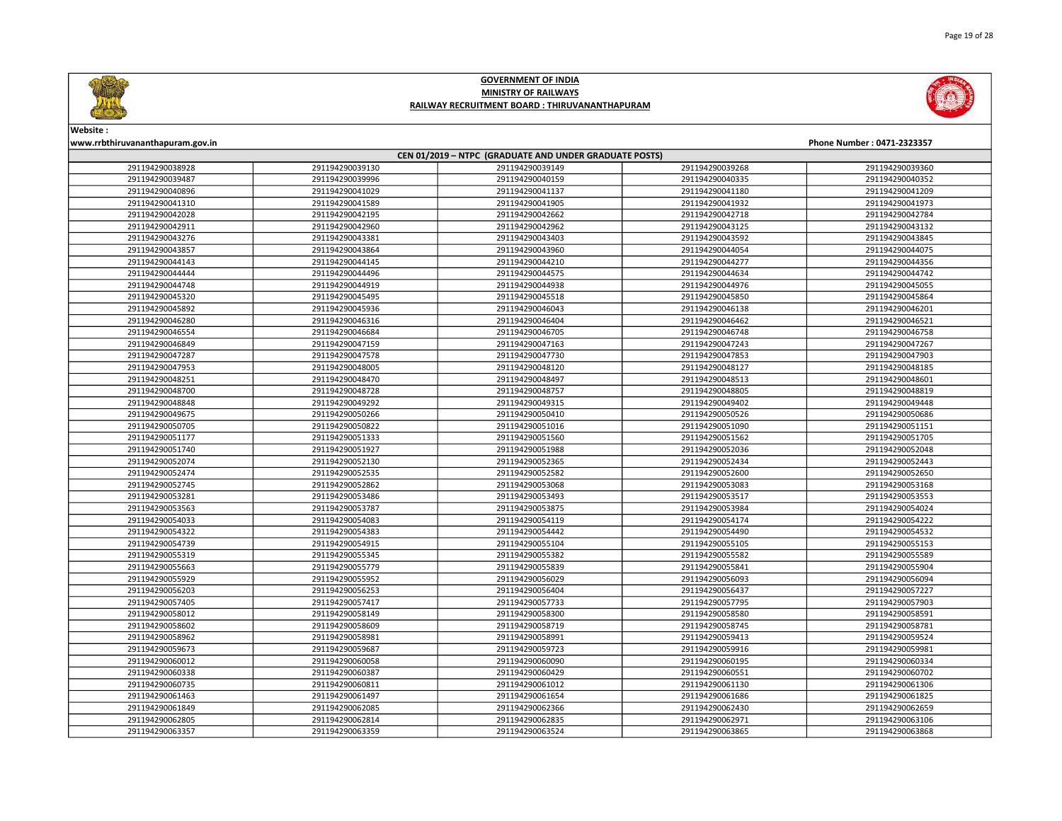# GOVERNMENT OF INDIA

## MINISTRY OF RAILWAYS

### RAILWAY RECRUITMENT BOARD : THIRUVANANTHAPURAM

**Website :**
**www.rrbthiruvananthapuram.gov.in**

**Phone Number : 0471-2323357**

**CEN 01/2019 – NTPC (GRADUATE AND UNDER GRADUATE POSTS)**

| | | | | |
|---|---|---|---|---|
| 291194290038928 | 291194290039130 | 291194290039149 | 291194290039268 | 291194290039360 |
| 291194290039487 | 291194290039996 | 291194290040159 | 291194290040335 | 291194290040352 |
| 291194290040896 | 291194290041029 | 291194290041137 | 291194290041180 | 291194290041209 |
| 291194290041310 | 291194290041589 | 291194290041905 | 291194290041932 | 291194290041973 |
| 291194290042028 | 291194290042195 | 291194290042662 | 291194290042718 | 291194290042784 |
| 291194290042911 | 291194290042960 | 291194290042962 | 291194290043125 | 291194290043132 |
| 291194290043276 | 291194290043381 | 291194290043403 | 291194290043592 | 291194290043845 |
| 291194290043857 | 291194290043864 | 291194290043960 | 291194290044054 | 291194290044075 |
| 291194290044143 | 291194290044145 | 291194290044210 | 291194290044277 | 291194290044356 |
| 291194290044444 | 291194290044496 | 291194290044575 | 291194290044634 | 291194290044742 |
| 291194290044748 | 291194290044919 | 291194290044938 | 291194290044976 | 291194290045055 |
| 291194290045320 | 291194290045495 | 291194290045518 | 291194290045850 | 291194290045864 |
| 291194290045892 | 291194290045936 | 291194290046043 | 291194290046138 | 291194290046201 |
| 291194290046280 | 291194290046316 | 291194290046404 | 291194290046462 | 291194290046521 |
| 291194290046554 | 291194290046684 | 291194290046705 | 291194290046748 | 291194290046758 |
| 291194290046849 | 291194290047159 | 291194290047163 | 291194290047243 | 291194290047267 |
| 291194290047287 | 291194290047578 | 291194290047730 | 291194290047853 | 291194290047903 |
| 291194290047953 | 291194290048005 | 291194290048120 | 291194290048127 | 291194290048185 |
| 291194290048251 | 291194290048470 | 291194290048497 | 291194290048513 | 291194290048601 |
| 291194290048700 | 291194290048728 | 291194290048757 | 291194290048805 | 291194290048819 |
| 291194290048848 | 291194290049292 | 291194290049315 | 291194290049402 | 291194290049448 |
| 291194290049675 | 291194290050266 | 291194290050410 | 291194290050526 | 291194290050686 |
| 291194290050705 | 291194290050822 | 291194290051016 | 291194290051090 | 291194290051151 |
| 291194290051177 | 291194290051333 | 291194290051560 | 291194290051562 | 291194290051705 |
| 291194290051740 | 291194290051927 | 291194290051988 | 291194290052036 | 291194290052048 |
| 291194290052074 | 291194290052130 | 291194290052365 | 291194290052434 | 291194290052443 |
| 291194290052474 | 291194290052535 | 291194290052582 | 291194290052600 | 291194290052650 |
| 291194290052745 | 291194290052862 | 291194290053068 | 291194290053083 | 291194290053168 |
| 291194290053281 | 291194290053486 | 291194290053493 | 291194290053517 | 291194290053553 |
| 291194290053563 | 291194290053787 | 291194290053875 | 291194290053984 | 291194290054024 |
| 291194290054033 | 291194290054083 | 291194290054119 | 291194290054174 | 291194290054222 |
| 291194290054322 | 291194290054383 | 291194290054442 | 291194290054490 | 291194290054532 |
| 291194290054739 | 291194290054915 | 291194290055104 | 291194290055105 | 291194290055153 |
| 291194290055319 | 291194290055345 | 291194290055382 | 291194290055582 | 291194290055589 |
| 291194290055663 | 291194290055779 | 291194290055839 | 291194290055841 | 291194290055904 |
| 291194290055929 | 291194290055952 | 291194290056029 | 291194290056093 | 291194290056094 |
| 291194290056203 | 291194290056253 | 291194290056404 | 291194290056437 | 291194290057227 |
| 291194290057405 | 291194290057417 | 291194290057733 | 291194290057795 | 291194290057903 |
| 291194290058012 | 291194290058149 | 291194290058300 | 291194290058580 | 291194290058591 |
| 291194290058602 | 291194290058609 | 291194290058719 | 291194290058745 | 291194290058781 |
| 291194290058962 | 291194290058981 | 291194290058991 | 291194290059413 | 291194290059524 |
| 291194290059673 | 291194290059687 | 291194290059723 | 291194290059916 | 291194290059981 |
| 291194290060012 | 291194290060058 | 291194290060090 | 291194290060195 | 291194290060334 |
| 291194290060338 | 291194290060387 | 291194290060429 | 291194290060551 | 291194290060702 |
| 291194290060735 | 291194290060811 | 291194290061012 | 291194290061130 | 291194290061306 |
| 291194290061463 | 291194290061497 | 291194290061654 | 291194290061686 | 291194290061825 |
| 291194290061849 | 291194290062085 | 291194290062366 | 291194290062430 | 291194290062659 |
| 291194290062805 | 291194290062814 | 291194290062835 | 291194290062971 | 291194290063106 |
| 291194290063357 | 291194290063359 | 291194290063524 | 291194290063865 | 291194290063868 |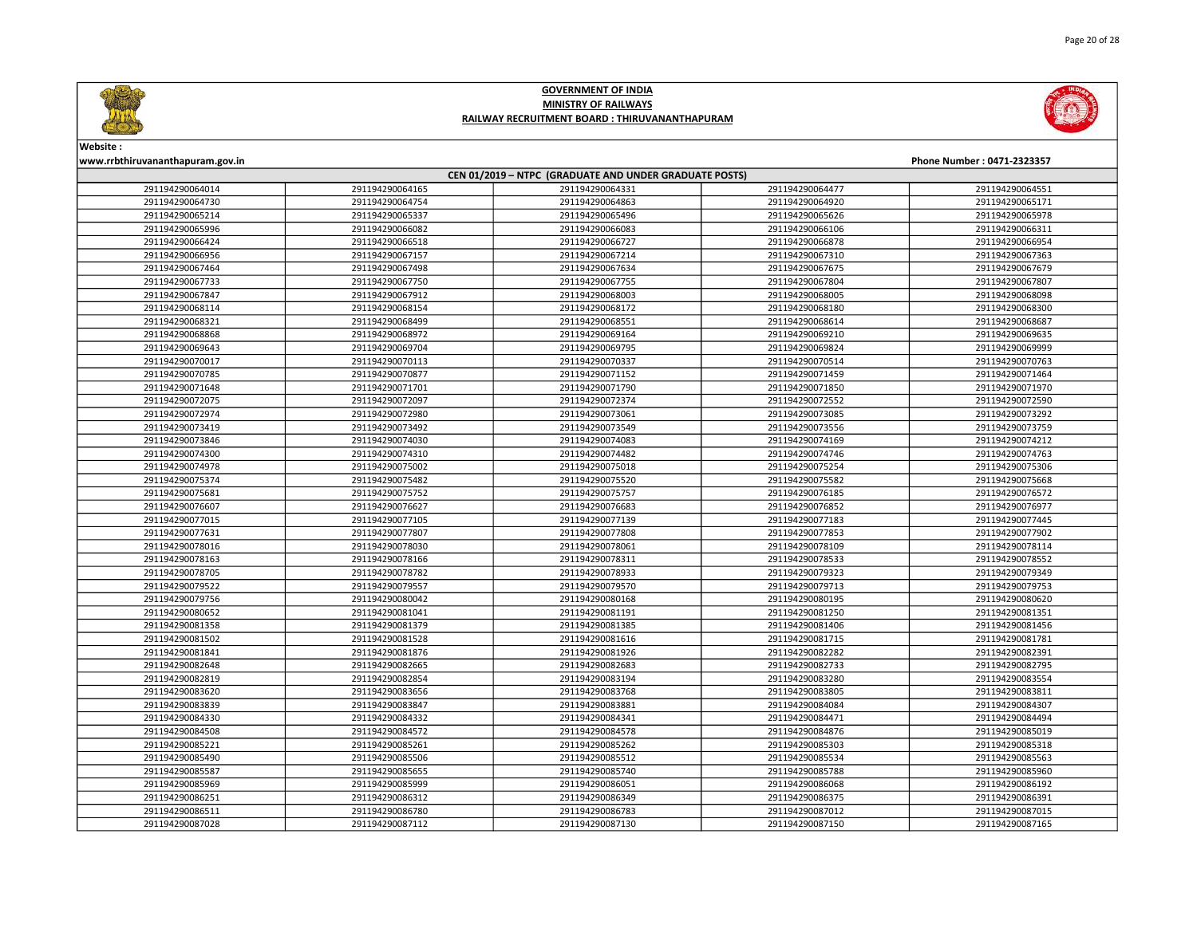# GOVERNMENT OF INDIA
## MINISTRY OF RAILWAYS
### RAILWAY RECRUITMENT BOARD : THIRUVANANTHAPURAM

**Website :**
**www.rrbthiruvananthapuram.gov.in**

**Phone Number : 0471-2323357**

| CEN 01/2019 – NTPC (GRADUATE AND UNDER GRADUATE POSTS) | | | | |
|---|---|---|---|---|
| 291194290064014 | 291194290064165 | 291194290064331 | 291194290064477 | 291194290064551 |
| 291194290064730 | 291194290064754 | 291194290064863 | 291194290064920 | 291194290065171 |
| 291194290065214 | 291194290065337 | 291194290065496 | 291194290065626 | 291194290065978 |
| 291194290065996 | 291194290066082 | 291194290066083 | 291194290066106 | 291194290066311 |
| 291194290066424 | 291194290066518 | 291194290066727 | 291194290066878 | 291194290066954 |
| 291194290066956 | 291194290067157 | 291194290067214 | 291194290067310 | 291194290067363 |
| 291194290067464 | 291194290067498 | 291194290067634 | 291194290067675 | 291194290067679 |
| 291194290067733 | 291194290067750 | 291194290067755 | 291194290067804 | 291194290067807 |
| 291194290067847 | 291194290067912 | 291194290068003 | 291194290068005 | 291194290068098 |
| 291194290068114 | 291194290068154 | 291194290068172 | 291194290068180 | 291194290068300 |
| 291194290068321 | 291194290068499 | 291194290068551 | 291194290068614 | 291194290068687 |
| 291194290068868 | 291194290068972 | 291194290069164 | 291194290069210 | 291194290069635 |
| 291194290069643 | 291194290069704 | 291194290069795 | 291194290069824 | 291194290069999 |
| 291194290070017 | 291194290070113 | 291194290070337 | 291194290070514 | 291194290070763 |
| 291194290070785 | 291194290070877 | 291194290071152 | 291194290071459 | 291194290071464 |
| 291194290071648 | 291194290071701 | 291194290071790 | 291194290071850 | 291194290071970 |
| 291194290072075 | 291194290072097 | 291194290072374 | 291194290072552 | 291194290072590 |
| 291194290072974 | 291194290072980 | 291194290073061 | 291194290073085 | 291194290073292 |
| 291194290073419 | 291194290073492 | 291194290073549 | 291194290073556 | 291194290073759 |
| 291194290073846 | 291194290074030 | 291194290074083 | 291194290074169 | 291194290074212 |
| 291194290074300 | 291194290074310 | 291194290074482 | 291194290074746 | 291194290074763 |
| 291194290074978 | 291194290075002 | 291194290075018 | 291194290075254 | 291194290075306 |
| 291194290075374 | 291194290075482 | 291194290075520 | 291194290075582 | 291194290075668 |
| 291194290075681 | 291194290075757 | 291194290076185 | 291194290076572 | 291194290076572 |
| 291194290076607 | 291194290076627 | 291194290076683 | 291194290076852 | 291194290076977 |
| 291194290077015 | 291194290077105 | 291194290077139 | 291194290077183 | 291194290077445 |
| 291194290077631 | 291194290077807 | 291194290077808 | 291194290077853 | 291194290077902 |
| 291194290078016 | 291194290078030 | 291194290078061 | 291194290078109 | 291194290078114 |
| 291194290078163 | 291194290078166 | 291194290078311 | 291194290078533 | 291194290078552 |
| 291194290078705 | 291194290078782 | 291194290078933 | 291194290079323 | 291194290079349 |
| 291194290079522 | 291194290079557 | 291194290079570 | 291194290079713 | 291194290079753 |
| 291194290079756 | 291194290080042 | 291194290080168 | 291194290080195 | 291194290080620 |
| 291194290080652 | 291194290081041 | 291194290081191 | 291194290081250 | 291194290081351 |
| 291194290081358 | 291194290081379 | 291194290081385 | 291194290081406 | 291194290081456 |
| 291194290081502 | 291194290081528 | 291194290081616 | 291194290081715 | 291194290081781 |
| 291194290081841 | 291194290081876 | 291194290081926 | 291194290082282 | 291194290082391 |
| 291194290082648 | 291194290082665 | 291194290082683 | 291194290082733 | 291194290082795 |
| 291194290082819 | 291194290082854 | 291194290083194 | 291194290083280 | 291194290083554 |
| 291194290083620 | 291194290083656 | 291194290083768 | 291194290083805 | 291194290083811 |
| 291194290083839 | 291194290083847 | 291194290083881 | 291194290084084 | 291194290084307 |
| 291194290084330 | 291194290084332 | 291194290084341 | 291194290084471 | 291194290084494 |
| 291194290084508 | 291194290084572 | 291194290084578 | 291194290084876 | 291194290085019 |
| 291194290085221 | 291194290085261 | 291194290085262 | 291194290085303 | 291194290085318 |
| 291194290085490 | 291194290085506 | 291194290085512 | 291194290085534 | 291194290085563 |
| 291194290085587 | 291194290085655 | 291194290085740 | 291194290085788 | 291194290085960 |
| 291194290085969 | 291194290085999 | 291194290086051 | 291194290086068 | 291194290086192 |
| 291194290086251 | 291194290086312 | 291194290086349 | 291194290086375 | 291194290086391 |
| 291194290086511 | 291194290086780 | 291194290086783 | 291194290087012 | 291194290087015 |
| 291194290087028 | 291194290087112 | 291194290087130 | 291194290087150 | 291194290087165 |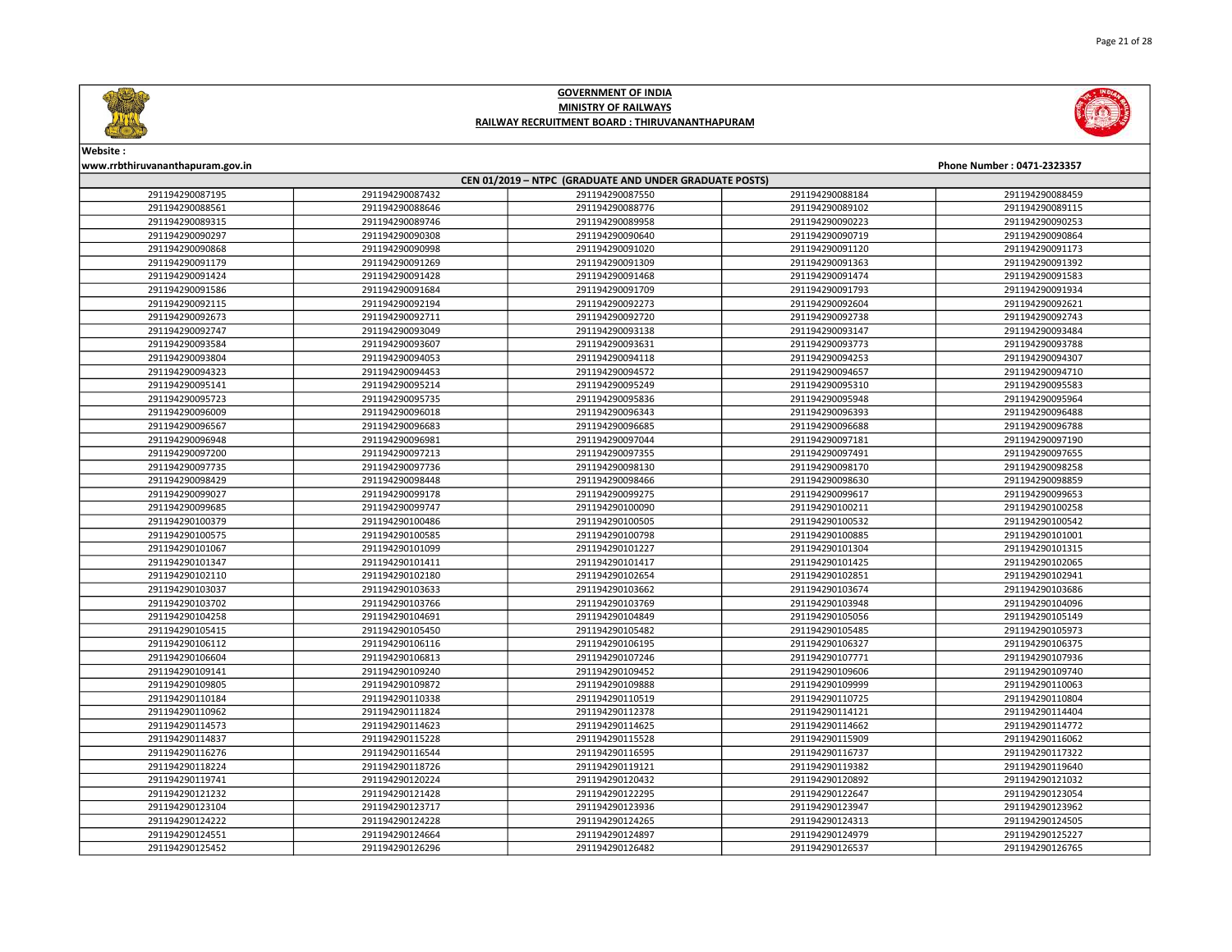# GOVERNMENT OF INDIA
## MINISTRY OF RAILWAYS
## RAILWAY RECRUITMENT BOARD : THIRUVANANTHAPURAM

**Website :**
**www.rrbthiruvananthapuram.gov.in**

**Phone Number : 0471-2323357**

**CEN 01/2019 – NTPC (GRADUATE AND UNDER GRADUATE POSTS)**

| | | | | |
|---|---|---|---|---|
| 291194290087195 | 291194290087432 | 291194290087550 | 291194290088184 | 291194290088459 |
| 291194290088561 | 291194290088646 | 291194290088776 | 291194290089102 | 291194290089115 |
| 291194290089315 | 291194290089746 | 291194290089958 | 291194290090223 | 291194290090253 |
| 291194290090297 | 291194290090308 | 291194290090640 | 291194290090719 | 291194290090864 |
| 291194290090868 | 291194290090998 | 291194290091020 | 291194290091120 | 291194290091173 |
| 291194290091179 | 291194290091269 | 291194290091309 | 291194290091363 | 291194290091392 |
| 291194290091424 | 291194290091428 | 291194290091468 | 291194290091474 | 291194290091583 |
| 291194290091586 | 291194290091684 | 291194290091709 | 291194290091793 | 291194290091934 |
| 291194290092115 | 291194290092194 | 291194290092273 | 291194290092604 | 291194290092621 |
| 291194290092673 | 291194290092711 | 291194290092720 | 291194290092738 | 291194290092743 |
| 291194290092747 | 291194290093049 | 291194290093138 | 291194290093147 | 291194290093484 |
| 291194290093584 | 291194290093607 | 291194290093631 | 291194290093773 | 291194290093788 |
| 291194290093804 | 291194290094053 | 291194290094118 | 291194290094253 | 291194290094307 |
| 291194290094323 | 291194290094453 | 291194290094572 | 291194290094657 | 291194290094710 |
| 291194290095141 | 291194290095214 | 291194290095249 | 291194290095310 | 291194290095583 |
| 291194290095723 | 291194290095735 | 291194290095836 | 291194290095948 | 291194290095964 |
| 291194290096009 | 291194290096018 | 291194290096343 | 291194290096393 | 291194290096488 |
| 291194290096567 | 291194290096683 | 291194290096685 | 291194290096688 | 291194290096788 |
| 291194290096948 | 291194290096981 | 291194290097044 | 291194290097181 | 291194290097190 |
| 291194290097200 | 291194290097213 | 291194290097355 | 291194290097491 | 291194290097655 |
| 291194290097735 | 291194290097736 | 291194290098130 | 291194290098170 | 291194290098258 |
| 291194290098429 | 291194290098448 | 291194290098466 | 291194290098630 | 291194290098859 |
| 291194290099027 | 291194290099178 | 291194290099275 | 291194290099617 | 291194290099653 |
| 291194290099685 | 291194290099747 | 291194290100090 | 291194290100211 | 291194290100258 |
| 291194290100379 | 291194290100486 | 291194290100505 | 291194290100532 | 291194290100542 |
| 291194290100575 | 291194290100585 | 291194290100798 | 291194290100885 | 291194290101001 |
| 291194290101067 | 291194290101099 | 291194290101227 | 291194290101304 | 291194290101315 |
| 291194290101347 | 291194290101411 | 291194290101417 | 291194290101425 | 291194290102065 |
| 291194290102110 | 291194290102180 | 291194290102654 | 291194290102851 | 291194290102941 |
| 291194290103037 | 291194290103633 | 291194290103662 | 291194290103674 | 291194290103686 |
| 291194290103702 | 291194290103766 | 291194290103769 | 291194290103948 | 291194290104096 |
| 291194290104258 | 291194290104691 | 291194290104849 | 291194290105056 | 291194290105149 |
| 291194290105415 | 291194290105450 | 291194290105482 | 291194290105485 | 291194290105973 |
| 291194290106112 | 291194290106116 | 291194290106195 | 291194290106327 | 291194290106375 |
| 291194290106604 | 291194290106813 | 291194290107246 | 291194290107771 | 291194290107936 |
| 291194290109141 | 291194290109240 | 291194290109452 | 291194290109606 | 291194290109740 |
| 291194290109805 | 291194290109872 | 291194290109888 | 291194290109999 | 291194290110063 |
| 291194290110184 | 291194290110338 | 291194290110519 | 291194290110725 | 291194290110804 |
| 291194290110962 | 291194290111824 | 291194290112378 | 291194290114121 | 291194290114404 |
| 291194290114573 | 291194290114623 | 291194290114625 | 291194290114662 | 291194290114772 |
| 291194290114837 | 291194290115228 | 291194290115528 | 291194290115909 | 291194290116062 |
| 291194290116276 | 291194290116544 | 291194290116595 | 291194290116737 | 291194290117322 |
| 291194290118224 | 291194290118726 | 291194290119121 | 291194290119382 | 291194290119640 |
| 291194290119741 | 291194290120224 | 291194290120432 | 291194290120892 | 291194290121032 |
| 291194290121232 | 291194290121428 | 291194290122295 | 291194290122647 | 291194290123054 |
| 291194290123104 | 291194290123717 | 291194290123936 | 291194290123947 | 291194290123962 |
| 291194290124222 | 291194290124228 | 291194290124265 | 291194290124313 | 291194290124505 |
| 291194290124551 | 291194290124664 | 291194290124897 | 291194290124979 | 291194290125227 |
| 291194290125452 | 291194290126296 | 291194290126482 | 291194290126537 | 291194290126765 |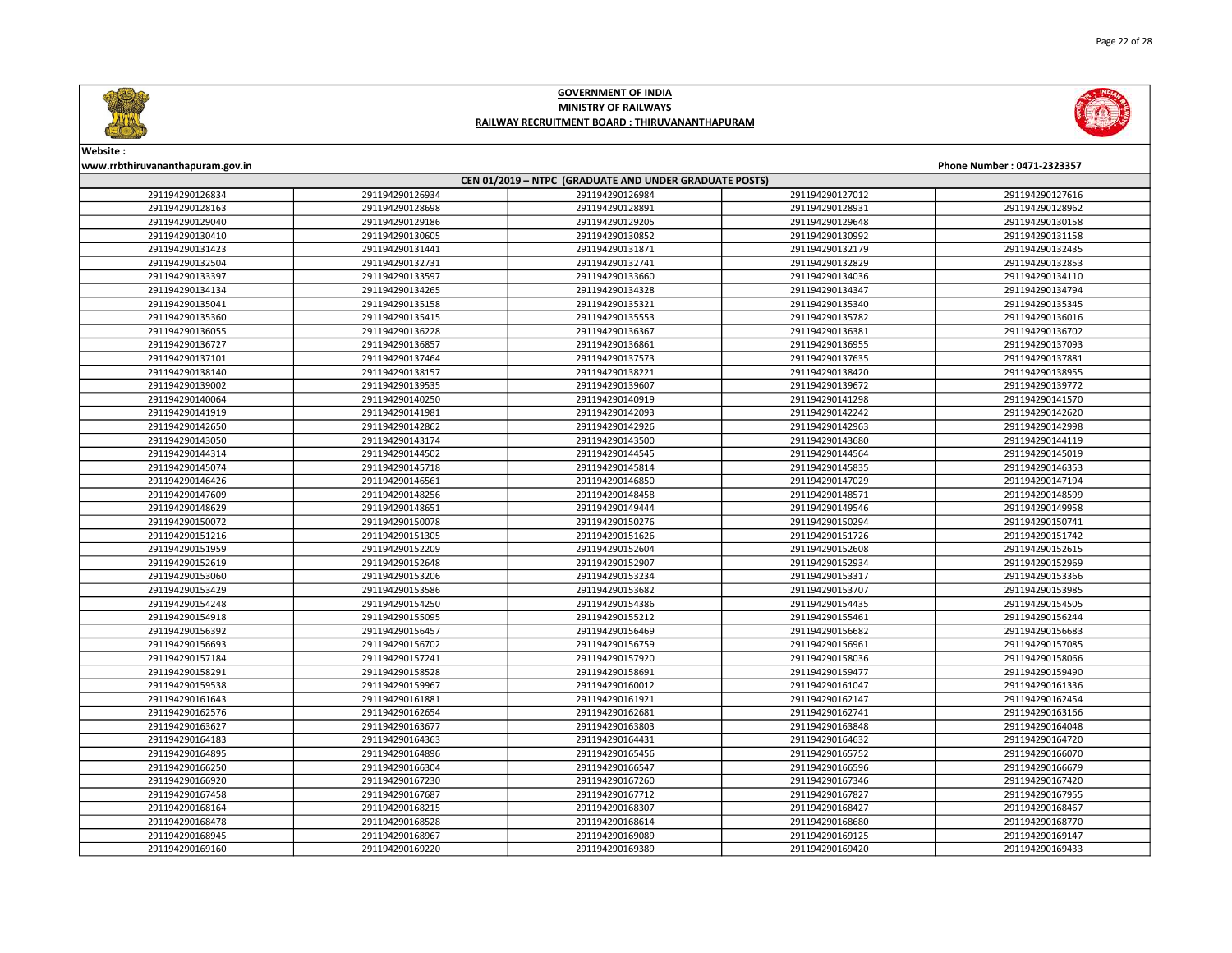**GOVERNMENT OF INDIA**
**MINISTRY OF RAILWAYS**
**RAILWAY RECRUITMENT BOARD : THIRUVANANTHAPURAM**

**Website :**
**www.rrbthiruvananthapuram.gov.in**

**Phone Number : 0471-2323357**

| CEN 01/2019 – NTPC (GRADUATE AND UNDER GRADUATE POSTS) | | | | |
|---|---|---|---|---|
| 291194290126834 | 291194290126934 | 291194290126984 | 291194290127012 | 291194290127616 |
| 291194290128163 | 291194290128698 | 291194290128891 | 291194290128931 | 291194290128962 |
| 291194290129040 | 291194290129186 | 291194290129205 | 291194290129648 | 291194290130158 |
| 291194290130410 | 291194290130605 | 291194290130852 | 291194290130992 | 291194290131158 |
| 291194290131423 | 291194290131441 | 291194290131871 | 291194290132179 | 291194290132435 |
| 291194290132504 | 291194290132731 | 291194290132741 | 291194290132829 | 291194290132853 |
| 291194290133397 | 291194290133597 | 291194290133660 | 291194290134036 | 291194290134110 |
| 291194290134134 | 291194290134265 | 291194290134328 | 291194290134347 | 291194290134794 |
| 291194290135041 | 291194290135158 | 291194290135321 | 291194290135340 | 291194290135345 |
| 291194290135360 | 291194290135415 | 291194290135553 | 291194290135782 | 291194290136016 |
| 291194290136055 | 291194290136228 | 291194290136367 | 291194290136381 | 291194290136702 |
| 291194290136727 | 291194290136857 | 291194290136861 | 291194290136955 | 291194290137093 |
| 291194290137101 | 291194290137464 | 291194290137573 | 291194290137635 | 291194290137881 |
| 291194290138140 | 291194290138157 | 291194290138221 | 291194290138420 | 291194290138955 |
| 291194290139002 | 291194290139535 | 291194290139607 | 291194290139672 | 291194290139772 |
| 291194290140064 | 291194290140250 | 291194290140919 | 291194290141298 | 291194290141570 |
| 291194290141919 | 291194290141981 | 291194290142093 | 291194290142242 | 291194290142620 |
| 291194290142650 | 291194290142862 | 291194290142926 | 291194290142963 | 291194290142998 |
| 291194290143050 | 291194290143174 | 291194290143500 | 291194290143680 | 291194290144119 |
| 291194290144314 | 291194290144502 | 291194290144545 | 291194290144564 | 291194290145019 |
| 291194290145074 | 291194290145718 | 291194290145814 | 291194290145835 | 291194290146353 |
| 291194290146426 | 291194290146561 | 291194290146850 | 291194290147029 | 291194290147194 |
| 291194290147609 | 291194290148256 | 291194290148458 | 291194290148571 | 291194290148599 |
| 291194290148629 | 291194290148651 | 291194290149444 | 291194290149546 | 291194290149958 |
| 291194290150072 | 291194290150078 | 291194290150276 | 291194290150294 | 291194290150741 |
| 291194290151216 | 291194290151305 | 291194290151626 | 291194290151726 | 291194290151742 |
| 291194290151959 | 291194290152209 | 291194290152604 | 291194290152608 | 291194290152615 |
| 291194290152619 | 291194290152648 | 291194290152907 | 291194290152934 | 291194290152969 |
| 291194290153060 | 291194290153206 | 291194290153234 | 291194290153317 | 291194290153366 |
| 291194290153429 | 291194290153586 | 291194290153682 | 291194290153707 | 291194290153985 |
| 291194290154248 | 291194290154250 | 291194290154386 | 291194290154435 | 291194290154505 |
| 291194290154918 | 291194290155095 | 291194290155212 | 291194290155461 | 291194290156244 |
| 291194290156392 | 291194290156457 | 291194290156469 | 291194290156682 | 291194290156683 |
| 291194290156693 | 291194290156702 | 291194290156759 | 291194290156961 | 291194290157085 |
| 291194290157184 | 291194290157241 | 291194290157920 | 291194290158036 | 291194290158066 |
| 291194290158291 | 291194290158528 | 291194290158691 | 291194290159477 | 291194290159490 |
| 291194290159538 | 291194290159967 | 291194290160012 | 291194290161047 | 291194290161336 |
| 291194290161643 | 291194290161881 | 291194290161921 | 291194290162147 | 291194290162454 |
| 291194290162576 | 291194290162654 | 291194290162681 | 291194290162741 | 291194290163166 |
| 291194290163627 | 291194290163677 | 291194290163803 | 291194290163848 | 291194290164048 |
| 291194290164183 | 291194290164363 | 291194290164431 | 291194290164632 | 291194290164720 |
| 291194290164895 | 291194290164896 | 291194290165456 | 291194290165752 | 291194290166070 |
| 291194290166250 | 291194290166304 | 291194290166547 | 291194290166596 | 291194290166679 |
| 291194290166920 | 291194290167230 | 291194290167260 | 291194290167346 | 291194290167420 |
| 291194290167458 | 291194290167687 | 291194290167712 | 291194290167827 | 291194290167955 |
| 291194290168164 | 291194290168215 | 291194290168307 | 291194290168427 | 291194290168467 |
| 291194290168478 | 291194290168528 | 291194290168614 | 291194290168680 | 291194290168770 |
| 291194290168945 | 291194290168967 | 291194290169089 | 291194290169125 | 291194290169147 |
| 291194290169160 | 291194290169220 | 291194290169389 | 291194290169420 | 291194290169433 |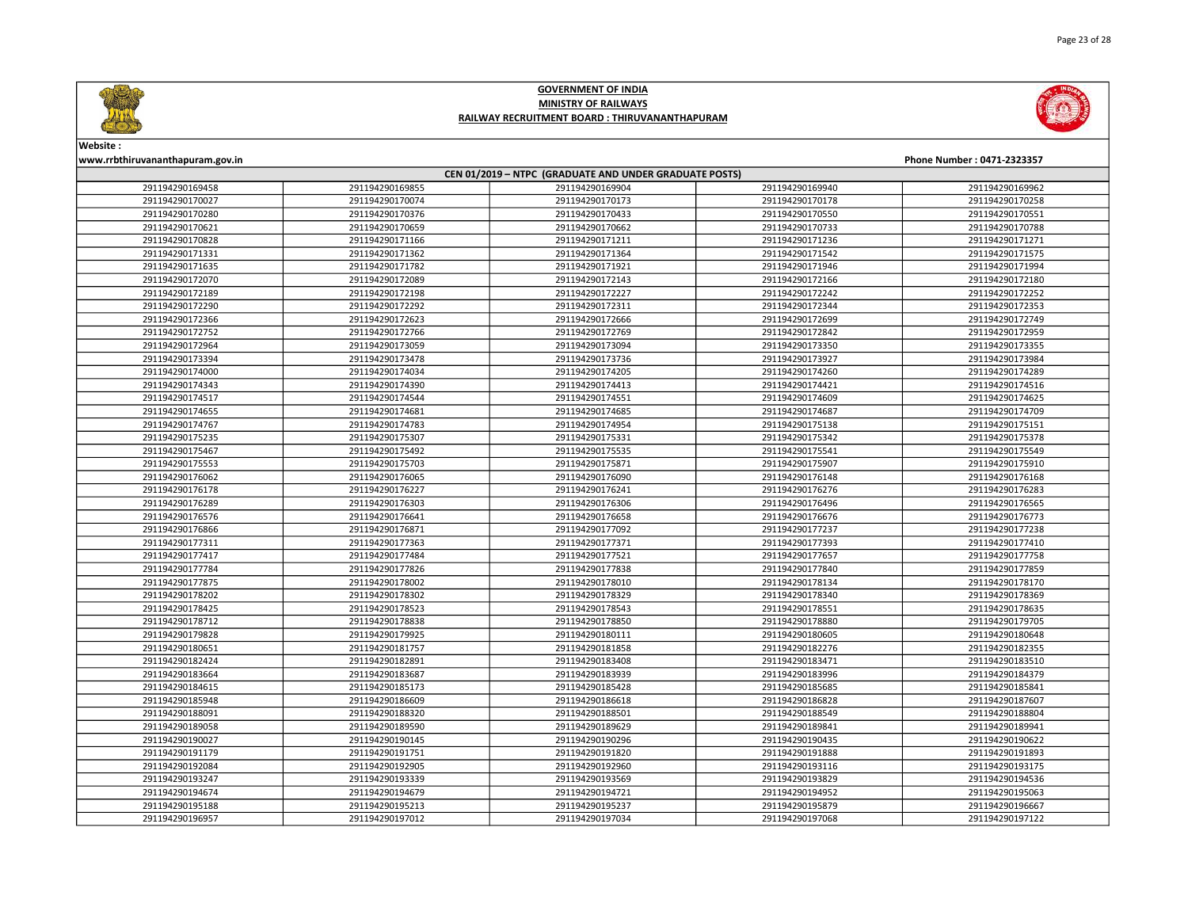# GOVERNMENT OF INDIA
## MINISTRY OF RAILWAYS
### RAILWAY RECRUITMENT BOARD : THIRUVANANTHAPURAM

**Website :**
**www.rrbthiruvananthapuram.gov.in**

**Phone Number : 0471-2323357**

**CEN 01/2019 – NTPC (GRADUATE AND UNDER GRADUATE POSTS)**

| | | | | |
|---|---|---|---|---|
| 291194290169458 | 291194290169855 | 291194290169904 | 291194290169940 | 291194290169962 |
| 291194290170027 | 291194290170074 | 291194290170173 | 291194290170178 | 291194290170258 |
| 291194290170280 | 291194290170376 | 291194290170433 | 291194290170550 | 291194290170551 |
| 291194290170621 | 291194290170659 | 291194290170662 | 291194290170733 | 291194290170788 |
| 291194290170828 | 291194290171166 | 291194290171211 | 291194290171236 | 291194290171271 |
| 291194290171331 | 291194290171362 | 291194290171364 | 291194290171542 | 291194290171575 |
| 291194290171635 | 291194290171782 | 291194290171921 | 291194290171946 | 291194290171994 |
| 291194290172070 | 291194290172089 | 291194290172143 | 291194290172166 | 291194290172180 |
| 291194290172189 | 291194290172198 | 291194290172227 | 291194290172242 | 291194290172252 |
| 291194290172290 | 291194290172292 | 291194290172311 | 291194290172344 | 291194290172353 |
| 291194290172366 | 291194290172623 | 291194290172666 | 291194290172699 | 291194290172749 |
| 291194290172752 | 291194290172766 | 291194290172769 | 291194290172842 | 291194290172959 |
| 291194290172964 | 291194290173059 | 291194290173094 | 291194290173350 | 291194290173355 |
| 291194290173394 | 291194290173478 | 291194290173736 | 291194290173927 | 291194290173984 |
| 291194290174000 | 291194290174034 | 291194290174205 | 291194290174260 | 291194290174289 |
| 291194290174343 | 291194290174390 | 291194290174413 | 291194290174421 | 291194290174516 |
| 291194290174517 | 291194290174544 | 291194290174551 | 291194290174609 | 291194290174625 |
| 291194290174655 | 291194290174681 | 291194290174685 | 291194290174687 | 291194290174709 |
| 291194290174767 | 291194290174783 | 291194290174954 | 291194290175138 | 291194290175151 |
| 291194290175235 | 291194290175307 | 291194290175331 | 291194290175342 | 291194290175378 |
| 291194290175467 | 291194290175492 | 291194290175535 | 291194290175541 | 291194290175549 |
| 291194290175553 | 291194290175703 | 291194290175871 | 291194290175907 | 291194290175910 |
| 291194290176062 | 291194290176065 | 291194290176090 | 291194290176148 | 291194290176168 |
| 291194290176178 | 291194290176227 | 291194290176241 | 291194290176276 | 291194290176283 |
| 291194290176289 | 291194290176303 | 291194290176306 | 291194290176496 | 291194290176565 |
| 291194290176576 | 291194290176641 | 291194290176658 | 291194290176676 | 291194290176773 |
| 291194290176866 | 291194290176871 | 291194290177092 | 291194290177237 | 291194290177238 |
| 291194290177311 | 291194290177363 | 291194290177371 | 291194290177393 | 291194290177410 |
| 291194290177417 | 291194290177484 | 291194290177521 | 291194290177657 | 291194290177758 |
| 291194290177784 | 291194290177826 | 291194290177838 | 291194290177840 | 291194290177859 |
| 291194290177875 | 291194290178002 | 291194290178010 | 291194290178134 | 291194290178170 |
| 291194290178202 | 291194290178302 | 291194290178329 | 291194290178340 | 291194290178369 |
| 291194290178425 | 291194290178523 | 291194290178543 | 291194290178551 | 291194290178635 |
| 291194290178712 | 291194290178838 | 291194290178850 | 291194290178880 | 291194290179705 |
| 291194290179828 | 291194290179925 | 291194290180111 | 291194290180605 | 291194290180648 |
| 291194290180651 | 291194290181757 | 291194290181858 | 291194290182276 | 291194290182355 |
| 291194290182424 | 291194290182891 | 291194290183408 | 291194290183471 | 291194290183510 |
| 291194290183664 | 291194290183687 | 291194290183939 | 291194290183996 | 291194290184379 |
| 291194290184615 | 291194290185173 | 291194290185428 | 291194290185685 | 291194290185841 |
| 291194290185948 | 291194290186609 | 291194290186618 | 291194290186828 | 291194290187607 |
| 291194290188091 | 291194290188320 | 291194290188501 | 291194290188549 | 291194290188804 |
| 291194290189058 | 291194290189590 | 291194290189629 | 291194290189841 | 291194290189941 |
| 291194290190027 | 291194290190145 | 291194290190296 | 291194290190435 | 291194290190622 |
| 291194290191179 | 291194290191751 | 291194290191820 | 291194290191888 | 291194290191893 |
| 291194290192084 | 291194290192905 | 291194290192960 | 291194290193116 | 291194290193175 |
| 291194290193247 | 291194290193339 | 291194290193569 | 291194290193829 | 291194290194536 |
| 291194290194674 | 291194290194679 | 291194290194721 | 291194290194952 | 291194290195063 |
| 291194290195188 | 291194290195213 | 291194290195237 | 291194290195879 | 291194290196667 |
| 291194290196957 | 291194290197012 | 291194290197034 | 291194290197068 | 291194290197122 |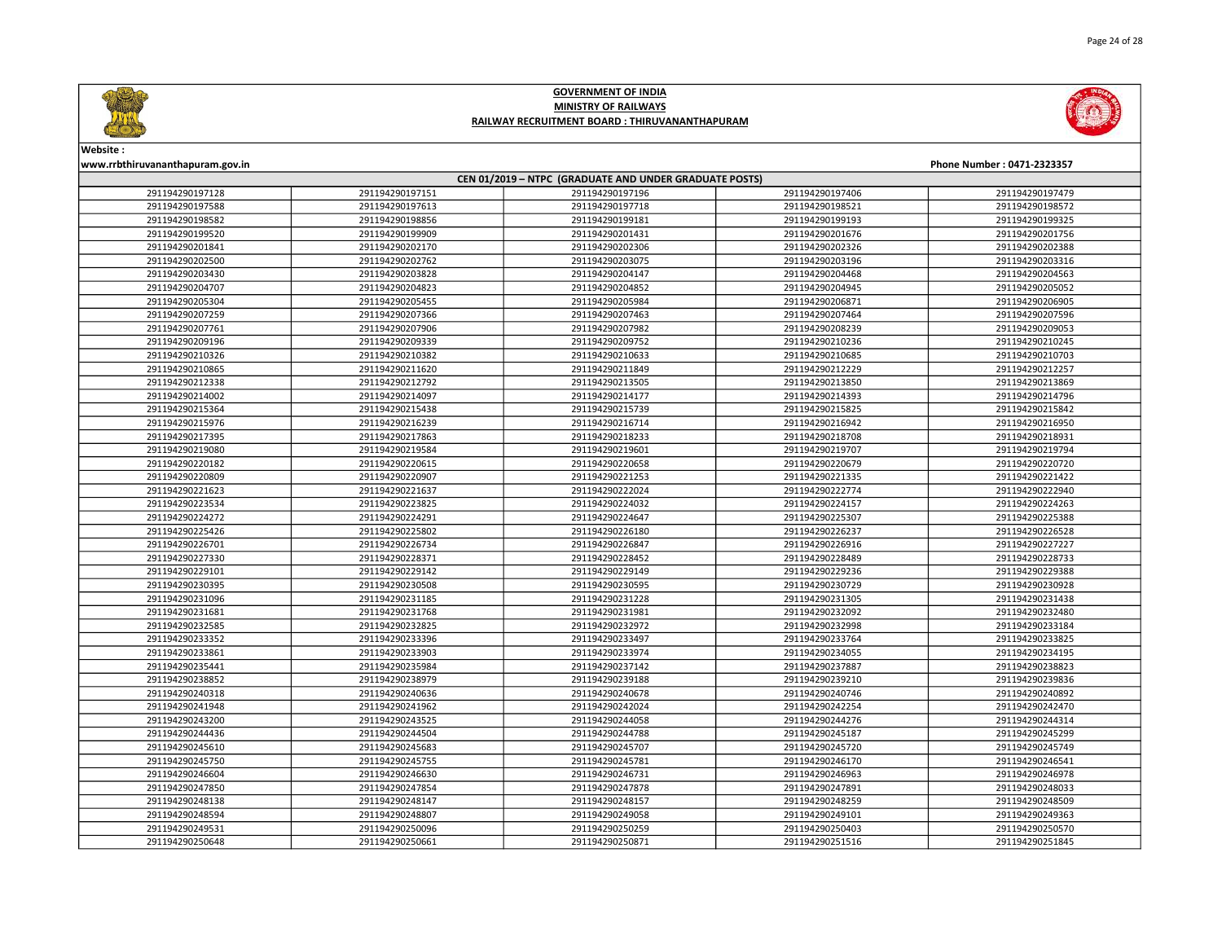# GOVERNMENT OF INDIA

## MINISTRY OF RAILWAYS

## RAILWAY RECRUITMENT BOARD : THIRUVANANTHAPURAM

**Website :**
**www.rrbthiruvananthapuram.gov.in**

**Phone Number : 0471-2323357**

| CEN 01/2019 – NTPC (GRADUATE AND UNDER GRADUATE POSTS) | | | | |
|---|---|---|---|---|
| 291194290197128 | 291194290197151 | 291194290197196 | 291194290197406 | 291194290197479 |
| 291194290197588 | 291194290197613 | 291194290197718 | 291194290198521 | 291194290198572 |
| 291194290198582 | 291194290198856 | 291194290199181 | 291194290199193 | 291194290199325 |
| 291194290199520 | 291194290199909 | 291194290201431 | 291194290201676 | 291194290201756 |
| 291194290201841 | 291194290202170 | 291194290202306 | 291194290202326 | 291194290202388 |
| 291194290202500 | 291194290202762 | 291194290203075 | 291194290203196 | 291194290203316 |
| 291194290203430 | 291194290203828 | 291194290204147 | 291194290204468 | 291194290204563 |
| 291194290204707 | 291194290204823 | 291194290204852 | 291194290204945 | 291194290205052 |
| 291194290205304 | 291194290205455 | 291194290205984 | 291194290206871 | 291194290206905 |
| 291194290207259 | 291194290207366 | 291194290207463 | 291194290207464 | 291194290207596 |
| 291194290207761 | 291194290207906 | 291194290207982 | 291194290208239 | 291194290209053 |
| 291194290209196 | 291194290209339 | 291194290209752 | 291194290210236 | 291194290210245 |
| 291194290210326 | 291194290210382 | 291194290210633 | 291194290210685 | 291194290210703 |
| 291194290210865 | 291194290211620 | 291194290211849 | 291194290212229 | 291194290212257 |
| 291194290212338 | 291194290212792 | 291194290213505 | 291194290213850 | 291194290213869 |
| 291194290214002 | 291194290214097 | 291194290214177 | 291194290214393 | 291194290214796 |
| 291194290215364 | 291194290215438 | 291194290215739 | 291194290215825 | 291194290215842 |
| 291194290215976 | 291194290216239 | 291194290216714 | 291194290216942 | 291194290216950 |
| 291194290217395 | 291194290217863 | 291194290218233 | 291194290218708 | 291194290218931 |
| 291194290219080 | 291194290219584 | 291194290219601 | 291194290219707 | 291194290219794 |
| 291194290220182 | 291194290220615 | 291194290220658 | 291194290220679 | 291194290220720 |
| 291194290220809 | 291194290220907 | 291194290221253 | 291194290221335 | 291194290221422 |
| 291194290221623 | 291194290221637 | 291194290222024 | 291194290222774 | 291194290222940 |
| 291194290223534 | 291194290223825 | 291194290224032 | 291194290224157 | 291194290224263 |
| 291194290224272 | 291194290224291 | 291194290224647 | 291194290225307 | 291194290225388 |
| 291194290225426 | 291194290225802 | 291194290226180 | 291194290226237 | 291194290226528 |
| 291194290226701 | 291194290226734 | 291194290226847 | 291194290226916 | 291194290227227 |
| 291194290227330 | 291194290228371 | 291194290228452 | 291194290228489 | 291194290228733 |
| 291194290229101 | 291194290229142 | 291194290229149 | 291194290229236 | 291194290229388 |
| 291194290230395 | 291194290230508 | 291194290230595 | 291194290230729 | 291194290230928 |
| 291194290231096 | 291194290231185 | 291194290231228 | 291194290231305 | 291194290231438 |
| 291194290231681 | 291194290231768 | 291194290231981 | 291194290232092 | 291194290232480 |
| 291194290232585 | 291194290232825 | 291194290232972 | 291194290232998 | 291194290233184 |
| 291194290233352 | 291194290233396 | 291194290233497 | 291194290233764 | 291194290233825 |
| 291194290233861 | 291194290233903 | 291194290233974 | 291194290234055 | 291194290234195 |
| 291194290235441 | 291194290235984 | 291194290237142 | 291194290237887 | 291194290238823 |
| 291194290238852 | 291194290238979 | 291194290239188 | 291194290239210 | 291194290239836 |
| 291194290240318 | 291194290240636 | 291194290240678 | 291194290240746 | 291194290240892 |
| 291194290241948 | 291194290241962 | 291194290242024 | 291194290242254 | 291194290242470 |
| 291194290243200 | 291194290243525 | 291194290244058 | 291194290244276 | 291194290244314 |
| 291194290244436 | 291194290244504 | 291194290244788 | 291194290245187 | 291194290245299 |
| 291194290245610 | 291194290245683 | 291194290245707 | 291194290245720 | 291194290245749 |
| 291194290245750 | 291194290245755 | 291194290245781 | 291194290246170 | 291194290246541 |
| 291194290246604 | 291194290246630 | 291194290246731 | 291194290246963 | 291194290246978 |
| 291194290247850 | 291194290247854 | 291194290247878 | 291194290247891 | 291194290248033 |
| 291194290248138 | 291194290248147 | 291194290248157 | 291194290248259 | 291194290248509 |
| 291194290248594 | 291194290248807 | 291194290249058 | 291194290249101 | 291194290249363 |
| 291194290249531 | 291194290250096 | 291194290250259 | 291194290250403 | 291194290250570 |
| 291194290250648 | 291194290250661 | 291194290250871 | 291194290251516 | 291194290251845 |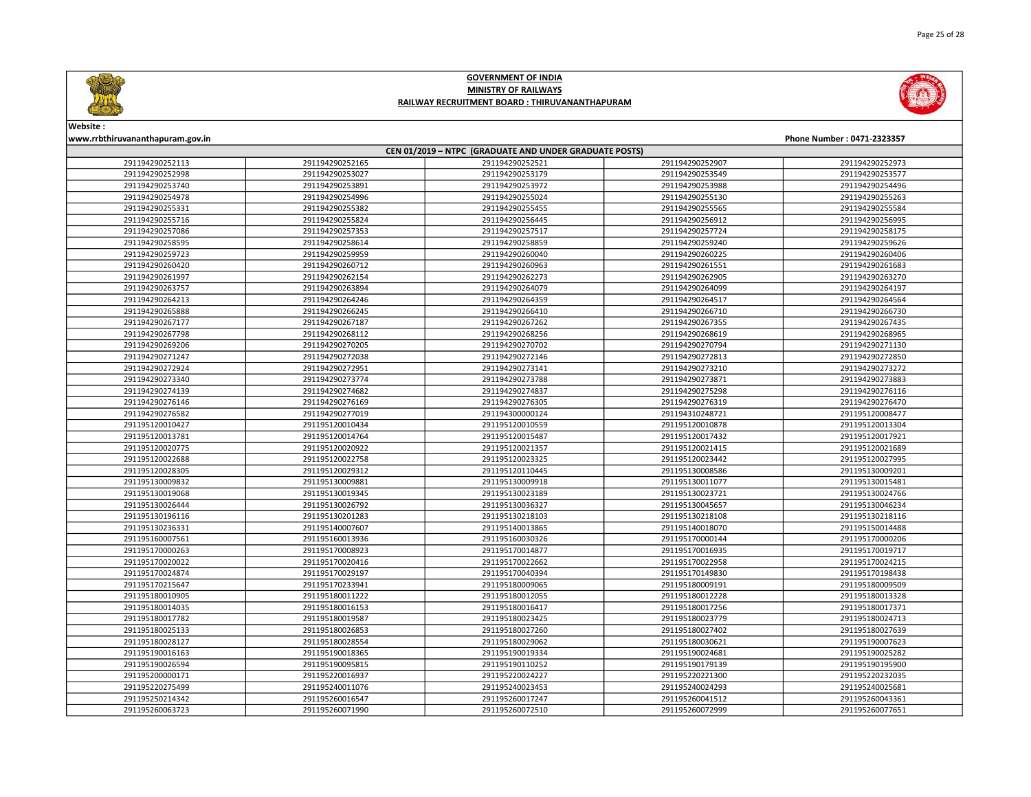# GOVERNMENT OF INDIA

## MINISTRY OF RAILWAYS

## RAILWAY RECRUITMENT BOARD : THIRUVANANTHAPURAM

**Website :**
**www.rrbthiruvananthapuram.gov.in**

**Phone Number : 0471-2323357**

### CEN 01/2019 – NTPC (GRADUATE AND UNDER GRADUATE POSTS)

| | | | | |
|---|---|---|---|---|
| 291194290252113 | 291194290252165 | 291194290252521 | 291194290252907 | 291194290252973 |
| 291194290252998 | 291194290253027 | 291194290253179 | 291194290253549 | 291194290253577 |
| 291194290253740 | 291194290253891 | 291194290253972 | 291194290253988 | 291194290254496 |
| 291194290254978 | 291194290254996 | 291194290255024 | 291194290255130 | 291194290255263 |
| 291194290255331 | 291194290255382 | 291194290255455 | 291194290255565 | 291194290255584 |
| 291194290255716 | 291194290255824 | 291194290256445 | 291194290256912 | 291194290256995 |
| 291194290257086 | 291194290257353 | 291194290257517 | 291194290257724 | 291194290258175 |
| 291194290258595 | 291194290258614 | 291194290258859 | 291194290259240 | 291194290259626 |
| 291194290259723 | 291194290259959 | 291194290260040 | 291194290260225 | 291194290260406 |
| 291194290260420 | 291194290260712 | 291194290260963 | 291194290261551 | 291194290261683 |
| 291194290261997 | 291194290262154 | 291194290262273 | 291194290262905 | 291194290263270 |
| 291194290263757 | 291194290263894 | 291194290264079 | 291194290264099 | 291194290264197 |
| 291194290264213 | 291194290264246 | 291194290264359 | 291194290264517 | 291194290264564 |
| 291194290265888 | 291194290266245 | 291194290266410 | 291194290266710 | 291194290266730 |
| 291194290267177 | 291194290267187 | 291194290267262 | 291194290267355 | 291194290267435 |
| 291194290267798 | 291194290268112 | 291194290268256 | 291194290268619 | 291194290268965 |
| 291194290269206 | 291194290270205 | 291194290270702 | 291194290270794 | 291194290271130 |
| 291194290271247 | 291194290272038 | 291194290272146 | 291194290272813 | 291194290272850 |
| 291194290272924 | 291194290272951 | 291194290273141 | 291194290273210 | 291194290273272 |
| 291194290273340 | 291194290273774 | 291194290273788 | 291194290273871 | 291194290273883 |
| 291194290274139 | 291194290274682 | 291194290274837 | 291194290275298 | 291194290276116 |
| 291194290276146 | 291194290276169 | 291194290276305 | 291194290276319 | 291194290276470 |
| 291194290276582 | 291194290277019 | 291194300000124 | 291194310248721 | 291195120008477 |
| 291195120010427 | 291195120010434 | 291195120010559 | 291195120010878 | 291195120013304 |
| 291195120013781 | 291195120014764 | 291195120015487 | 291195120017432 | 291195120017921 |
| 291195120020775 | 291195120020922 | 291195120021357 | 291195120021415 | 291195120021689 |
| 291195120022688 | 291195120022758 | 291195120023325 | 291195120023442 | 291195120027995 |
| 291195120028305 | 291195120029312 | 291195120110445 | 291195130008586 | 291195130009201 |
| 291195130009832 | 291195130009881 | 291195130009918 | 291195130011077 | 291195130015481 |
| 291195130019068 | 291195130019345 | 291195130023189 | 291195130023721 | 291195130024766 |
| 291195130026444 | 291195130026792 | 291195130036327 | 291195130045657 | 291195130046234 |
| 291195130196116 | 291195130201283 | 291195130218103 | 291195130218108 | 291195130218116 |
| 291195130236331 | 291195140007607 | 291195140013865 | 291195140018070 | 291195150014488 |
| 291195160007561 | 291195160013936 | 291195160030326 | 291195170000144 | 291195170000206 |
| 291195170000263 | 291195170008923 | 291195170014877 | 291195170016935 | 291195170019717 |
| 291195170020022 | 291195170020416 | 291195170022662 | 291195170022958 | 291195170024215 |
| 291195170024874 | 291195170029197 | 291195170040394 | 291195170149830 | 291195170198438 |
| 291195170215647 | 291195170233941 | 291195180009065 | 291195180009191 | 291195180009509 |
| 291195180010905 | 291195180011222 | 291195180012055 | 291195180012228 | 291195180013328 |
| 291195180014035 | 291195180016153 | 291195180016417 | 291195180017256 | 291195180017371 |
| 291195180017782 | 291195180019587 | 291195180023425 | 291195180023779 | 291195180024713 |
| 291195180025133 | 291195180026853 | 291195180027260 | 291195180027402 | 291195180027639 |
| 291195180028127 | 291195180028554 | 291195180029062 | 291195180030621 | 291195190007623 |
| 291195190016163 | 291195190018365 | 291195190019334 | 291195190024681 | 291195190025282 |
| 291195190026594 | 291195190095815 | 291195190110252 | 291195190179139 | 291195190195900 |
| 291195200000171 | 291195220016937 | 291195220024227 | 291195220221300 | 291195220232035 |
| 291195220275499 | 291195240011076 | 291195240023453 | 291195240024293 | 291195240025681 |
| 291195250214342 | 291195260016547 | 291195260017247 | 291195260041512 | 291195260043361 |
| 291195260063723 | 291195260071990 | 291195260072510 | 291195260072999 | 291195260077651 |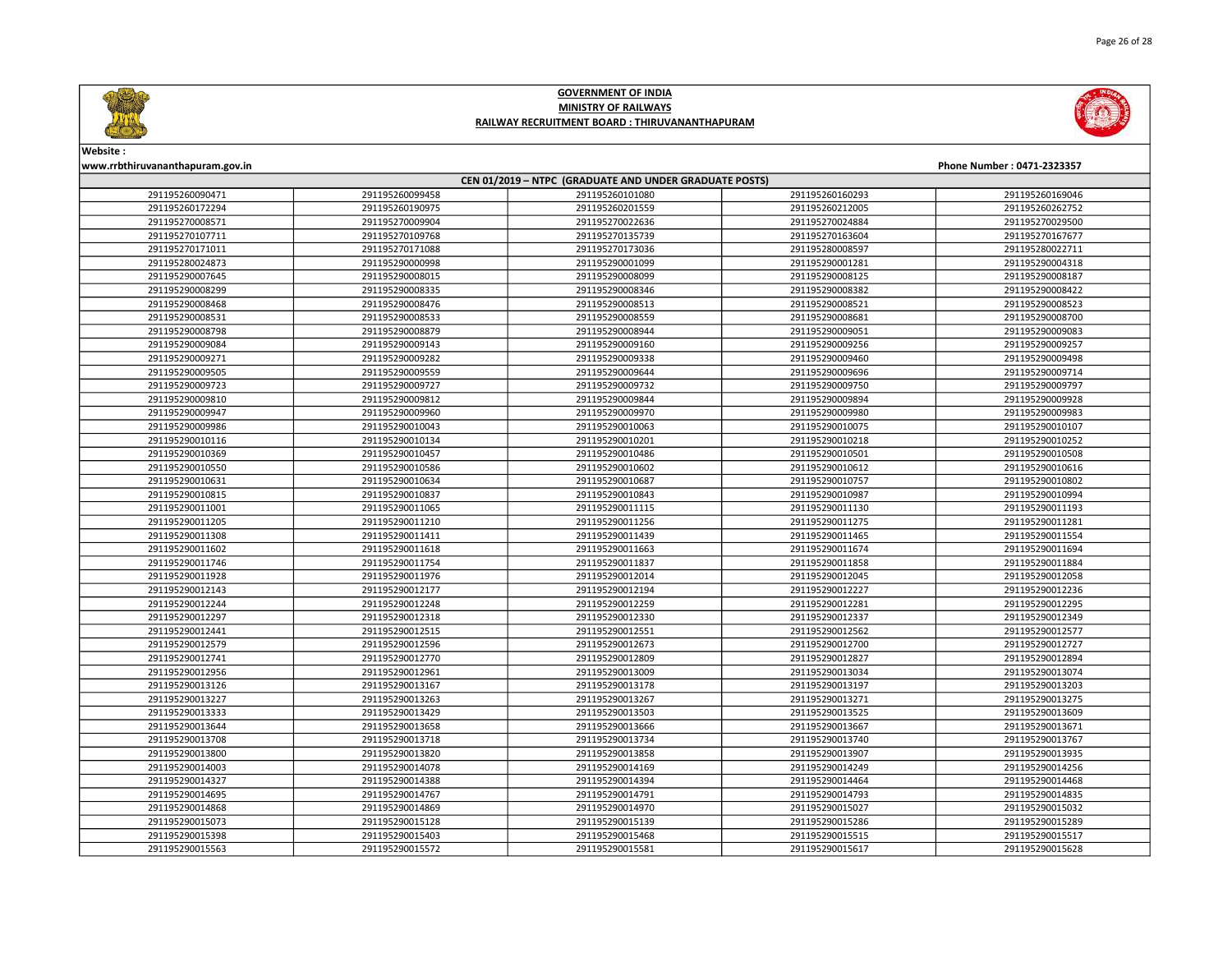# GOVERNMENT OF INDIA
## MINISTRY OF RAILWAYS
## RAILWAY RECRUITMENT BOARD : THIRUVANANTHAPURAM

**Website :**
**www.rrbthiruvananthapuram.gov.in**

**Phone Number : 0471-2323357**

| CEN 01/2019 – NTPC (GRADUATE AND UNDER GRADUATE POSTS) | | | | |
|---|---|---|---|---|
| 291195260090471 | 291195260099458 | 291195260101080 | 291195260160293 | 291195260169046 |
| 291195260172294 | 291195260190975 | 291195260201559 | 291195260212005 | 291195260262752 |
| 291195270008571 | 291195270009904 | 291195270022636 | 291195270024884 | 291195270029500 |
| 291195270107711 | 291195270109768 | 291195270135739 | 291195270163604 | 291195270167677 |
| 291195270171011 | 291195270171088 | 291195270173036 | 291195280008597 | 291195280022711 |
| 291195280024873 | 291195290000998 | 291195290001099 | 291195290001281 | 291195290004318 |
| 291195290007645 | 291195290008015 | 291195290008099 | 291195290008125 | 291195290008187 |
| 291195290008299 | 291195290008335 | 291195290008346 | 291195290008382 | 291195290008422 |
| 291195290008468 | 291195290008476 | 291195290008513 | 291195290008521 | 291195290008523 |
| 291195290008531 | 291195290008533 | 291195290008559 | 291195290008681 | 291195290008700 |
| 291195290008798 | 291195290008879 | 291195290008944 | 291195290009051 | 291195290009083 |
| 291195290009084 | 291195290009143 | 291195290009160 | 291195290009256 | 291195290009257 |
| 291195290009271 | 291195290009282 | 291195290009338 | 291195290009460 | 291195290009498 |
| 291195290009505 | 291195290009559 | 291195290009644 | 291195290009696 | 291195290009714 |
| 291195290009723 | 291195290009727 | 291195290009732 | 291195290009750 | 291195290009797 |
| 291195290009810 | 291195290009812 | 291195290009844 | 291195290009894 | 291195290009928 |
| 291195290009947 | 291195290009960 | 291195290009970 | 291195290009980 | 291195290009983 |
| 291195290009986 | 291195290010043 | 291195290010063 | 291195290010075 | 291195290010107 |
| 291195290010116 | 291195290010134 | 291195290010201 | 291195290010218 | 291195290010252 |
| 291195290010369 | 291195290010457 | 291195290010486 | 291195290010501 | 291195290010508 |
| 291195290010550 | 291195290010586 | 291195290010602 | 291195290010612 | 291195290010616 |
| 291195290010631 | 291195290010634 | 291195290010687 | 291195290010757 | 291195290010802 |
| 291195290010815 | 291195290010837 | 291195290010843 | 291195290010987 | 291195290010994 |
| 291195290011001 | 291195290011065 | 291195290011115 | 291195290011130 | 291195290011193 |
| 291195290011205 | 291195290011210 | 291195290011256 | 291195290011275 | 291195290011281 |
| 291195290011308 | 291195290011411 | 291195290011439 | 291195290011465 | 291195290011554 |
| 291195290011602 | 291195290011618 | 291195290011663 | 291195290011674 | 291195290011694 |
| 291195290011746 | 291195290011754 | 291195290011837 | 291195290011858 | 291195290011884 |
| 291195290011928 | 291195290011976 | 291195290012014 | 291195290012045 | 291195290012058 |
| 291195290012143 | 291195290012177 | 291195290012194 | 291195290012227 | 291195290012236 |
| 291195290012244 | 291195290012248 | 291195290012259 | 291195290012281 | 291195290012295 |
| 291195290012297 | 291195290012318 | 291195290012330 | 291195290012337 | 291195290012349 |
| 291195290012441 | 291195290012515 | 291195290012551 | 291195290012562 | 291195290012577 |
| 291195290012579 | 291195290012596 | 291195290012673 | 291195290012700 | 291195290012727 |
| 291195290012741 | 291195290012770 | 291195290012809 | 291195290012827 | 291195290012894 |
| 291195290012956 | 291195290012961 | 291195290013009 | 291195290013034 | 291195290013074 |
| 291195290013126 | 291195290013167 | 291195290013178 | 291195290013197 | 291195290013203 |
| 291195290013227 | 291195290013263 | 291195290013267 | 291195290013271 | 291195290013275 |
| 291195290013333 | 291195290013429 | 291195290013503 | 291195290013525 | 291195290013609 |
| 291195290013644 | 291195290013658 | 291195290013666 | 291195290013667 | 291195290013671 |
| 291195290013708 | 291195290013718 | 291195290013734 | 291195290013740 | 291195290013767 |
| 291195290013800 | 291195290013820 | 291195290013858 | 291195290013907 | 291195290013935 |
| 291195290014003 | 291195290014078 | 291195290014169 | 291195290014249 | 291195290014256 |
| 291195290014327 | 291195290014388 | 291195290014394 | 291195290014464 | 291195290014468 |
| 291195290014695 | 291195290014767 | 291195290014791 | 291195290014793 | 291195290014835 |
| 291195290014868 | 291195290014869 | 291195290014970 | 291195290015027 | 291195290015032 |
| 291195290015073 | 291195290015128 | 291195290015139 | 291195290015286 | 291195290015289 |
| 291195290015398 | 291195290015403 | 291195290015468 | 291195290015515 | 291195290015517 |
| 291195290015563 | 291195290015572 | 291195290015581 | 291195290015617 | 291195290015628 |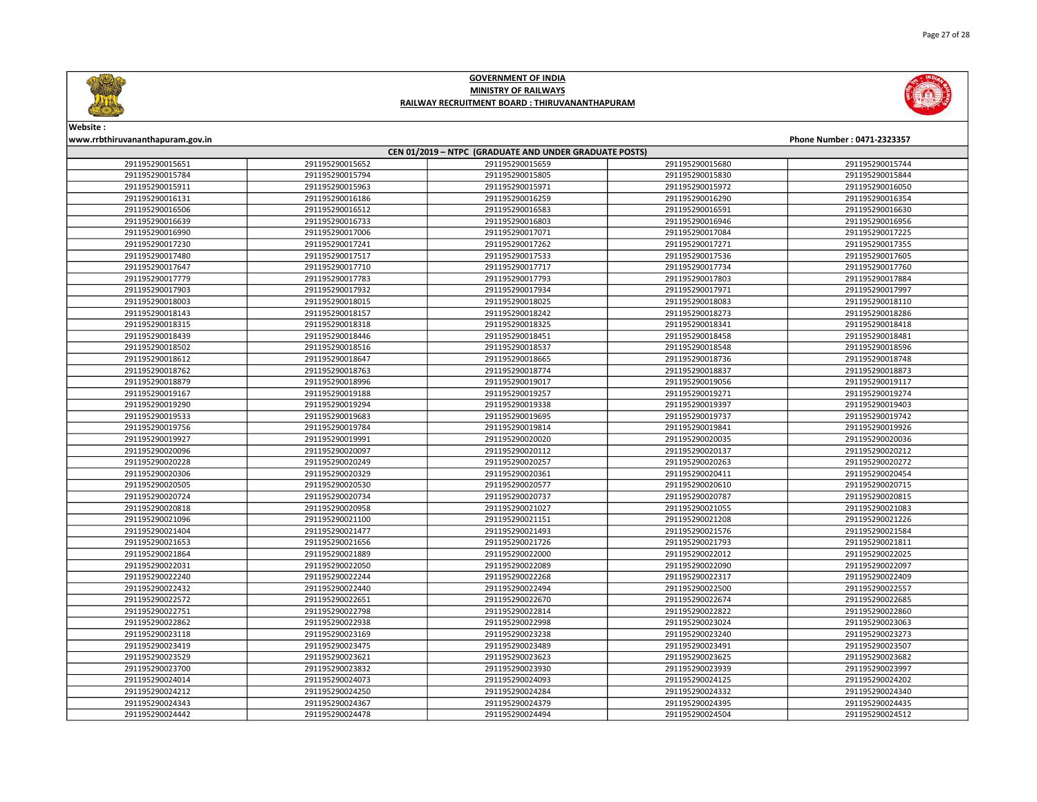# GOVERNMENT OF INDIA
## MINISTRY OF RAILWAYS
## RAILWAY RECRUITMENT BOARD : THIRUVANANTHAPURAM

Website :
www.rrbthiruvananthapuram.gov.in

Phone Number : 0471-2323357

### CEN 01/2019 – NTPC (GRADUATE AND UNDER GRADUATE POSTS)

| | | | | |
|---|---|---|---|---|
| 291195290015651 | 291195290015652 | 291195290015659 | 291195290015680 | 291195290015744 |
| 291195290015784 | 291195290015794 | 291195290015805 | 291195290015830 | 291195290015844 |
| 291195290015911 | 291195290015963 | 291195290015971 | 291195290015972 | 291195290016050 |
| 291195290016131 | 291195290016186 | 291195290016259 | 291195290016290 | 291195290016354 |
| 291195290016506 | 291195290016512 | 291195290016583 | 291195290016591 | 291195290016630 |
| 291195290016639 | 291195290016733 | 291195290016803 | 291195290016946 | 291195290016956 |
| 291195290016990 | 291195290017006 | 291195290017071 | 291195290017084 | 291195290017225 |
| 291195290017230 | 291195290017241 | 291195290017262 | 291195290017271 | 291195290017355 |
| 291195290017480 | 291195290017517 | 291195290017533 | 291195290017536 | 291195290017605 |
| 291195290017647 | 291195290017710 | 291195290017717 | 291195290017734 | 291195290017760 |
| 291195290017779 | 291195290017783 | 291195290017793 | 291195290017803 | 291195290017884 |
| 291195290017903 | 291195290017932 | 291195290017934 | 291195290017971 | 291195290017997 |
| 291195290018003 | 291195290018015 | 291195290018025 | 291195290018083 | 291195290018110 |
| 291195290018143 | 291195290018157 | 291195290018242 | 291195290018273 | 291195290018286 |
| 291195290018315 | 291195290018318 | 291195290018325 | 291195290018341 | 291195290018418 |
| 291195290018439 | 291195290018446 | 291195290018451 | 291195290018458 | 291195290018481 |
| 291195290018502 | 291195290018516 | 291195290018537 | 291195290018548 | 291195290018596 |
| 291195290018612 | 291195290018647 | 291195290018665 | 291195290018736 | 291195290018748 |
| 291195290018762 | 291195290018763 | 291195290018774 | 291195290018837 | 291195290018873 |
| 291195290018879 | 291195290018996 | 291195290019017 | 291195290019056 | 291195290019117 |
| 291195290019167 | 291195290019188 | 291195290019257 | 291195290019271 | 291195290019274 |
| 291195290019290 | 291195290019294 | 291195290019338 | 291195290019397 | 291195290019403 |
| 291195290019533 | 291195290019683 | 291195290019695 | 291195290019737 | 291195290019742 |
| 291195290019756 | 291195290019784 | 291195290019814 | 291195290019841 | 291195290019926 |
| 291195290019927 | 291195290019991 | 291195290020020 | 291195290020035 | 291195290020036 |
| 291195290020096 | 291195290020097 | 291195290020112 | 291195290020137 | 291195290020212 |
| 291195290020228 | 291195290020249 | 291195290020257 | 291195290020263 | 291195290020272 |
| 291195290020306 | 291195290020329 | 291195290020361 | 291195290020411 | 291195290020454 |
| 291195290020505 | 291195290020530 | 291195290020577 | 291195290020610 | 291195290020715 |
| 291195290020724 | 291195290020734 | 291195290020737 | 291195290020787 | 291195290020815 |
| 291195290020818 | 291195290020958 | 291195290021027 | 291195290021055 | 291195290021083 |
| 291195290021096 | 291195290021100 | 291195290021151 | 291195290021208 | 291195290021226 |
| 291195290021404 | 291195290021477 | 291195290021493 | 291195290021576 | 291195290021584 |
| 291195290021653 | 291195290021656 | 291195290021726 | 291195290021793 | 291195290021811 |
| 291195290021864 | 291195290021889 | 291195290022000 | 291195290022012 | 291195290022025 |
| 291195290022031 | 291195290022050 | 291195290022089 | 291195290022090 | 291195290022097 |
| 291195290022240 | 291195290022244 | 291195290022268 | 291195290022317 | 291195290022409 |
| 291195290022432 | 291195290022440 | 291195290022494 | 291195290022500 | 291195290022557 |
| 291195290022572 | 291195290022651 | 291195290022670 | 291195290022674 | 291195290022685 |
| 291195290022751 | 291195290022798 | 291195290022814 | 291195290022822 | 291195290022860 |
| 291195290022862 | 291195290022938 | 291195290022998 | 291195290023024 | 291195290023063 |
| 291195290023118 | 291195290023169 | 291195290023238 | 291195290023240 | 291195290023273 |
| 291195290023419 | 291195290023475 | 291195290023489 | 291195290023491 | 291195290023507 |
| 291195290023529 | 291195290023621 | 291195290023623 | 291195290023625 | 291195290023682 |
| 291195290023700 | 291195290023832 | 291195290023930 | 291195290023939 | 291195290023997 |
| 291195290024014 | 291195290024073 | 291195290024093 | 291195290024125 | 291195290024202 |
| 291195290024212 | 291195290024250 | 291195290024284 | 291195290024332 | 291195290024340 |
| 291195290024343 | 291195290024367 | 291195290024379 | 291195290024395 | 291195290024435 |
| 291195290024442 | 291195290024478 | 291195290024494 | 291195290024504 | 291195290024512 |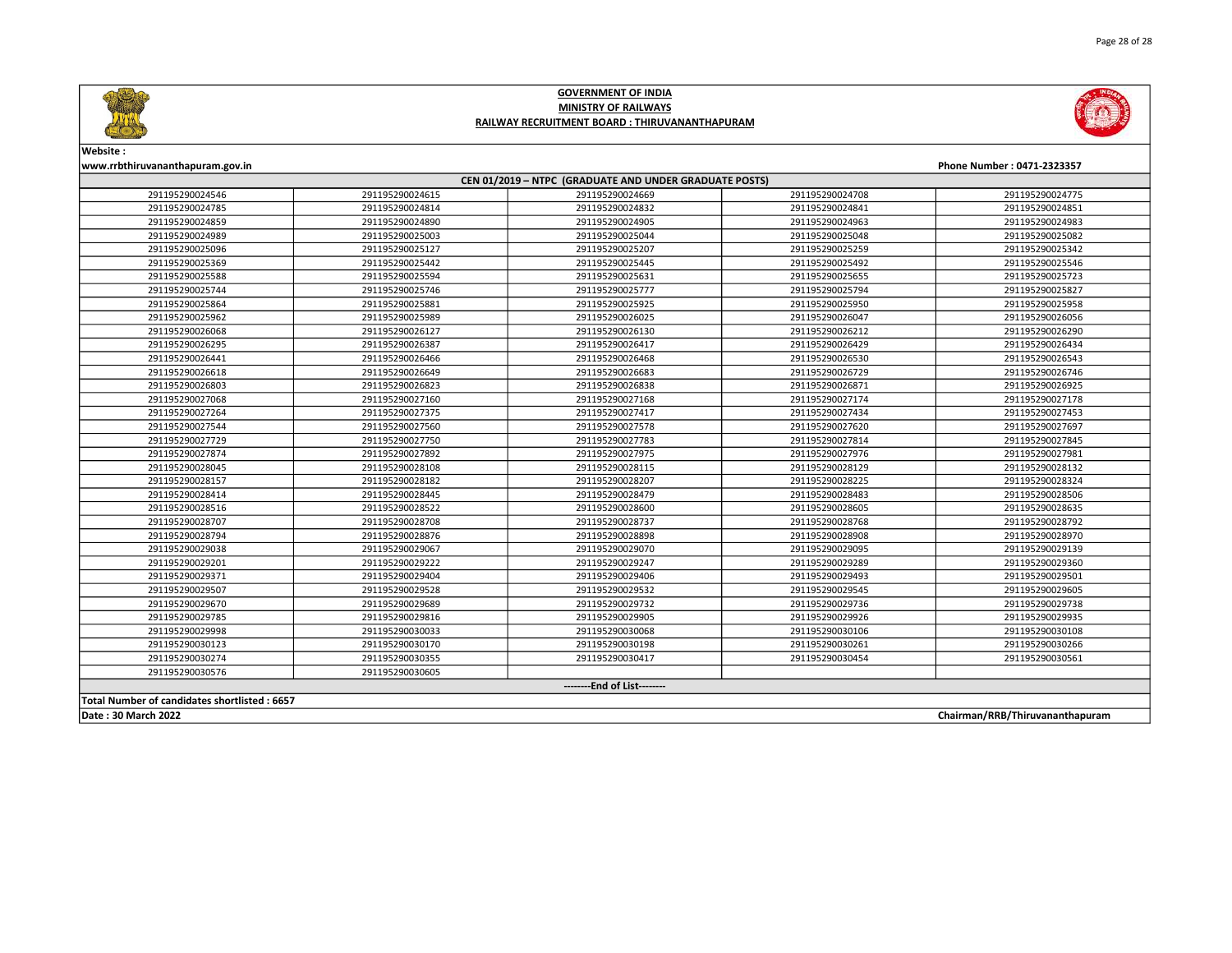**GOVERNMENT OF INDIA**
**MINISTRY OF RAILWAYS**
**RAILWAY RECRUITMENT BOARD : THIRUVANANTHAPURAM**

**Website :**
**www.rrbthiruvananthapuram.gov.in**

**Phone Number : 0471-2323357**

**CEN 01/2019 – NTPC (GRADUATE AND UNDER GRADUATE POSTS)**

| | | | | |
|---|---|---|---|---|
| 291195290024546 | 291195290024615 | 291195290024669 | 291195290024708 | 291195290024775 |
| 291195290024785 | 291195290024814 | 291195290024832 | 291195290024841 | 291195290024851 |
| 291195290024859 | 291195290024890 | 291195290024905 | 291195290024963 | 291195290024983 |
| 291195290024989 | 291195290025003 | 291195290025044 | 291195290025048 | 291195290025082 |
| 291195290025096 | 291195290025127 | 291195290025207 | 291195290025259 | 291195290025342 |
| 291195290025369 | 291195290025442 | 291195290025445 | 291195290025492 | 291195290025546 |
| 291195290025588 | 291195290025594 | 291195290025631 | 291195290025655 | 291195290025723 |
| 291195290025744 | 291195290025746 | 291195290025777 | 291195290025794 | 291195290025827 |
| 291195290025864 | 291195290025881 | 291195290025925 | 291195290025950 | 291195290025958 |
| 291195290025962 | 291195290025989 | 291195290026025 | 291195290026047 | 291195290026056 |
| 291195290026068 | 291195290026127 | 291195290026130 | 291195290026212 | 291195290026290 |
| 291195290026295 | 291195290026387 | 291195290026417 | 291195290026429 | 291195290026434 |
| 291195290026441 | 291195290026466 | 291195290026468 | 291195290026530 | 291195290026543 |
| 291195290026618 | 291195290026649 | 291195290026683 | 291195290026729 | 291195290026746 |
| 291195290026803 | 291195290026823 | 291195290026838 | 291195290026871 | 291195290026925 |
| 291195290027068 | 291195290027160 | 291195290027168 | 291195290027174 | 291195290027178 |
| 291195290027264 | 291195290027375 | 291195290027417 | 291195290027434 | 291195290027453 |
| 291195290027544 | 291195290027560 | 291195290027578 | 291195290027620 | 291195290027697 |
| 291195290027729 | 291195290027750 | 291195290027783 | 291195290027814 | 291195290027845 |
| 291195290027874 | 291195290027892 | 291195290027975 | 291195290027976 | 291195290027981 |
| 291195290028045 | 291195290028108 | 291195290028115 | 291195290028129 | 291195290028132 |
| 291195290028157 | 291195290028182 | 291195290028207 | 291195290028225 | 291195290028324 |
| 291195290028414 | 291195290028445 | 291195290028479 | 291195290028483 | 291195290028506 |
| 291195290028516 | 291195290028522 | 291195290028600 | 291195290028605 | 291195290028635 |
| 291195290028707 | 291195290028708 | 291195290028737 | 291195290028768 | 291195290028792 |
| 291195290028794 | 291195290028876 | 291195290028898 | 291195290028908 | 291195290028970 |
| 291195290029038 | 291195290029067 | 291195290029070 | 291195290029095 | 291195290029139 |
| 291195290029201 | 291195290029222 | 291195290029247 | 291195290029289 | 291195290029360 |
| 291195290029371 | 291195290029404 | 291195290029406 | 291195290029493 | 291195290029501 |
| 291195290029507 | 291195290029528 | 291195290029532 | 291195290029545 | 291195290029605 |
| 291195290029670 | 291195290029689 | 291195290029732 | 291195290029736 | 291195290029738 |
| 291195290029785 | 291195290029816 | 291195290029905 | 291195290029926 | 291195290029935 |
| 291195290029998 | 291195290030033 | 291195290030068 | 291195290030106 | 291195290030108 |
| 291195290030123 | 291195290030170 | 291195290030198 | 291195290030261 | 291195290030266 |
| 291195290030274 | 291195290030355 | 291195290030417 | 291195290030454 | 291195290030561 |
| 291195290030576 | 291195290030605 | | | |

--------End of List--------

**Total Number of candidates shortlisted : 6657**

**Date : 30 March 2022**

**Chairman/RRB/Thiruvananthapuram**